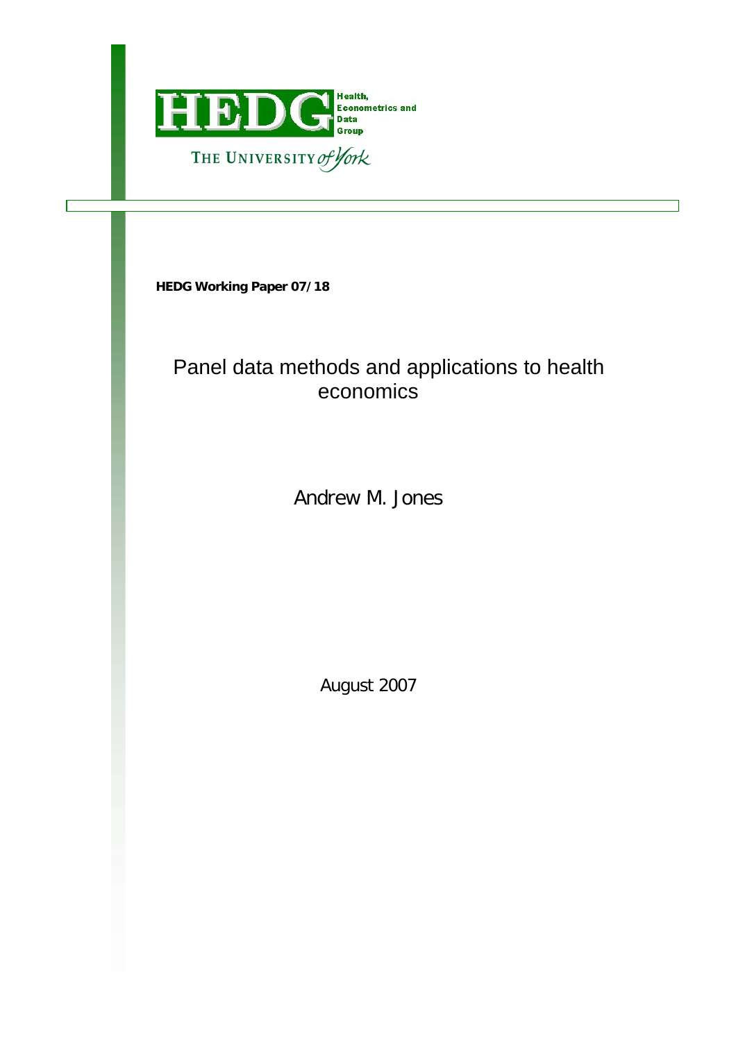HEDG

Health, Econometrics and Data Group

THE UNIVERSITY of York

**HEDG Working Paper 07/18**

# Panel data methods and applications to health economics

Andrew M. Jones

August 2007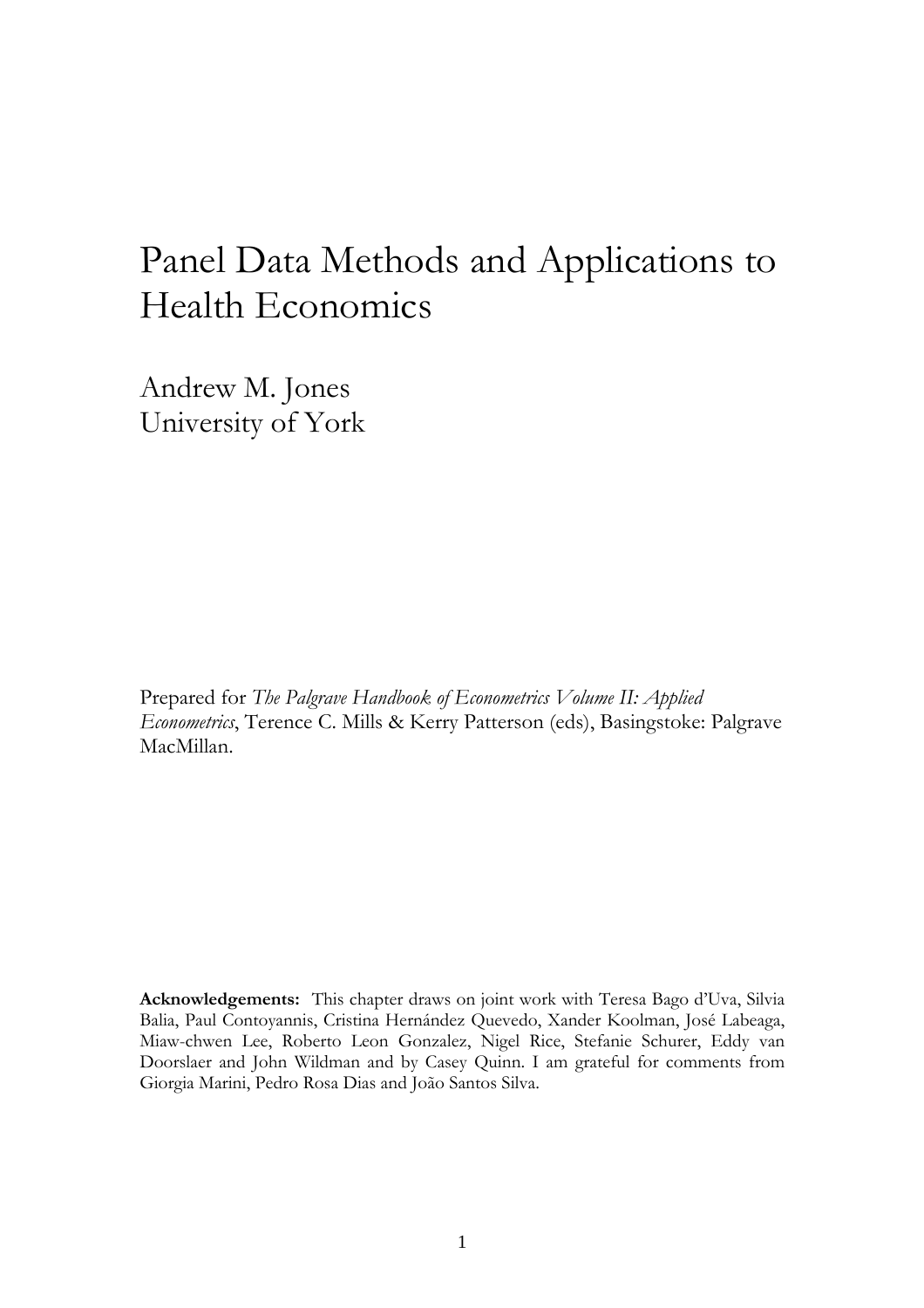# Panel Data Methods and Applications to Health Economics

Andrew M. Jones
University of York

Prepared for *The Palgrave Handbook of Econometrics Volume II: Applied Econometrics*, Terence C. Mills & Kerry Patterson (eds), Basingstoke: Palgrave MacMillan.

**Acknowledgements:** This chapter draws on joint work with Teresa Bago d'Uva, Silvia Balia, Paul Contoyannis, Cristina Hernández Quevedo, Xander Koolman, José Labeaga, Miaw-chwen Lee, Roberto Leon Gonzalez, Nigel Rice, Stefanie Schurer, Eddy van Doorslaer and John Wildman and by Casey Quinn. I am grateful for comments from Giorgia Marini, Pedro Rosa Dias and João Santos Silva.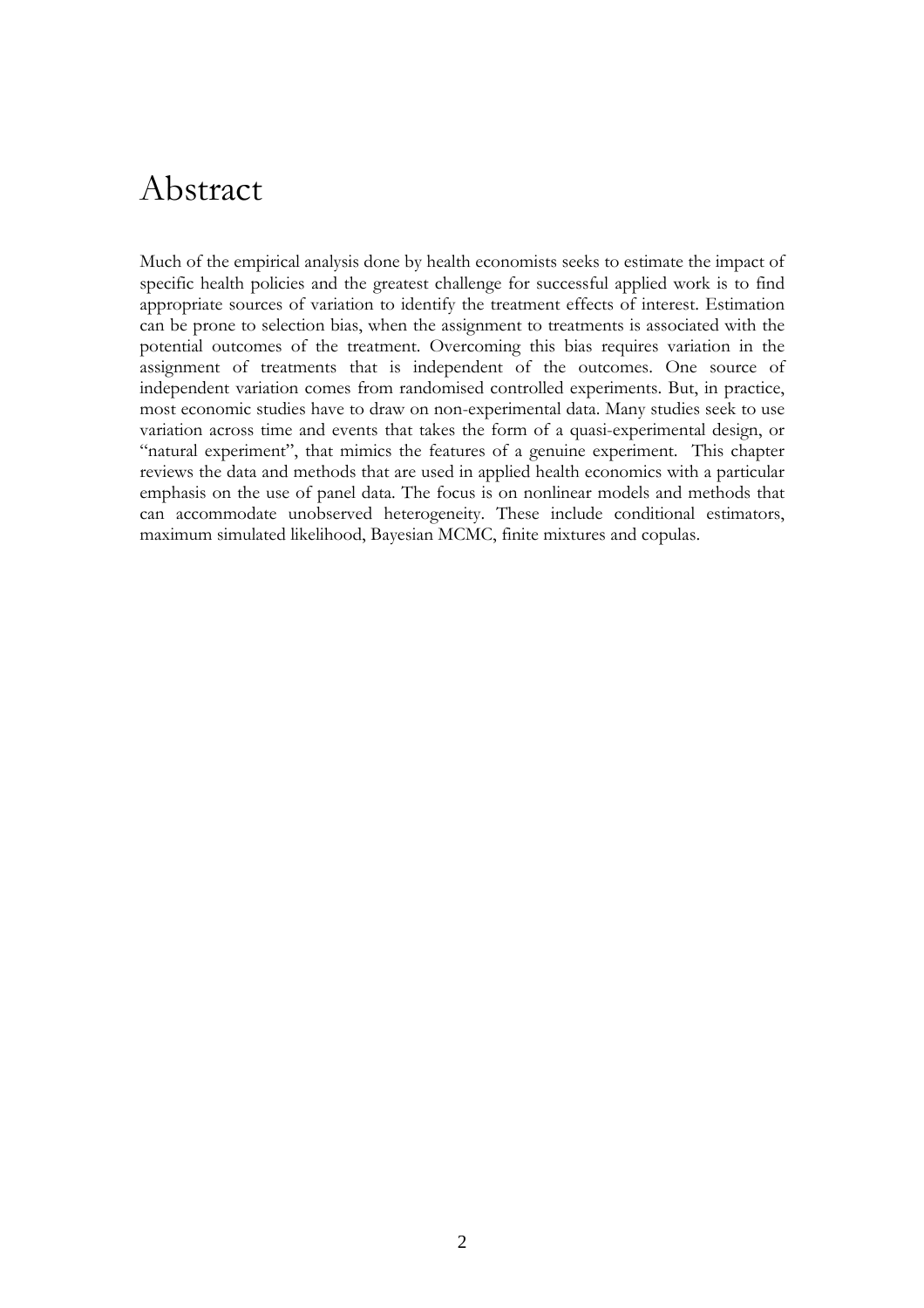# Abstract

Much of the empirical analysis done by health economists seeks to estimate the impact of specific health policies and the greatest challenge for successful applied work is to find appropriate sources of variation to identify the treatment effects of interest. Estimation can be prone to selection bias, when the assignment to treatments is associated with the potential outcomes of the treatment. Overcoming this bias requires variation in the assignment of treatments that is independent of the outcomes. One source of independent variation comes from randomised controlled experiments. But, in practice, most economic studies have to draw on non-experimental data. Many studies seek to use variation across time and events that takes the form of a quasi-experimental design, or "natural experiment", that mimics the features of a genuine experiment. This chapter reviews the data and methods that are used in applied health economics with a particular emphasis on the use of panel data. The focus is on nonlinear models and methods that can accommodate unobserved heterogeneity. These include conditional estimators, maximum simulated likelihood, Bayesian MCMC, finite mixtures and copulas.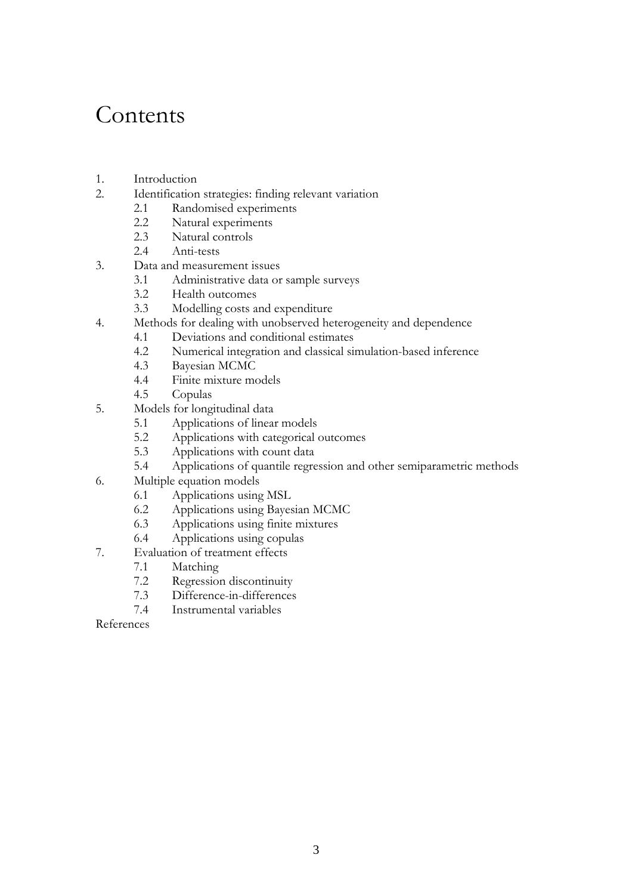# Contents

1. Introduction
2. Identification strategies: finding relevant variation
    - 2.1 Randomised experiments
    - 2.2 Natural experiments
    - 2.3 Natural controls
    - 2.4 Anti-tests
3. Data and measurement issues
    - 3.1 Administrative data or sample surveys
    - 3.2 Health outcomes
    - 3.3 Modelling costs and expenditure
4. Methods for dealing with unobserved heterogeneity and dependence
    - 4.1 Deviations and conditional estimates
    - 4.2 Numerical integration and classical simulation-based inference
    - 4.3 Bayesian MCMC
    - 4.4 Finite mixture models
    - 4.5 Copulas
5. Models for longitudinal data
    - 5.1 Applications of linear models
    - 5.2 Applications with categorical outcomes
    - 5.3 Applications with count data
    - 5.4 Applications of quantile regression and other semiparametric methods
6. Multiple equation models
    - 6.1 Applications using MSL
    - 6.2 Applications using Bayesian MCMC
    - 6.3 Applications using finite mixtures
    - 6.4 Applications using copulas
7. Evaluation of treatment effects
    - 7.1 Matching
    - 7.2 Regression discontinuity
    - 7.3 Difference-in-differences
    - 7.4 Instrumental variables

References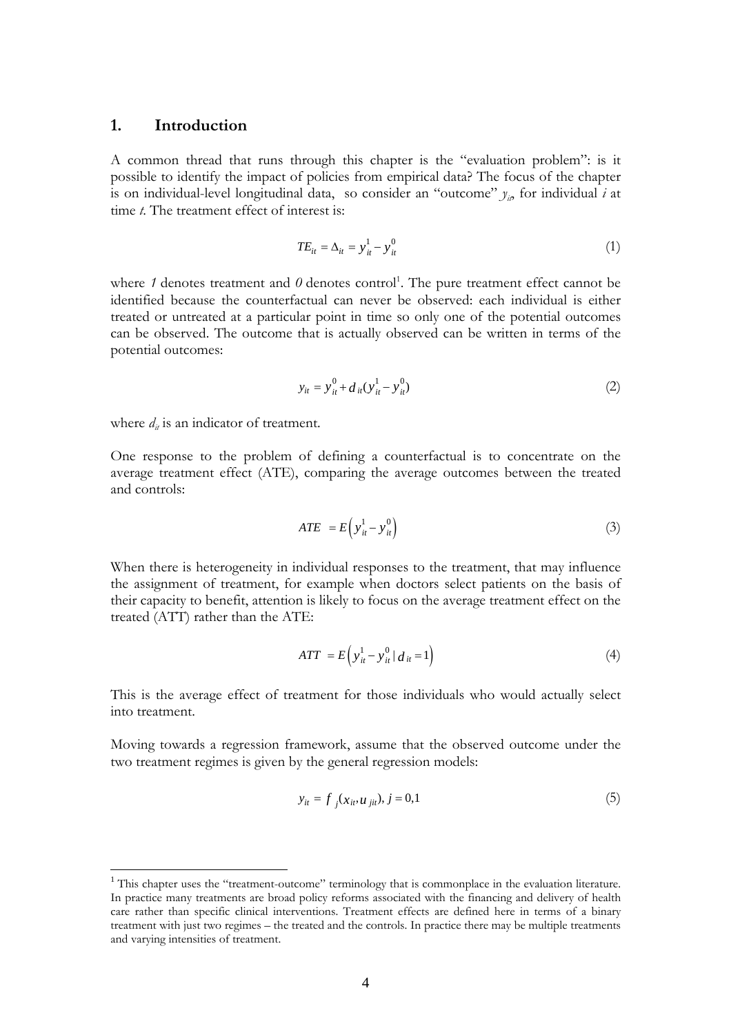## 1. Introduction

A common thread that runs through this chapter is the "evaluation problem": is it possible to identify the impact of policies from empirical data? The focus of the chapter is on individual-level longitudinal data, so consider an "outcome" $y_{it}$, for individual *i* at time *t*. The treatment effect of interest is:

$$TE_{it} = \Delta_{it} = y_{it}^1 - y_{it}^0 \tag{1}$$

where *1* denotes treatment and *0* denotes control[1]. The pure treatment effect cannot be identified because the counterfactual can never be observed: each individual is either treated or untreated at a particular point in time so only one of the potential outcomes can be observed. The outcome that is actually observed can be written in terms of the potential outcomes:

$$y_{it} = y_{it}^0 + d_{it}(y_{it}^1 - y_{it}^0) \tag{2}$$

where $d_{it}$ is an indicator of treatment.

One response to the problem of defining a counterfactual is to concentrate on the average treatment effect (ATE), comparing the average outcomes between the treated and controls:

$$ATE = E\left(y_{it}^1 - y_{it}^0\right) \tag{3}$$

When there is heterogeneity in individual responses to the treatment, that may influence the assignment of treatment, for example when doctors select patients on the basis of their capacity to benefit, attention is likely to focus on the average treatment effect on the treated (ATT) rather than the ATE:

$$ATT = E\left(y_{it}^1 - y_{it}^0 \mid d_{it} = 1\right) \tag{4}$$

This is the average effect of treatment for those individuals who would actually select into treatment.

Moving towards a regression framework, assume that the observed outcome under the two treatment regimes is given by the general regression models:

$$y_{it} = f_j(x_{it}, u_{jit}),\ j = 0,1 \tag{5}$$

---

[1] This chapter uses the "treatment-outcome" terminology that is commonplace in the evaluation literature. In practice many treatments are broad policy reforms associated with the financing and delivery of health care rather than specific clinical interventions. Treatment effects are defined here in terms of a binary treatment with just two regimes – the treated and the controls. In practice there may be multiple treatments and varying intensities of treatment.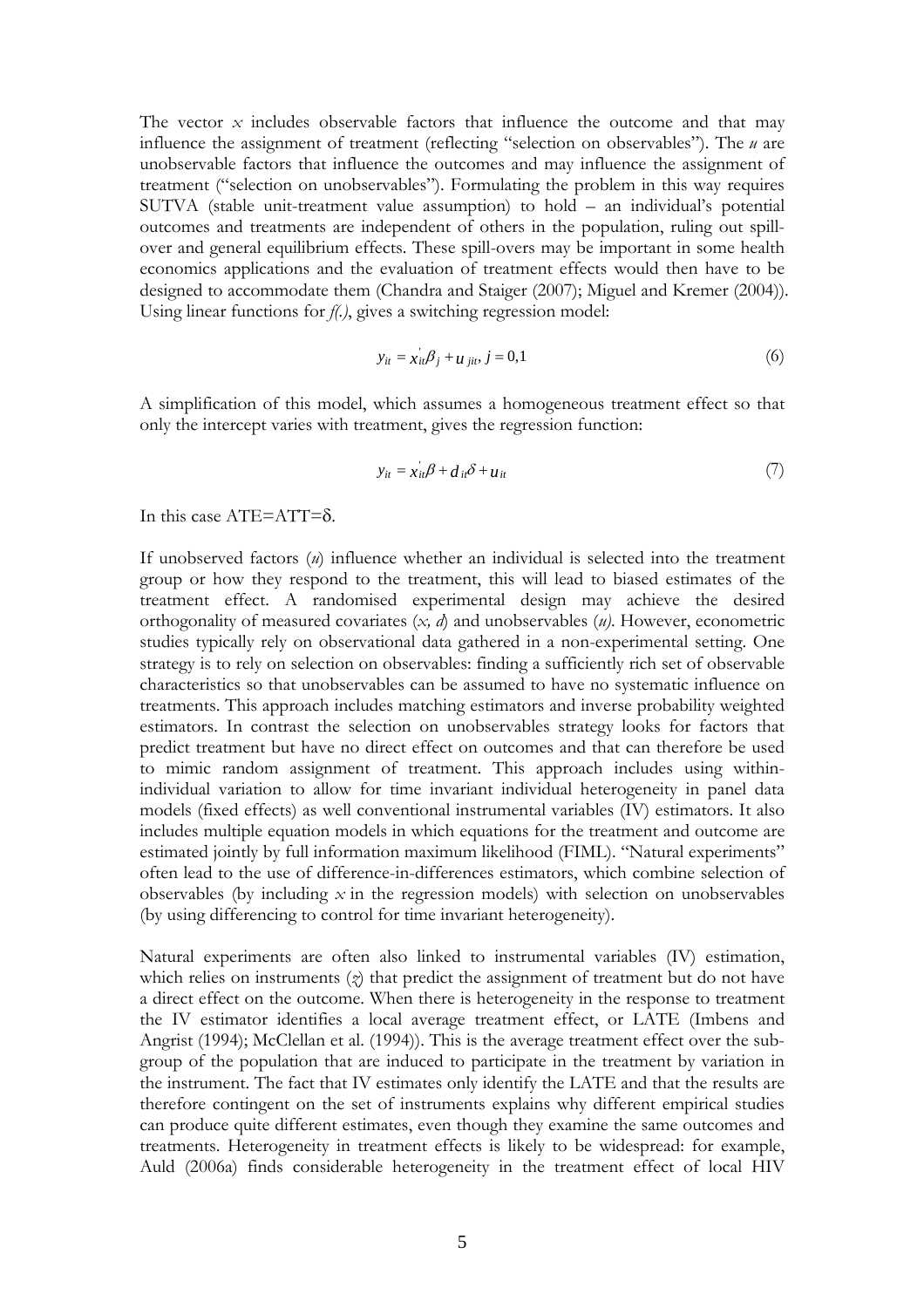The vector $x$ includes observable factors that influence the outcome and that may influence the assignment of treatment (reflecting "selection on observables"). The $u$ are unobservable factors that influence the outcomes and may influence the assignment of treatment ("selection on unobservables"). Formulating the problem in this way requires SUTVA (stable unit-treatment value assumption) to hold – an individual's potential outcomes and treatments are independent of others in the population, ruling out spill-over and general equilibrium effects. These spill-overs may be important in some health economics applications and the evaluation of treatment effects would then have to be designed to accommodate them (Chandra and Staiger (2007); Miguel and Kremer (2004)). Using linear functions for *f(.)*, gives a switching regression model:

$$y_{it} = x_{it}^{'}\beta_j + u_{jit}, \; j = 0,1 \tag{6}$$

A simplification of this model, which assumes a homogeneous treatment effect so that only the intercept varies with treatment, gives the regression function:

$$y_{it} = x_{it}^{'}\beta + d_{it}\delta + u_{it} \tag{7}$$

In this case ATE=ATT=$\delta$.

If unobserved factors ($u$) influence whether an individual is selected into the treatment group or how they respond to the treatment, this will lead to biased estimates of the treatment effect. A randomised experimental design may achieve the desired orthogonality of measured covariates ($x$, $d$) and unobservables ($u$). However, econometric studies typically rely on observational data gathered in a non-experimental setting. One strategy is to rely on selection on observables: finding a sufficiently rich set of observable characteristics so that unobservables can be assumed to have no systematic influence on treatments. This approach includes matching estimators and inverse probability weighted estimators. In contrast the selection on unobservables strategy looks for factors that predict treatment but have no direct effect on outcomes and that can therefore be used to mimic random assignment of treatment. This approach includes using within-individual variation to allow for time invariant individual heterogeneity in panel data models (fixed effects) as well conventional instrumental variables (IV) estimators. It also includes multiple equation models in which equations for the treatment and outcome are estimated jointly by full information maximum likelihood (FIML). "Natural experiments" often lead to the use of difference-in-differences estimators, which combine selection of observables (by including $x$ in the regression models) with selection on unobservables (by using differencing to control for time invariant heterogeneity).

Natural experiments are often also linked to instrumental variables (IV) estimation, which relies on instruments ($z$) that predict the assignment of treatment but do not have a direct effect on the outcome. When there is heterogeneity in the response to treatment the IV estimator identifies a local average treatment effect, or LATE (Imbens and Angrist (1994); McClellan et al. (1994)). This is the average treatment effect over the sub-group of the population that are induced to participate in the treatment by variation in the instrument. The fact that IV estimates only identify the LATE and that the results are therefore contingent on the set of instruments explains why different empirical studies can produce quite different estimates, even though they examine the same outcomes and treatments. Heterogeneity in treatment effects is likely to be widespread: for example, Auld (2006a) finds considerable heterogeneity in the treatment effect of local HIV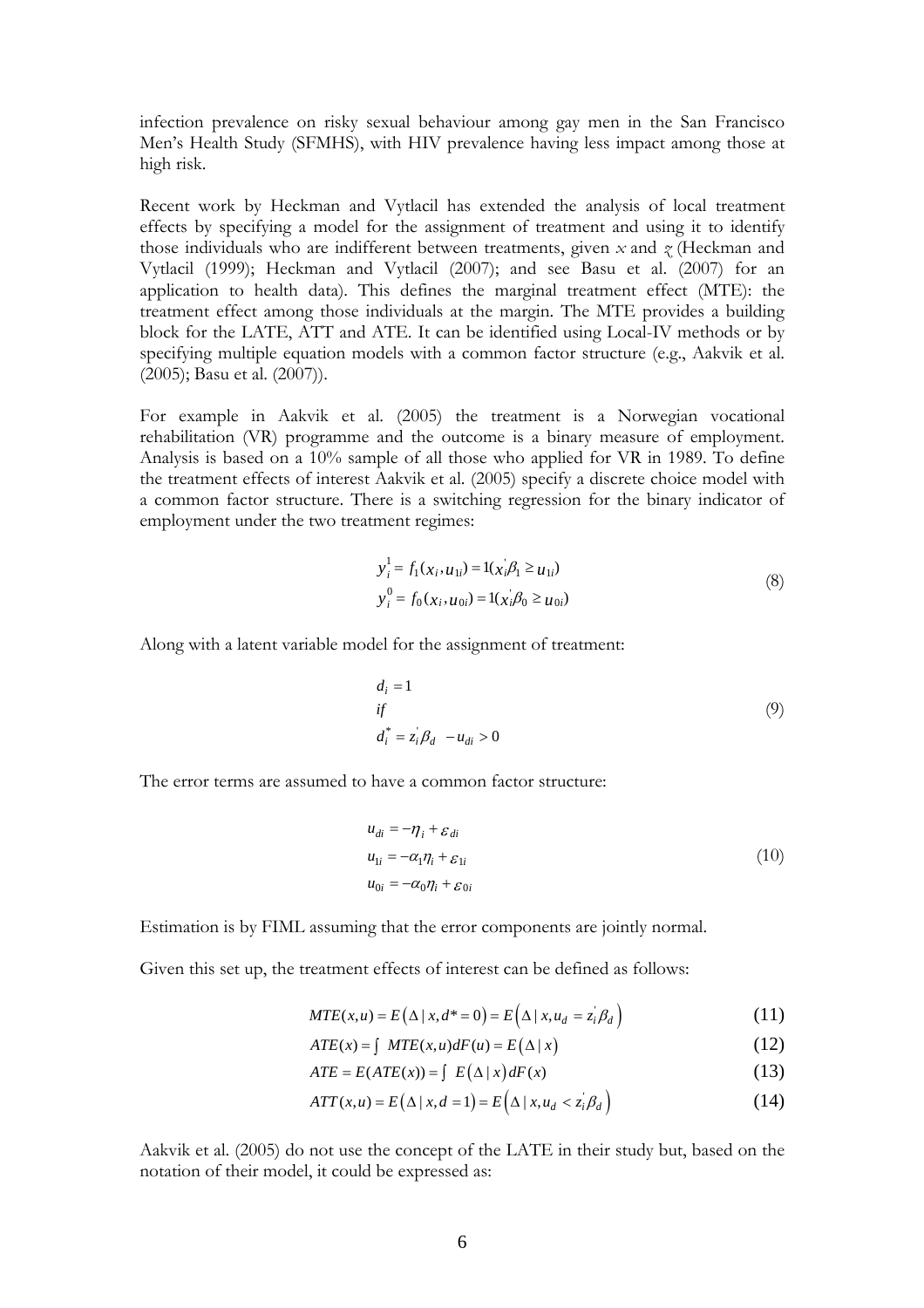infection prevalence on risky sexual behaviour among gay men in the San Francisco Men's Health Study (SFMHS), with HIV prevalence having less impact among those at high risk.

Recent work by Heckman and Vytlacil has extended the analysis of local treatment effects by specifying a model for the assignment of treatment and using it to identify those individuals who are indifferent between treatments, given *x* and *z* (Heckman and Vytlacil (1999); Heckman and Vytlacil (2007); and see Basu et al. (2007) for an application to health data). This defines the marginal treatment effect (MTE): the treatment effect among those individuals at the margin. The MTE provides a building block for the LATE, ATT and ATE. It can be identified using Local-IV methods or by specifying multiple equation models with a common factor structure (e.g., Aakvik et al. (2005); Basu et al. (2007)).

For example in Aakvik et al. (2005) the treatment is a Norwegian vocational rehabilitation (VR) programme and the outcome is a binary measure of employment. Analysis is based on a 10% sample of all those who applied for VR in 1989. To define the treatment effects of interest Aakvik et al. (2005) specify a discrete choice model with a common factor structure. There is a switching regression for the binary indicator of employment under the two treatment regimes:

$$
\begin{aligned}
y_i^1 &= f_1(x_i, u_{1i}) = 1(x_i'\beta_1 \geq u_{1i}) \\
y_i^0 &= f_0(x_i, u_{0i}) = 1(x_i'\beta_0 \geq u_{0i})
\end{aligned}
\tag{8}
$$

Along with a latent variable model for the assignment of treatment:

$$
\begin{aligned}
& d_i = 1 \\
& if \\
& d_i^* = z_i'\beta_d - u_{di} > 0
\end{aligned}
\tag{9}
$$

The error terms are assumed to have a common factor structure:

$$
\begin{aligned}
u_{di} &= -\eta_i + \varepsilon_{di} \\
u_{1i} &= -\alpha_1\eta_i + \varepsilon_{1i} \\
u_{0i} &= -\alpha_0\eta_i + \varepsilon_{0i}
\end{aligned}
\tag{10}
$$

Estimation is by FIML assuming that the error components are jointly normal.

Given this set up, the treatment effects of interest can be defined as follows:

$$MTE(x,u) = E(\Delta \mid x, d^* = 0) = E\left(\Delta \mid x, u_d = z_i'\beta_d\right) \tag{11}$$

$$ATE(x) = \int MTE(x,u)dF(u) = E(\Delta \mid x) \tag{12}$$

$$ATE = E(ATE(x)) = \int E(\Delta \mid x)\, dF(x) \tag{13}$$

$$ATT(x,u) = E(\Delta \mid x, d = 1) = E\left(\Delta \mid x, u_d < z_i'\beta_d\right) \tag{14}$$

Aakvik et al. (2005) do not use the concept of the LATE in their study but, based on the notation of their model, it could be expressed as: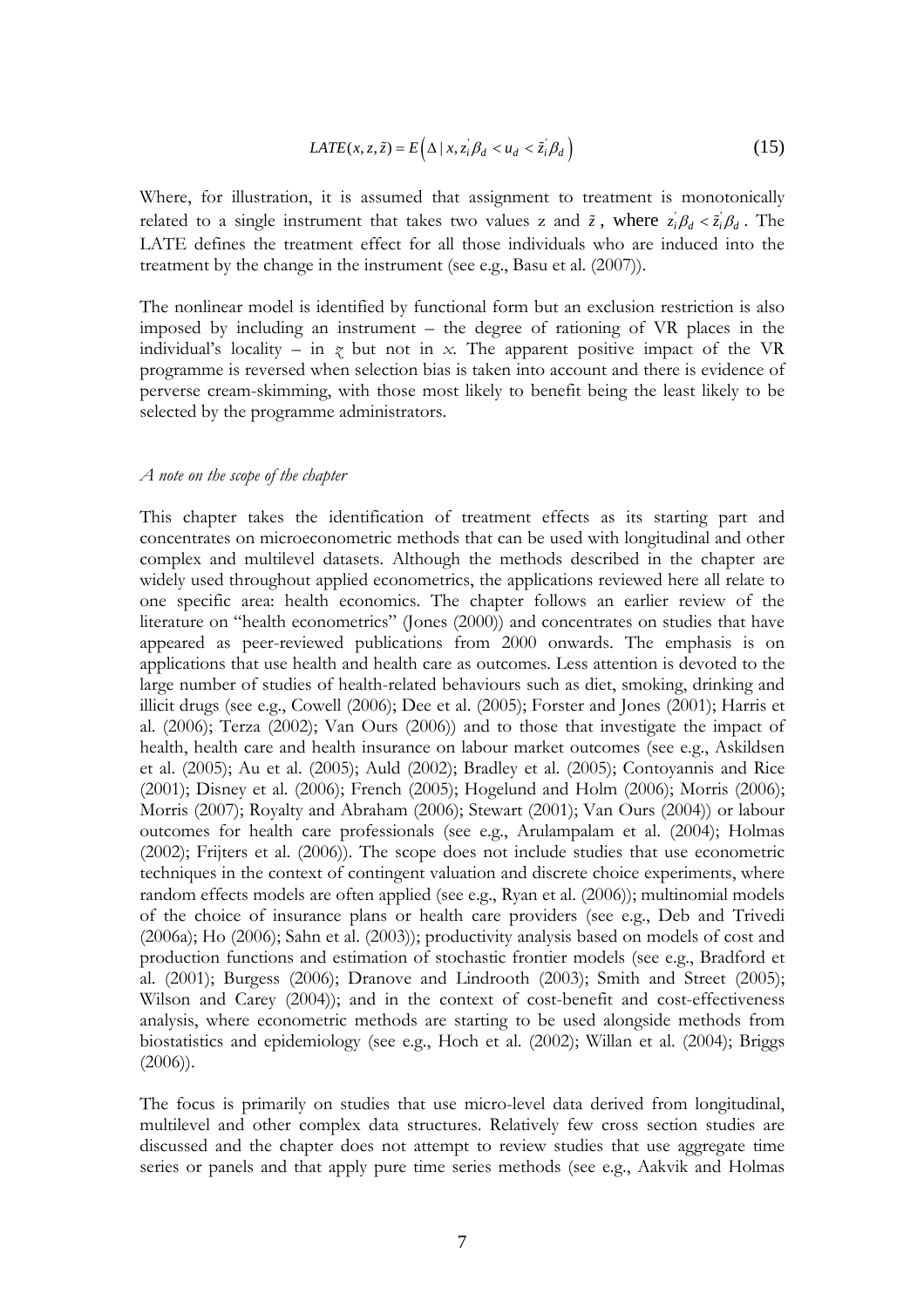$$LATE(x, z, \tilde{z}) = E\left(\Delta \mid x, z_i^{'}\beta_d < u_d < \tilde{z}_i^{'}\beta_d\right) \tag{15}$$

Where, for illustration, it is assumed that assignment to treatment is monotonically related to a single instrument that takes two values z and $\tilde{z}$, where $z_i^{'}\beta_d < \tilde{z}_i^{'}\beta_d$. The LATE defines the treatment effect for all those individuals who are induced into the treatment by the change in the instrument (see e.g., Basu et al. (2007)).

The nonlinear model is identified by functional form but an exclusion restriction is also imposed by including an instrument – the degree of rationing of VR places in the individual's locality – in $z$ but not in $x$. The apparent positive impact of the VR programme is reversed when selection bias is taken into account and there is evidence of perverse cream-skimming, with those most likely to benefit being the least likely to be selected by the programme administrators.

*A note on the scope of the chapter*

This chapter takes the identification of treatment effects as its starting part and concentrates on microeconometric methods that can be used with longitudinal and other complex and multilevel datasets. Although the methods described in the chapter are widely used throughout applied econometrics, the applications reviewed here all relate to one specific area: health economics. The chapter follows an earlier review of the literature on "health econometrics" (Jones (2000)) and concentrates on studies that have appeared as peer-reviewed publications from 2000 onwards. The emphasis is on applications that use health and health care as outcomes. Less attention is devoted to the large number of studies of health-related behaviours such as diet, smoking, drinking and illicit drugs (see e.g., Cowell (2006); Dee et al. (2005); Forster and Jones (2001); Harris et al. (2006); Terza (2002); Van Ours (2006)) and to those that investigate the impact of health, health care and health insurance on labour market outcomes (see e.g., Askildsen et al. (2005); Au et al. (2005); Auld (2002); Bradley et al. (2005); Contoyannis and Rice (2001); Disney et al. (2006); French (2005); Hogelund and Holm (2006); Morris (2006); Morris (2007); Royalty and Abraham (2006); Stewart (2001); Van Ours (2004)) or labour outcomes for health care professionals (see e.g., Arulampalam et al. (2004); Holmas (2002); Frijters et al. (2006)). The scope does not include studies that use econometric techniques in the context of contingent valuation and discrete choice experiments, where random effects models are often applied (see e.g., Ryan et al. (2006)); multinomial models of the choice of insurance plans or health care providers (see e.g., Deb and Trivedi (2006a); Ho (2006); Sahn et al. (2003)); productivity analysis based on models of cost and production functions and estimation of stochastic frontier models (see e.g., Bradford et al. (2001); Burgess (2006); Dranove and Lindrooth (2003); Smith and Street (2005); Wilson and Carey (2004)); and in the context of cost-benefit and cost-effectiveness analysis, where econometric methods are starting to be used alongside methods from biostatistics and epidemiology (see e.g., Hoch et al. (2002); Willan et al. (2004); Briggs (2006)).

The focus is primarily on studies that use micro-level data derived from longitudinal, multilevel and other complex data structures. Relatively few cross section studies are discussed and the chapter does not attempt to review studies that use aggregate time series or panels and that apply pure time series methods (see e.g., Aakvik and Holmas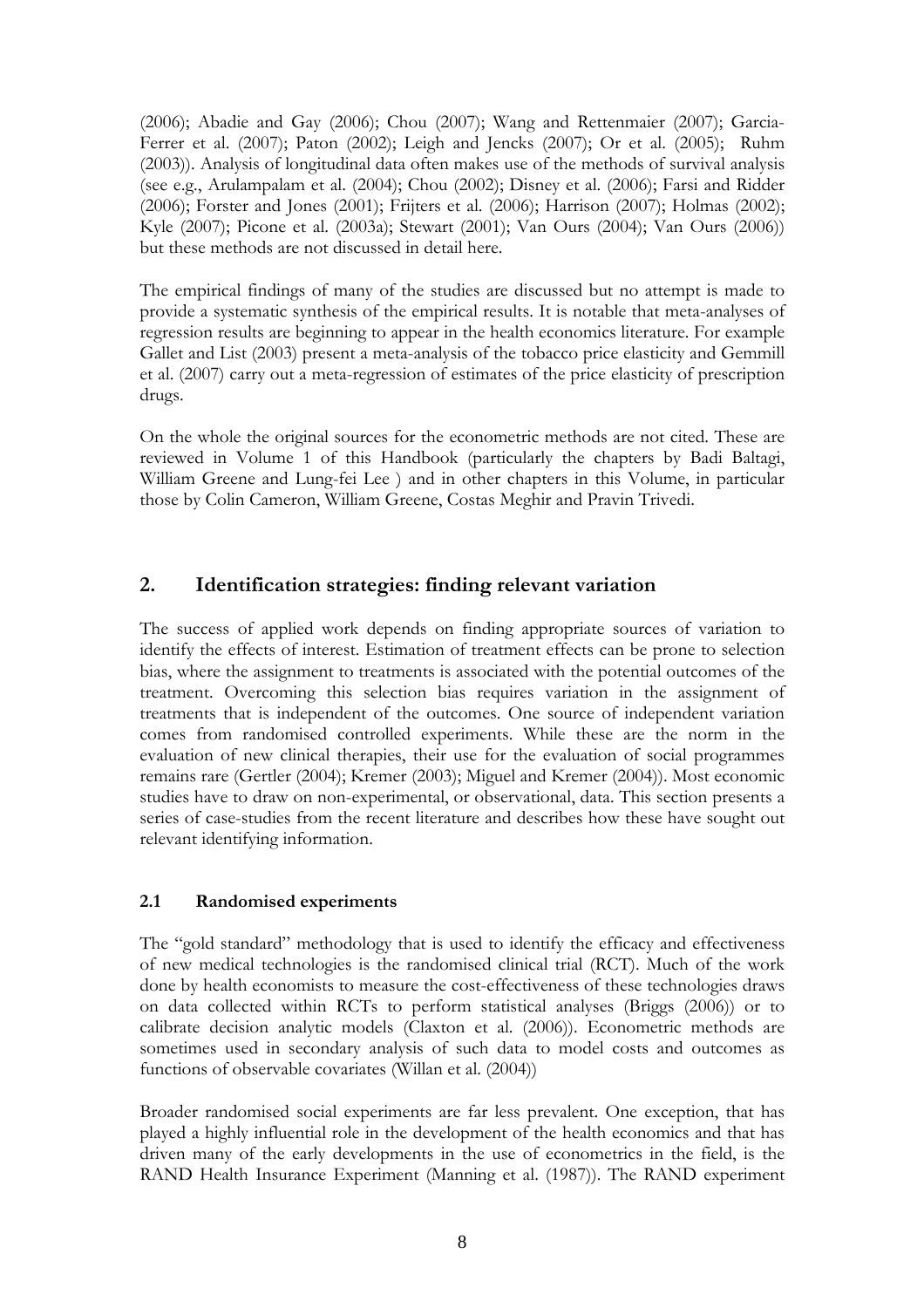(2006); Abadie and Gay (2006); Chou (2007); Wang and Rettenmaier (2007); Garcia-Ferrer et al. (2007); Paton (2002); Leigh and Jencks (2007); Or et al. (2005); Ruhm (2003)). Analysis of longitudinal data often makes use of the methods of survival analysis (see e.g., Arulampalam et al. (2004); Chou (2002); Disney et al. (2006); Farsi and Ridder (2006); Forster and Jones (2001); Frijters et al. (2006); Harrison (2007); Holmas (2002); Kyle (2007); Picone et al. (2003a); Stewart (2001); Van Ours (2004); Van Ours (2006)) but these methods are not discussed in detail here.

The empirical findings of many of the studies are discussed but no attempt is made to provide a systematic synthesis of the empirical results. It is notable that meta-analyses of regression results are beginning to appear in the health economics literature. For example Gallet and List (2003) present a meta-analysis of the tobacco price elasticity and Gemmill et al. (2007) carry out a meta-regression of estimates of the price elasticity of prescription drugs.

On the whole the original sources for the econometric methods are not cited. These are reviewed in Volume 1 of this Handbook (particularly the chapters by Badi Baltagi, William Greene and Lung-fei Lee ) and in other chapters in this Volume, in particular those by Colin Cameron, William Greene, Costas Meghir and Pravin Trivedi.

## 2. Identification strategies: finding relevant variation

The success of applied work depends on finding appropriate sources of variation to identify the effects of interest. Estimation of treatment effects can be prone to selection bias, where the assignment to treatments is associated with the potential outcomes of the treatment. Overcoming this selection bias requires variation in the assignment of treatments that is independent of the outcomes. One source of independent variation comes from randomised controlled experiments. While these are the norm in the evaluation of new clinical therapies, their use for the evaluation of social programmes remains rare (Gertler (2004); Kremer (2003); Miguel and Kremer (2004)). Most economic studies have to draw on non-experimental, or observational, data. This section presents a series of case-studies from the recent literature and describes how these have sought out relevant identifying information.

### 2.1 Randomised experiments

The "gold standard" methodology that is used to identify the efficacy and effectiveness of new medical technologies is the randomised clinical trial (RCT). Much of the work done by health economists to measure the cost-effectiveness of these technologies draws on data collected within RCTs to perform statistical analyses (Briggs (2006)) or to calibrate decision analytic models (Claxton et al. (2006)). Econometric methods are sometimes used in secondary analysis of such data to model costs and outcomes as functions of observable covariates (Willan et al. (2004))

Broader randomised social experiments are far less prevalent. One exception, that has played a highly influential role in the development of the health economics and that has driven many of the early developments in the use of econometrics in the field, is the RAND Health Insurance Experiment (Manning et al. (1987)). The RAND experiment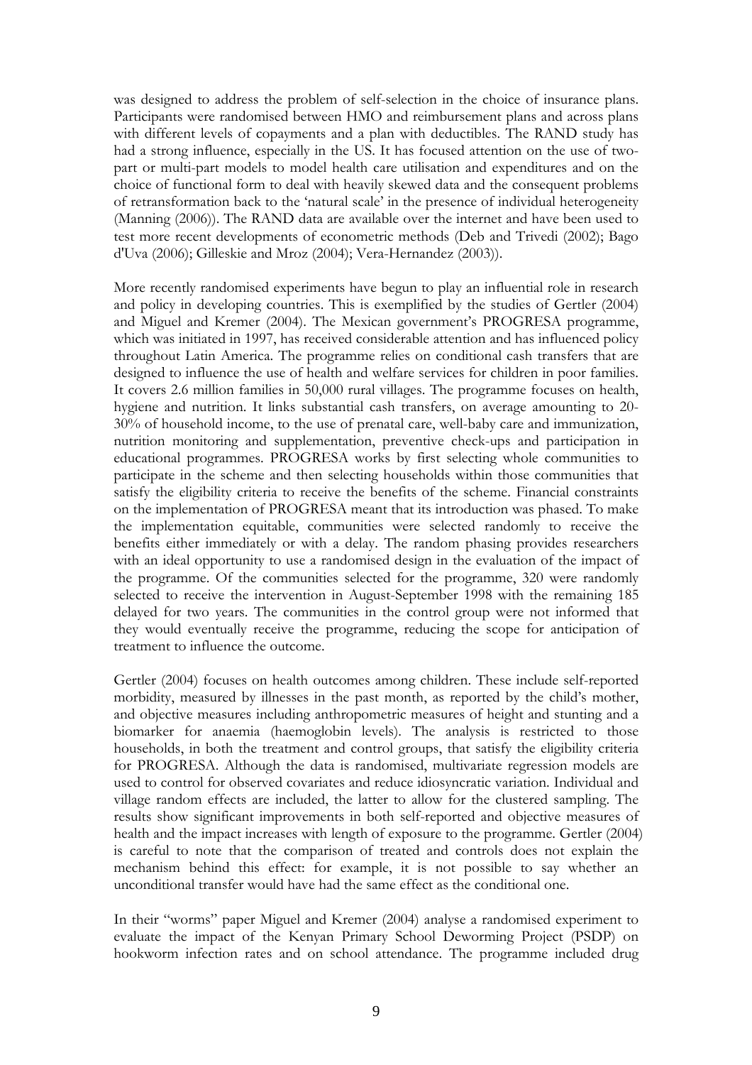was designed to address the problem of self-selection in the choice of insurance plans. Participants were randomised between HMO and reimbursement plans and across plans with different levels of copayments and a plan with deductibles. The RAND study has had a strong influence, especially in the US. It has focused attention on the use of two-part or multi-part models to model health care utilisation and expenditures and on the choice of functional form to deal with heavily skewed data and the consequent problems of retransformation back to the 'natural scale' in the presence of individual heterogeneity (Manning (2006)). The RAND data are available over the internet and have been used to test more recent developments of econometric methods (Deb and Trivedi (2002); Bago d'Uva (2006); Gilleskie and Mroz (2004); Vera-Hernandez (2003)).

More recently randomised experiments have begun to play an influential role in research and policy in developing countries. This is exemplified by the studies of Gertler (2004) and Miguel and Kremer (2004). The Mexican government's PROGRESA programme, which was initiated in 1997, has received considerable attention and has influenced policy throughout Latin America. The programme relies on conditional cash transfers that are designed to influence the use of health and welfare services for children in poor families. It covers 2.6 million families in 50,000 rural villages. The programme focuses on health, hygiene and nutrition. It links substantial cash transfers, on average amounting to 20-30% of household income, to the use of prenatal care, well-baby care and immunization, nutrition monitoring and supplementation, preventive check-ups and participation in educational programmes. PROGRESA works by first selecting whole communities to participate in the scheme and then selecting households within those communities that satisfy the eligibility criteria to receive the benefits of the scheme. Financial constraints on the implementation of PROGRESA meant that its introduction was phased. To make the implementation equitable, communities were selected randomly to receive the benefits either immediately or with a delay. The random phasing provides researchers with an ideal opportunity to use a randomised design in the evaluation of the impact of the programme. Of the communities selected for the programme, 320 were randomly selected to receive the intervention in August-September 1998 with the remaining 185 delayed for two years. The communities in the control group were not informed that they would eventually receive the programme, reducing the scope for anticipation of treatment to influence the outcome.

Gertler (2004) focuses on health outcomes among children. These include self-reported morbidity, measured by illnesses in the past month, as reported by the child's mother, and objective measures including anthropometric measures of height and stunting and a biomarker for anaemia (haemoglobin levels). The analysis is restricted to those households, in both the treatment and control groups, that satisfy the eligibility criteria for PROGRESA. Although the data is randomised, multivariate regression models are used to control for observed covariates and reduce idiosyncratic variation. Individual and village random effects are included, the latter to allow for the clustered sampling. The results show significant improvements in both self-reported and objective measures of health and the impact increases with length of exposure to the programme. Gertler (2004) is careful to note that the comparison of treated and controls does not explain the mechanism behind this effect: for example, it is not possible to say whether an unconditional transfer would have had the same effect as the conditional one.

In their "worms" paper Miguel and Kremer (2004) analyse a randomised experiment to evaluate the impact of the Kenyan Primary School Deworming Project (PSDP) on hookworm infection rates and on school attendance. The programme included drug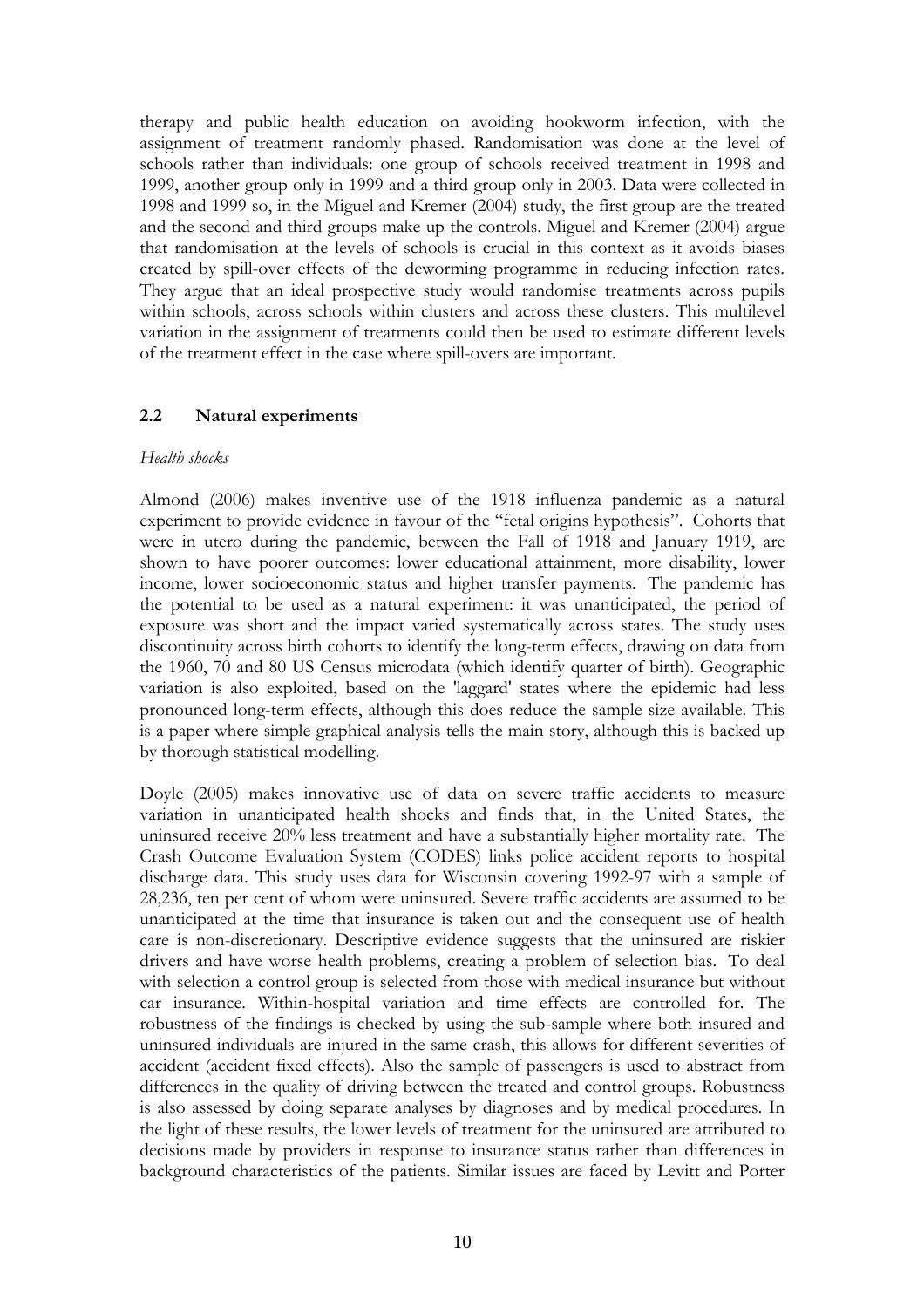therapy and public health education on avoiding hookworm infection, with the assignment of treatment randomly phased. Randomisation was done at the level of schools rather than individuals: one group of schools received treatment in 1998 and 1999, another group only in 1999 and a third group only in 2003. Data were collected in 1998 and 1999 so, in the Miguel and Kremer (2004) study, the first group are the treated and the second and third groups make up the controls. Miguel and Kremer (2004) argue that randomisation at the levels of schools is crucial in this context as it avoids biases created by spill-over effects of the deworming programme in reducing infection rates. They argue that an ideal prospective study would randomise treatments across pupils within schools, across schools within clusters and across these clusters. This multilevel variation in the assignment of treatments could then be used to estimate different levels of the treatment effect in the case where spill-overs are important.

### 2.2 Natural experiments

*Health shocks*

Almond (2006) makes inventive use of the 1918 influenza pandemic as a natural experiment to provide evidence in favour of the "fetal origins hypothesis". Cohorts that were in utero during the pandemic, between the Fall of 1918 and January 1919, are shown to have poorer outcomes: lower educational attainment, more disability, lower income, lower socioeconomic status and higher transfer payments. The pandemic has the potential to be used as a natural experiment: it was unanticipated, the period of exposure was short and the impact varied systematically across states. The study uses discontinuity across birth cohorts to identify the long-term effects, drawing on data from the 1960, 70 and 80 US Census microdata (which identify quarter of birth). Geographic variation is also exploited, based on the 'laggard' states where the epidemic had less pronounced long-term effects, although this does reduce the sample size available. This is a paper where simple graphical analysis tells the main story, although this is backed up by thorough statistical modelling.

Doyle (2005) makes innovative use of data on severe traffic accidents to measure variation in unanticipated health shocks and finds that, in the United States, the uninsured receive 20% less treatment and have a substantially higher mortality rate. The Crash Outcome Evaluation System (CODES) links police accident reports to hospital discharge data. This study uses data for Wisconsin covering 1992-97 with a sample of 28,236, ten per cent of whom were uninsured. Severe traffic accidents are assumed to be unanticipated at the time that insurance is taken out and the consequent use of health care is non-discretionary. Descriptive evidence suggests that the uninsured are riskier drivers and have worse health problems, creating a problem of selection bias. To deal with selection a control group is selected from those with medical insurance but without car insurance. Within-hospital variation and time effects are controlled for. The robustness of the findings is checked by using the sub-sample where both insured and uninsured individuals are injured in the same crash, this allows for different severities of accident (accident fixed effects). Also the sample of passengers is used to abstract from differences in the quality of driving between the treated and control groups. Robustness is also assessed by doing separate analyses by diagnoses and by medical procedures. In the light of these results, the lower levels of treatment for the uninsured are attributed to decisions made by providers in response to insurance status rather than differences in background characteristics of the patients. Similar issues are faced by Levitt and Porter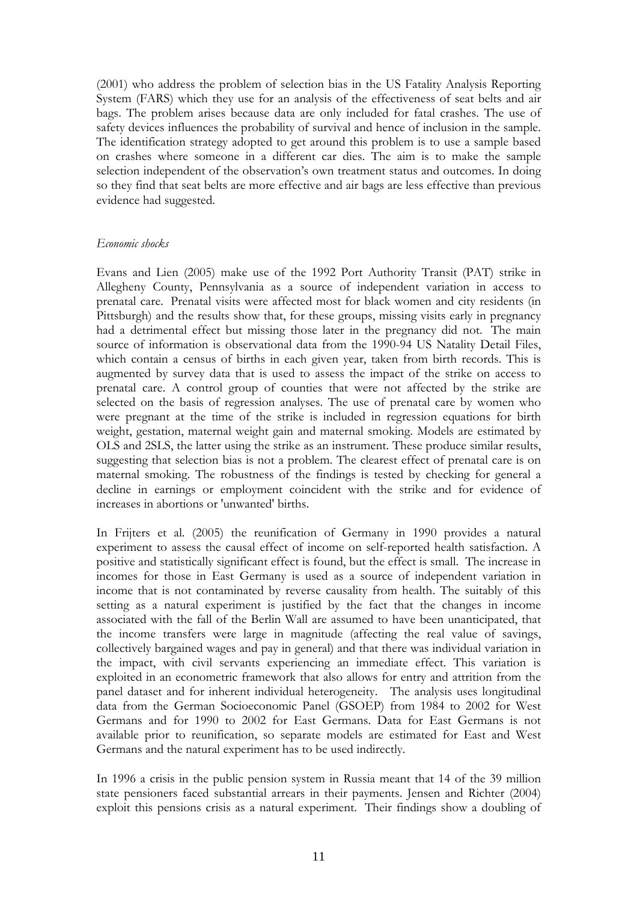(2001) who address the problem of selection bias in the US Fatality Analysis Reporting System (FARS) which they use for an analysis of the effectiveness of seat belts and air bags. The problem arises because data are only included for fatal crashes. The use of safety devices influences the probability of survival and hence of inclusion in the sample. The identification strategy adopted to get around this problem is to use a sample based on crashes where someone in a different car dies. The aim is to make the sample selection independent of the observation's own treatment status and outcomes. In doing so they find that seat belts are more effective and air bags are less effective than previous evidence had suggested.

*Economic shocks*

Evans and Lien (2005) make use of the 1992 Port Authority Transit (PAT) strike in Allegheny County, Pennsylvania as a source of independent variation in access to prenatal care. Prenatal visits were affected most for black women and city residents (in Pittsburgh) and the results show that, for these groups, missing visits early in pregnancy had a detrimental effect but missing those later in the pregnancy did not. The main source of information is observational data from the 1990-94 US Natality Detail Files, which contain a census of births in each given year, taken from birth records. This is augmented by survey data that is used to assess the impact of the strike on access to prenatal care. A control group of counties that were not affected by the strike are selected on the basis of regression analyses. The use of prenatal care by women who were pregnant at the time of the strike is included in regression equations for birth weight, gestation, maternal weight gain and maternal smoking. Models are estimated by OLS and 2SLS, the latter using the strike as an instrument. These produce similar results, suggesting that selection bias is not a problem. The clearest effect of prenatal care is on maternal smoking. The robustness of the findings is tested by checking for general a decline in earnings or employment coincident with the strike and for evidence of increases in abortions or 'unwanted' births.

In Frijters et al. (2005) the reunification of Germany in 1990 provides a natural experiment to assess the causal effect of income on self-reported health satisfaction. A positive and statistically significant effect is found, but the effect is small. The increase in incomes for those in East Germany is used as a source of independent variation in income that is not contaminated by reverse causality from health. The suitably of this setting as a natural experiment is justified by the fact that the changes in income associated with the fall of the Berlin Wall are assumed to have been unanticipated, that the income transfers were large in magnitude (affecting the real value of savings, collectively bargained wages and pay in general) and that there was individual variation in the impact, with civil servants experiencing an immediate effect. This variation is exploited in an econometric framework that also allows for entry and attrition from the panel dataset and for inherent individual heterogeneity. The analysis uses longitudinal data from the German Socioeconomic Panel (GSOEP) from 1984 to 2002 for West Germans and for 1990 to 2002 for East Germans. Data for East Germans is not available prior to reunification, so separate models are estimated for East and West Germans and the natural experiment has to be used indirectly.

In 1996 a crisis in the public pension system in Russia meant that 14 of the 39 million state pensioners faced substantial arrears in their payments. Jensen and Richter (2004) exploit this pensions crisis as a natural experiment. Their findings show a doubling of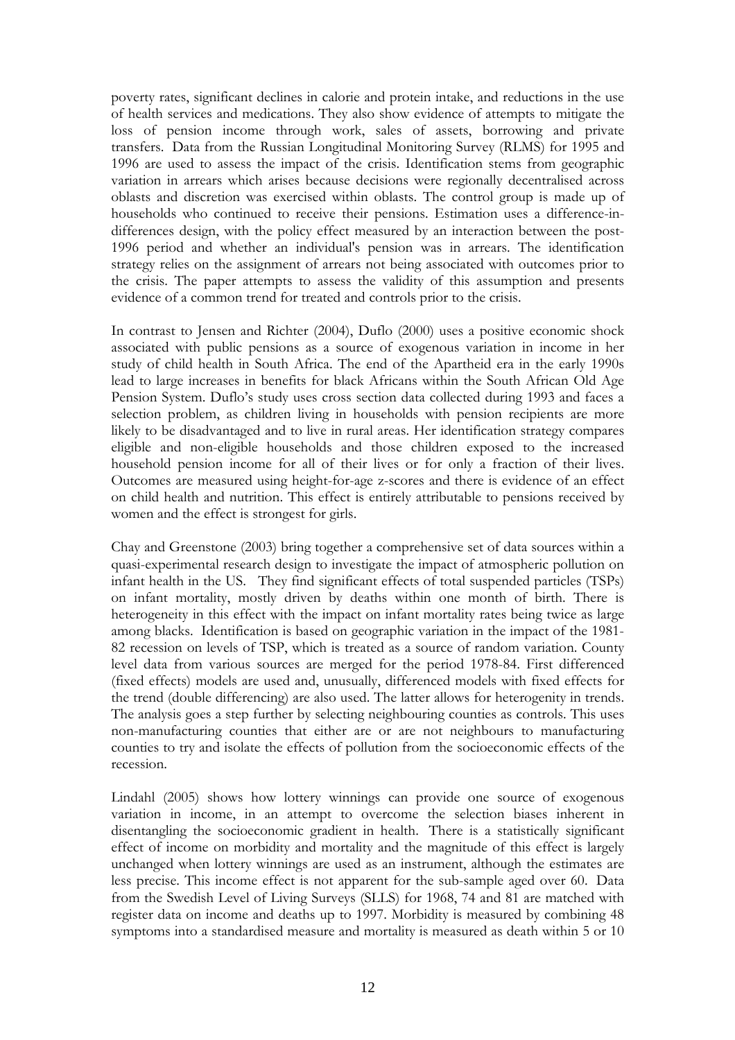poverty rates, significant declines in calorie and protein intake, and reductions in the use of health services and medications. They also show evidence of attempts to mitigate the loss of pension income through work, sales of assets, borrowing and private transfers. Data from the Russian Longitudinal Monitoring Survey (RLMS) for 1995 and 1996 are used to assess the impact of the crisis. Identification stems from geographic variation in arrears which arises because decisions were regionally decentralised across oblasts and discretion was exercised within oblasts. The control group is made up of households who continued to receive their pensions. Estimation uses a difference-in-differences design, with the policy effect measured by an interaction between the post-1996 period and whether an individual's pension was in arrears. The identification strategy relies on the assignment of arrears not being associated with outcomes prior to the crisis. The paper attempts to assess the validity of this assumption and presents evidence of a common trend for treated and controls prior to the crisis.

In contrast to Jensen and Richter (2004), Duflo (2000) uses a positive economic shock associated with public pensions as a source of exogenous variation in income in her study of child health in South Africa. The end of the Apartheid era in the early 1990s lead to large increases in benefits for black Africans within the South African Old Age Pension System. Duflo's study uses cross section data collected during 1993 and faces a selection problem, as children living in households with pension recipients are more likely to be disadvantaged and to live in rural areas. Her identification strategy compares eligible and non-eligible households and those children exposed to the increased household pension income for all of their lives or for only a fraction of their lives. Outcomes are measured using height-for-age z-scores and there is evidence of an effect on child health and nutrition. This effect is entirely attributable to pensions received by women and the effect is strongest for girls.

Chay and Greenstone (2003) bring together a comprehensive set of data sources within a quasi-experimental research design to investigate the impact of atmospheric pollution on infant health in the US. They find significant effects of total suspended particles (TSPs) on infant mortality, mostly driven by deaths within one month of birth. There is heterogeneity in this effect with the impact on infant mortality rates being twice as large among blacks. Identification is based on geographic variation in the impact of the 1981-82 recession on levels of TSP, which is treated as a source of random variation. County level data from various sources are merged for the period 1978-84. First differenced (fixed effects) models are used and, unusually, differenced models with fixed effects for the trend (double differencing) are also used. The latter allows for heterogenity in trends. The analysis goes a step further by selecting neighbouring counties as controls. This uses non-manufacturing counties that either are or are not neighbours to manufacturing counties to try and isolate the effects of pollution from the socioeconomic effects of the recession.

Lindahl (2005) shows how lottery winnings can provide one source of exogenous variation in income, in an attempt to overcome the selection biases inherent in disentangling the socioeconomic gradient in health. There is a statistically significant effect of income on morbidity and mortality and the magnitude of this effect is largely unchanged when lottery winnings are used as an instrument, although the estimates are less precise. This income effect is not apparent for the sub-sample aged over 60. Data from the Swedish Level of Living Surveys (SLLS) for 1968, 74 and 81 are matched with register data on income and deaths up to 1997. Morbidity is measured by combining 48 symptoms into a standardised measure and mortality is measured as death within 5 or 10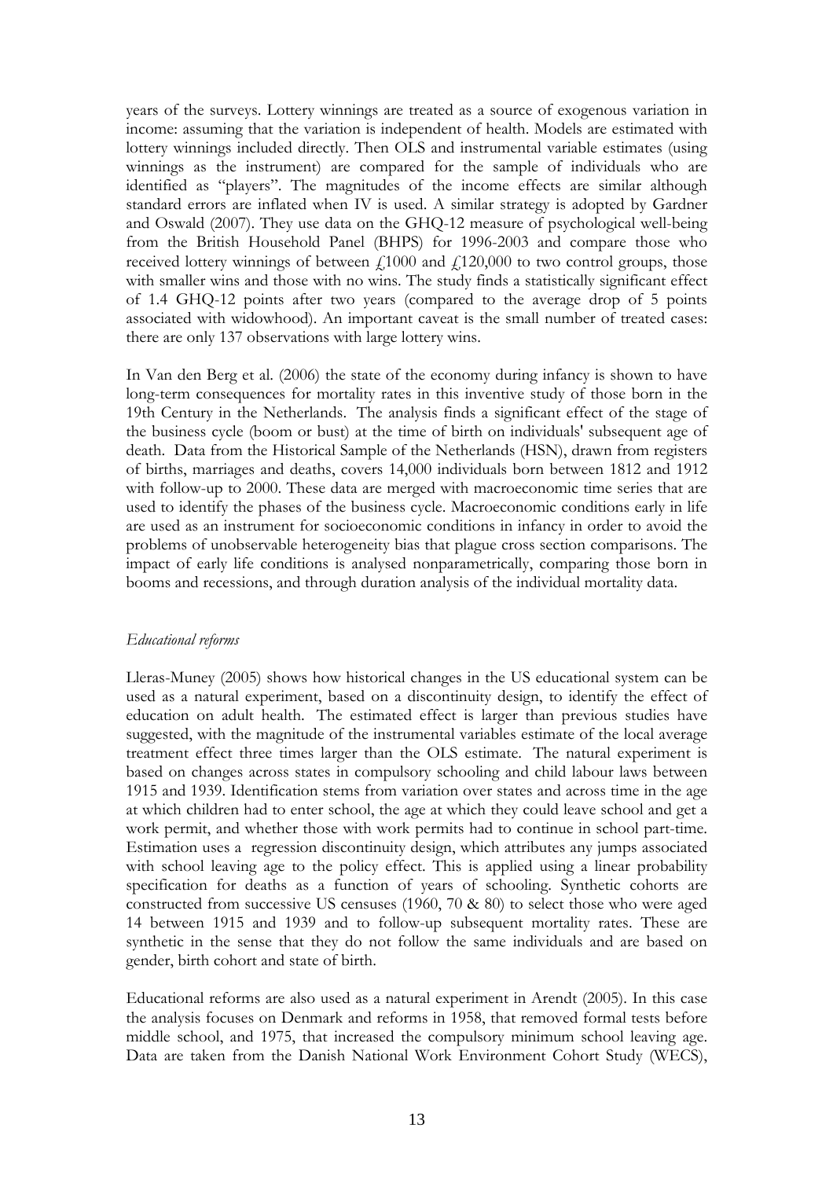years of the surveys. Lottery winnings are treated as a source of exogenous variation in income: assuming that the variation is independent of health. Models are estimated with lottery winnings included directly. Then OLS and instrumental variable estimates (using winnings as the instrument) are compared for the sample of individuals who are identified as "players". The magnitudes of the income effects are similar although standard errors are inflated when IV is used. A similar strategy is adopted by Gardner and Oswald (2007). They use data on the GHQ-12 measure of psychological well-being from the British Household Panel (BHPS) for 1996-2003 and compare those who received lottery winnings of between £1000 and £120,000 to two control groups, those with smaller wins and those with no wins. The study finds a statistically significant effect of 1.4 GHQ-12 points after two years (compared to the average drop of 5 points associated with widowhood). An important caveat is the small number of treated cases: there are only 137 observations with large lottery wins.

In Van den Berg et al. (2006) the state of the economy during infancy is shown to have long-term consequences for mortality rates in this inventive study of those born in the 19th Century in the Netherlands. The analysis finds a significant effect of the stage of the business cycle (boom or bust) at the time of birth on individuals' subsequent age of death. Data from the Historical Sample of the Netherlands (HSN), drawn from registers of births, marriages and deaths, covers 14,000 individuals born between 1812 and 1912 with follow-up to 2000. These data are merged with macroeconomic time series that are used to identify the phases of the business cycle. Macroeconomic conditions early in life are used as an instrument for socioeconomic conditions in infancy in order to avoid the problems of unobservable heterogeneity bias that plague cross section comparisons. The impact of early life conditions is analysed nonparametrically, comparing those born in booms and recessions, and through duration analysis of the individual mortality data.

*Educational reforms*

Lleras-Muney (2005) shows how historical changes in the US educational system can be used as a natural experiment, based on a discontinuity design, to identify the effect of education on adult health. The estimated effect is larger than previous studies have suggested, with the magnitude of the instrumental variables estimate of the local average treatment effect three times larger than the OLS estimate. The natural experiment is based on changes across states in compulsory schooling and child labour laws between 1915 and 1939. Identification stems from variation over states and across time in the age at which children had to enter school, the age at which they could leave school and get a work permit, and whether those with work permits had to continue in school part-time. Estimation uses a regression discontinuity design, which attributes any jumps associated with school leaving age to the policy effect. This is applied using a linear probability specification for deaths as a function of years of schooling. Synthetic cohorts are constructed from successive US censuses (1960, 70 & 80) to select those who were aged 14 between 1915 and 1939 and to follow-up subsequent mortality rates. These are synthetic in the sense that they do not follow the same individuals and are based on gender, birth cohort and state of birth.

Educational reforms are also used as a natural experiment in Arendt (2005). In this case the analysis focuses on Denmark and reforms in 1958, that removed formal tests before middle school, and 1975, that increased the compulsory minimum school leaving age. Data are taken from the Danish National Work Environment Cohort Study (WECS),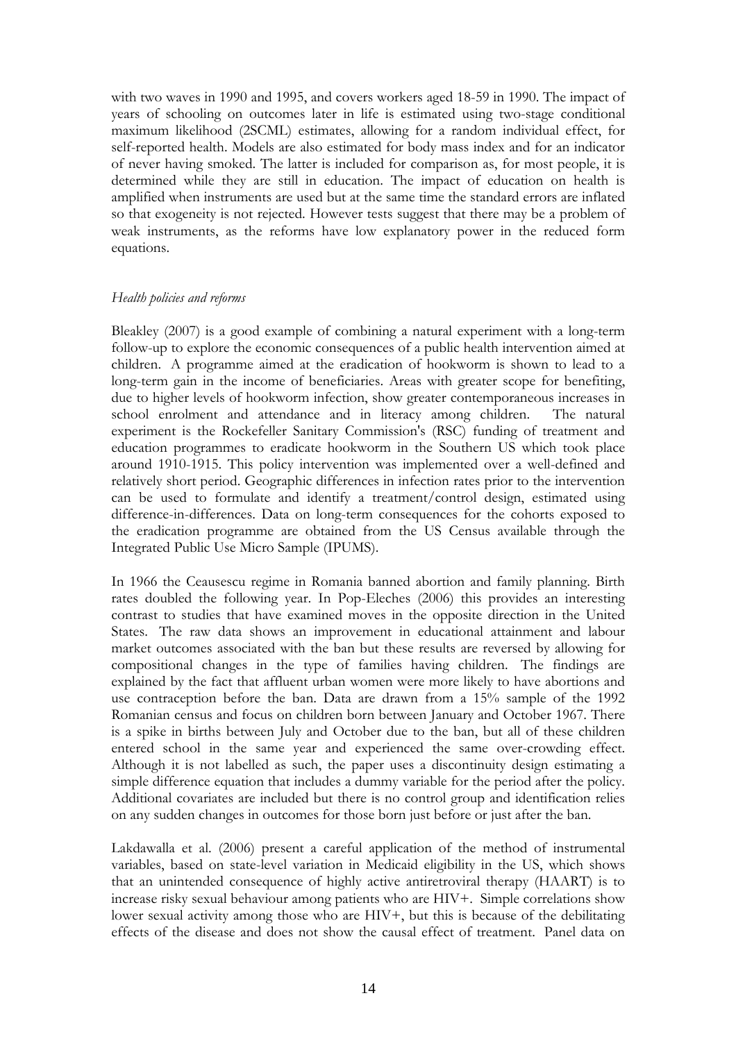with two waves in 1990 and 1995, and covers workers aged 18-59 in 1990. The impact of years of schooling on outcomes later in life is estimated using two-stage conditional maximum likelihood (2SCML) estimates, allowing for a random individual effect, for self-reported health. Models are also estimated for body mass index and for an indicator of never having smoked. The latter is included for comparison as, for most people, it is determined while they are still in education. The impact of education on health is amplified when instruments are used but at the same time the standard errors are inflated so that exogeneity is not rejected. However tests suggest that there may be a problem of weak instruments, as the reforms have low explanatory power in the reduced form equations.

*Health policies and reforms*

Bleakley (2007) is a good example of combining a natural experiment with a long-term follow-up to explore the economic consequences of a public health intervention aimed at children. A programme aimed at the eradication of hookworm is shown to lead to a long-term gain in the income of beneficiaries. Areas with greater scope for benefiting, due to higher levels of hookworm infection, show greater contemporaneous increases in school enrolment and attendance and in literacy among children. The natural experiment is the Rockefeller Sanitary Commission's (RSC) funding of treatment and education programmes to eradicate hookworm in the Southern US which took place around 1910-1915. This policy intervention was implemented over a well-defined and relatively short period. Geographic differences in infection rates prior to the intervention can be used to formulate and identify a treatment/control design, estimated using difference-in-differences. Data on long-term consequences for the cohorts exposed to the eradication programme are obtained from the US Census available through the Integrated Public Use Micro Sample (IPUMS).

In 1966 the Ceausescu regime in Romania banned abortion and family planning. Birth rates doubled the following year. In Pop-Eleches (2006) this provides an interesting contrast to studies that have examined moves in the opposite direction in the United States. The raw data shows an improvement in educational attainment and labour market outcomes associated with the ban but these results are reversed by allowing for compositional changes in the type of families having children. The findings are explained by the fact that affluent urban women were more likely to have abortions and use contraception before the ban. Data are drawn from a 15% sample of the 1992 Romanian census and focus on children born between January and October 1967. There is a spike in births between July and October due to the ban, but all of these children entered school in the same year and experienced the same over-crowding effect. Although it is not labelled as such, the paper uses a discontinuity design estimating a simple difference equation that includes a dummy variable for the period after the policy. Additional covariates are included but there is no control group and identification relies on any sudden changes in outcomes for those born just before or just after the ban.

Lakdawalla et al. (2006) present a careful application of the method of instrumental variables, based on state-level variation in Medicaid eligibility in the US, which shows that an unintended consequence of highly active antiretroviral therapy (HAART) is to increase risky sexual behaviour among patients who are HIV+. Simple correlations show lower sexual activity among those who are HIV+, but this is because of the debilitating effects of the disease and does not show the causal effect of treatment. Panel data on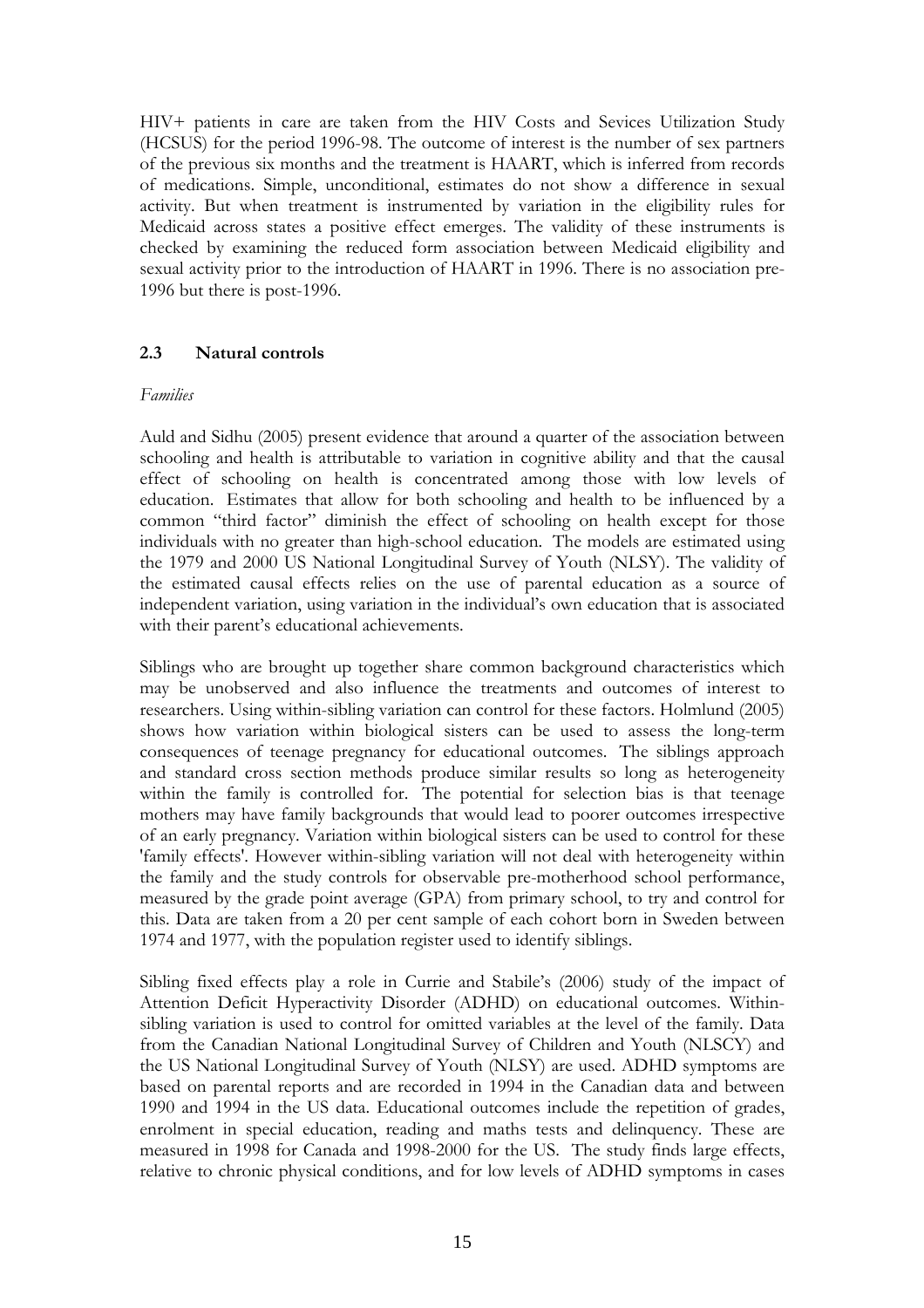HIV+ patients in care are taken from the HIV Costs and Sevices Utilization Study (HCSUS) for the period 1996-98. The outcome of interest is the number of sex partners of the previous six months and the treatment is HAART, which is inferred from records of medications. Simple, unconditional, estimates do not show a difference in sexual activity. But when treatment is instrumented by variation in the eligibility rules for Medicaid across states a positive effect emerges. The validity of these instruments is checked by examining the reduced form association between Medicaid eligibility and sexual activity prior to the introduction of HAART in 1996. There is no association pre-1996 but there is post-1996.

### 2.3 Natural controls

*Families*

Auld and Sidhu (2005) present evidence that around a quarter of the association between schooling and health is attributable to variation in cognitive ability and that the causal effect of schooling on health is concentrated among those with low levels of education. Estimates that allow for both schooling and health to be influenced by a common "third factor" diminish the effect of schooling on health except for those individuals with no greater than high-school education. The models are estimated using the 1979 and 2000 US National Longitudinal Survey of Youth (NLSY). The validity of the estimated causal effects relies on the use of parental education as a source of independent variation, using variation in the individual's own education that is associated with their parent's educational achievements.

Siblings who are brought up together share common background characteristics which may be unobserved and also influence the treatments and outcomes of interest to researchers. Using within-sibling variation can control for these factors. Holmlund (2005) shows how variation within biological sisters can be used to assess the long-term consequences of teenage pregnancy for educational outcomes. The siblings approach and standard cross section methods produce similar results so long as heterogeneity within the family is controlled for. The potential for selection bias is that teenage mothers may have family backgrounds that would lead to poorer outcomes irrespective of an early pregnancy. Variation within biological sisters can be used to control for these 'family effects'. However within-sibling variation will not deal with heterogeneity within the family and the study controls for observable pre-motherhood school performance, measured by the grade point average (GPA) from primary school, to try and control for this. Data are taken from a 20 per cent sample of each cohort born in Sweden between 1974 and 1977, with the population register used to identify siblings.

Sibling fixed effects play a role in Currie and Stabile's (2006) study of the impact of Attention Deficit Hyperactivity Disorder (ADHD) on educational outcomes. Within-sibling variation is used to control for omitted variables at the level of the family. Data from the Canadian National Longitudinal Survey of Children and Youth (NLSCY) and the US National Longitudinal Survey of Youth (NLSY) are used. ADHD symptoms are based on parental reports and are recorded in 1994 in the Canadian data and between 1990 and 1994 in the US data. Educational outcomes include the repetition of grades, enrolment in special education, reading and maths tests and delinquency. These are measured in 1998 for Canada and 1998-2000 for the US. The study finds large effects, relative to chronic physical conditions, and for low levels of ADHD symptoms in cases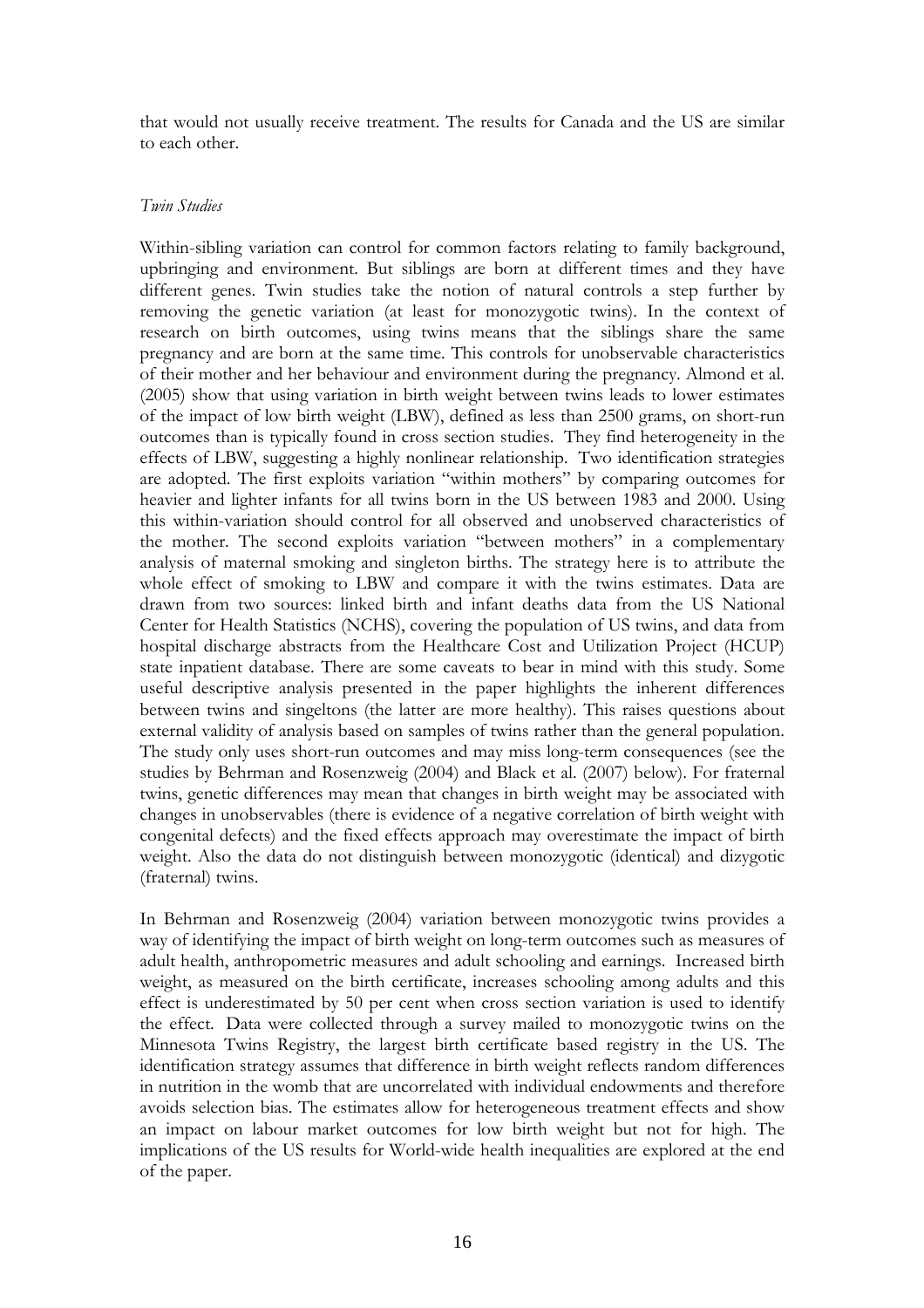that would not usually receive treatment. The results for Canada and the US are similar to each other.

*Twin Studies*

Within-sibling variation can control for common factors relating to family background, upbringing and environment. But siblings are born at different times and they have different genes. Twin studies take the notion of natural controls a step further by removing the genetic variation (at least for monozygotic twins). In the context of research on birth outcomes, using twins means that the siblings share the same pregnancy and are born at the same time. This controls for unobservable characteristics of their mother and her behaviour and environment during the pregnancy. Almond et al. (2005) show that using variation in birth weight between twins leads to lower estimates of the impact of low birth weight (LBW), defined as less than 2500 grams, on short-run outcomes than is typically found in cross section studies. They find heterogeneity in the effects of LBW, suggesting a highly nonlinear relationship. Two identification strategies are adopted. The first exploits variation "within mothers" by comparing outcomes for heavier and lighter infants for all twins born in the US between 1983 and 2000. Using this within-variation should control for all observed and unobserved characteristics of the mother. The second exploits variation "between mothers" in a complementary analysis of maternal smoking and singleton births. The strategy here is to attribute the whole effect of smoking to LBW and compare it with the twins estimates. Data are drawn from two sources: linked birth and infant deaths data from the US National Center for Health Statistics (NCHS), covering the population of US twins, and data from hospital discharge abstracts from the Healthcare Cost and Utilization Project (HCUP) state inpatient database. There are some caveats to bear in mind with this study. Some useful descriptive analysis presented in the paper highlights the inherent differences between twins and singeltons (the latter are more healthy). This raises questions about external validity of analysis based on samples of twins rather than the general population. The study only uses short-run outcomes and may miss long-term consequences (see the studies by Behrman and Rosenzweig (2004) and Black et al. (2007) below). For fraternal twins, genetic differences may mean that changes in birth weight may be associated with changes in unobservables (there is evidence of a negative correlation of birth weight with congenital defects) and the fixed effects approach may overestimate the impact of birth weight. Also the data do not distinguish between monozygotic (identical) and dizygotic (fraternal) twins.

In Behrman and Rosenzweig (2004) variation between monozygotic twins provides a way of identifying the impact of birth weight on long-term outcomes such as measures of adult health, anthropometric measures and adult schooling and earnings. Increased birth weight, as measured on the birth certificate, increases schooling among adults and this effect is underestimated by 50 per cent when cross section variation is used to identify the effect. Data were collected through a survey mailed to monozygotic twins on the Minnesota Twins Registry, the largest birth certificate based registry in the US. The identification strategy assumes that difference in birth weight reflects random differences in nutrition in the womb that are uncorrelated with individual endowments and therefore avoids selection bias. The estimates allow for heterogeneous treatment effects and show an impact on labour market outcomes for low birth weight but not for high. The implications of the US results for World-wide health inequalities are explored at the end of the paper.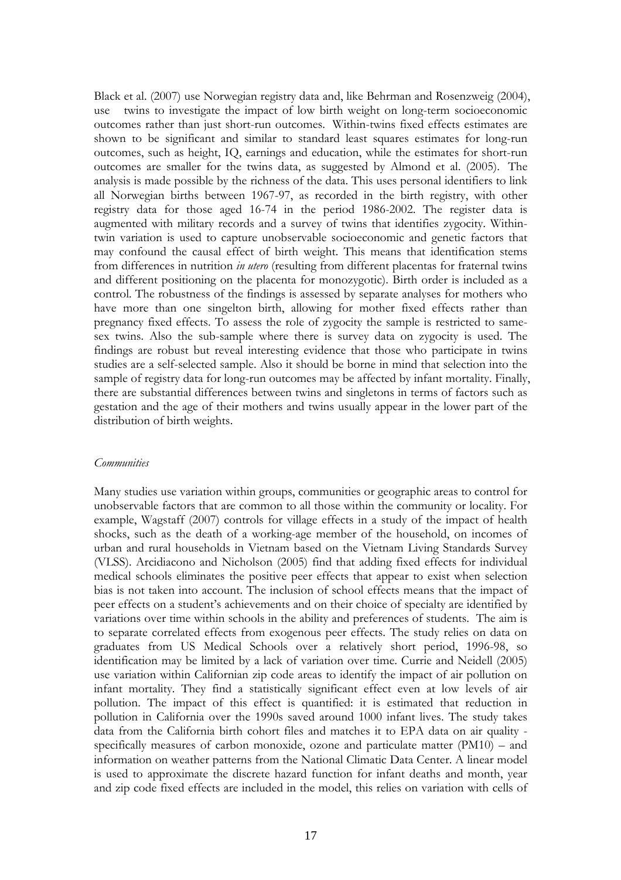Black et al. (2007) use Norwegian registry data and, like Behrman and Rosenzweig (2004), use twins to investigate the impact of low birth weight on long-term socioeconomic outcomes rather than just short-run outcomes. Within-twins fixed effects estimates are shown to be significant and similar to standard least squares estimates for long-run outcomes, such as height, IQ, earnings and education, while the estimates for short-run outcomes are smaller for the twins data, as suggested by Almond et al. (2005). The analysis is made possible by the richness of the data. This uses personal identifiers to link all Norwegian births between 1967-97, as recorded in the birth registry, with other registry data for those aged 16-74 in the period 1986-2002. The register data is augmented with military records and a survey of twins that identifies zygocity. Within-twin variation is used to capture unobservable socioeconomic and genetic factors that may confound the causal effect of birth weight. This means that identification stems from differences in nutrition *in utero* (resulting from different placentas for fraternal twins and different positioning on the placenta for monozygotic). Birth order is included as a control. The robustness of the findings is assessed by separate analyses for mothers who have more than one singelton birth, allowing for mother fixed effects rather than pregnancy fixed effects. To assess the role of zygocity the sample is restricted to same-sex twins. Also the sub-sample where there is survey data on zygocity is used. The findings are robust but reveal interesting evidence that those who participate in twins studies are a self-selected sample. Also it should be borne in mind that selection into the sample of registry data for long-run outcomes may be affected by infant mortality. Finally, there are substantial differences between twins and singletons in terms of factors such as gestation and the age of their mothers and twins usually appear in the lower part of the distribution of birth weights.

*Communities*

Many studies use variation within groups, communities or geographic areas to control for unobservable factors that are common to all those within the community or locality. For example, Wagstaff (2007) controls for village effects in a study of the impact of health shocks, such as the death of a working-age member of the household, on incomes of urban and rural households in Vietnam based on the Vietnam Living Standards Survey (VLSS). Arcidiacono and Nicholson (2005) find that adding fixed effects for individual medical schools eliminates the positive peer effects that appear to exist when selection bias is not taken into account. The inclusion of school effects means that the impact of peer effects on a student's achievements and on their choice of specialty are identified by variations over time within schools in the ability and preferences of students. The aim is to separate correlated effects from exogenous peer effects. The study relies on data on graduates from US Medical Schools over a relatively short period, 1996-98, so identification may be limited by a lack of variation over time. Currie and Neidell (2005) use variation within Californian zip code areas to identify the impact of air pollution on infant mortality. They find a statistically significant effect even at low levels of air pollution. The impact of this effect is quantified: it is estimated that reduction in pollution in California over the 1990s saved around 1000 infant lives. The study takes data from the California birth cohort files and matches it to EPA data on air quality - specifically measures of carbon monoxide, ozone and particulate matter (PM10) – and information on weather patterns from the National Climatic Data Center. A linear model is used to approximate the discrete hazard function for infant deaths and month, year and zip code fixed effects are included in the model, this relies on variation with cells of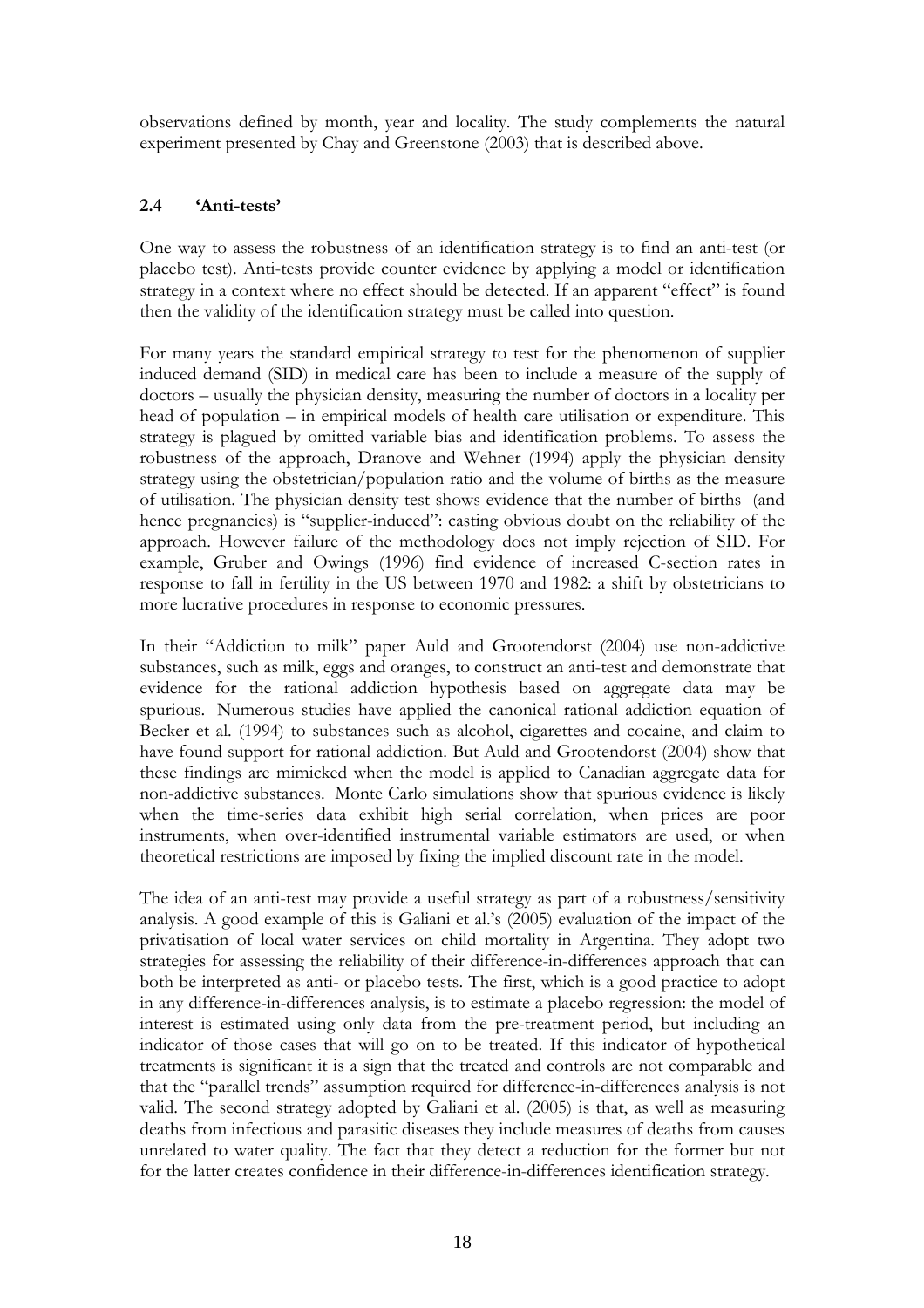observations defined by month, year and locality. The study complements the natural experiment presented by Chay and Greenstone (2003) that is described above.

### 2.4 'Anti-tests'

One way to assess the robustness of an identification strategy is to find an anti-test (or placebo test). Anti-tests provide counter evidence by applying a model or identification strategy in a context where no effect should be detected. If an apparent "effect" is found then the validity of the identification strategy must be called into question.

For many years the standard empirical strategy to test for the phenomenon of supplier induced demand (SID) in medical care has been to include a measure of the supply of doctors – usually the physician density, measuring the number of doctors in a locality per head of population – in empirical models of health care utilisation or expenditure. This strategy is plagued by omitted variable bias and identification problems. To assess the robustness of the approach, Dranove and Wehner (1994) apply the physician density strategy using the obstetrician/population ratio and the volume of births as the measure of utilisation. The physician density test shows evidence that the number of births (and hence pregnancies) is "supplier-induced": casting obvious doubt on the reliability of the approach. However failure of the methodology does not imply rejection of SID. For example, Gruber and Owings (1996) find evidence of increased C-section rates in response to fall in fertility in the US between 1970 and 1982: a shift by obstetricians to more lucrative procedures in response to economic pressures.

In their "Addiction to milk" paper Auld and Grootendorst (2004) use non-addictive substances, such as milk, eggs and oranges, to construct an anti-test and demonstrate that evidence for the rational addiction hypothesis based on aggregate data may be spurious. Numerous studies have applied the canonical rational addiction equation of Becker et al. (1994) to substances such as alcohol, cigarettes and cocaine, and claim to have found support for rational addiction. But Auld and Grootendorst (2004) show that these findings are mimicked when the model is applied to Canadian aggregate data for non-addictive substances. Monte Carlo simulations show that spurious evidence is likely when the time-series data exhibit high serial correlation, when prices are poor instruments, when over-identified instrumental variable estimators are used, or when theoretical restrictions are imposed by fixing the implied discount rate in the model.

The idea of an anti-test may provide a useful strategy as part of a robustness/sensitivity analysis. A good example of this is Galiani et al.'s (2005) evaluation of the impact of the privatisation of local water services on child mortality in Argentina. They adopt two strategies for assessing the reliability of their difference-in-differences approach that can both be interpreted as anti- or placebo tests. The first, which is a good practice to adopt in any difference-in-differences analysis, is to estimate a placebo regression: the model of interest is estimated using only data from the pre-treatment period, but including an indicator of those cases that will go on to be treated. If this indicator of hypothetical treatments is significant it is a sign that the treated and controls are not comparable and that the "parallel trends" assumption required for difference-in-differences analysis is not valid. The second strategy adopted by Galiani et al. (2005) is that, as well as measuring deaths from infectious and parasitic diseases they include measures of deaths from causes unrelated to water quality. The fact that they detect a reduction for the former but not for the latter creates confidence in their difference-in-differences identification strategy.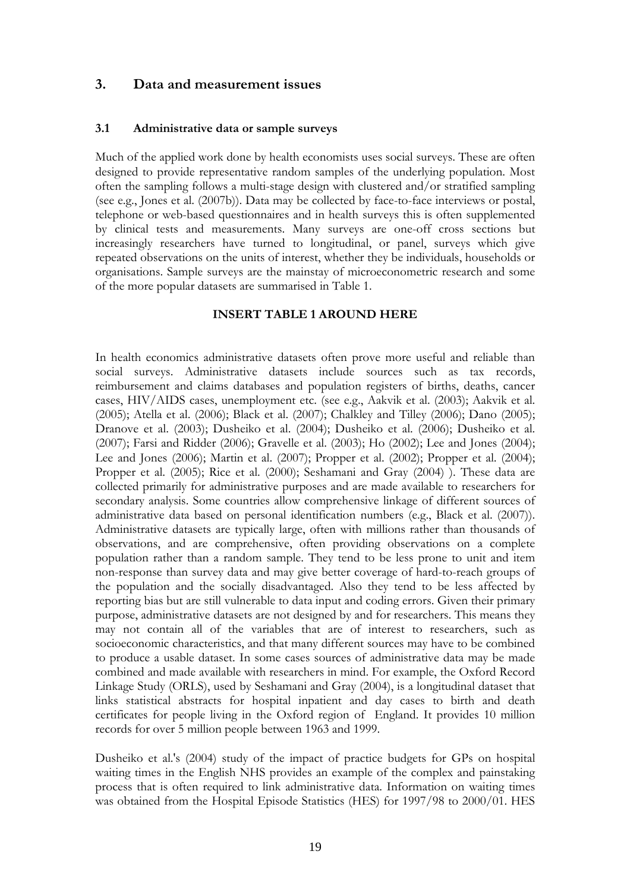## 3. Data and measurement issues

### 3.1 Administrative data or sample surveys

Much of the applied work done by health economists uses social surveys. These are often designed to provide representative random samples of the underlying population. Most often the sampling follows a multi-stage design with clustered and/or stratified sampling (see e.g., Jones et al. (2007b)). Data may be collected by face-to-face interviews or postal, telephone or web-based questionnaires and in health surveys this is often supplemented by clinical tests and measurements. Many surveys are one-off cross sections but increasingly researchers have turned to longitudinal, or panel, surveys which give repeated observations on the units of interest, whether they be individuals, households or organisations. Sample surveys are the mainstay of microeconometric research and some of the more popular datasets are summarised in Table 1.

**INSERT TABLE 1 AROUND HERE**

In health economics administrative datasets often prove more useful and reliable than social surveys. Administrative datasets include sources such as tax records, reimbursement and claims databases and population registers of births, deaths, cancer cases, HIV/AIDS cases, unemployment etc. (see e.g., Aakvik et al. (2003); Aakvik et al. (2005); Atella et al. (2006); Black et al. (2007); Chalkley and Tilley (2006); Dano (2005); Dranove et al. (2003); Dusheiko et al. (2004); Dusheiko et al. (2006); Dusheiko et al. (2007); Farsi and Ridder (2006); Gravelle et al. (2003); Ho (2002); Lee and Jones (2004); Lee and Jones (2006); Martin et al. (2007); Propper et al. (2002); Propper et al. (2004); Propper et al. (2005); Rice et al. (2000); Seshamani and Gray (2004) ). These data are collected primarily for administrative purposes and are made available to researchers for secondary analysis. Some countries allow comprehensive linkage of different sources of administrative data based on personal identification numbers (e.g., Black et al. (2007)). Administrative datasets are typically large, often with millions rather than thousands of observations, and are comprehensive, often providing observations on a complete population rather than a random sample. They tend to be less prone to unit and item non-response than survey data and may give better coverage of hard-to-reach groups of the population and the socially disadvantaged. Also they tend to be less affected by reporting bias but are still vulnerable to data input and coding errors. Given their primary purpose, administrative datasets are not designed by and for researchers. This means they may not contain all of the variables that are of interest to researchers, such as socioeconomic characteristics, and that many different sources may have to be combined to produce a usable dataset. In some cases sources of administrative data may be made combined and made available with researchers in mind. For example, the Oxford Record Linkage Study (ORLS), used by Seshamani and Gray (2004), is a longitudinal dataset that links statistical abstracts for hospital inpatient and day cases to birth and death certificates for people living in the Oxford region of England. It provides 10 million records for over 5 million people between 1963 and 1999.

Dusheiko et al.'s (2004) study of the impact of practice budgets for GPs on hospital waiting times in the English NHS provides an example of the complex and painstaking process that is often required to link administrative data. Information on waiting times was obtained from the Hospital Episode Statistics (HES) for 1997/98 to 2000/01. HES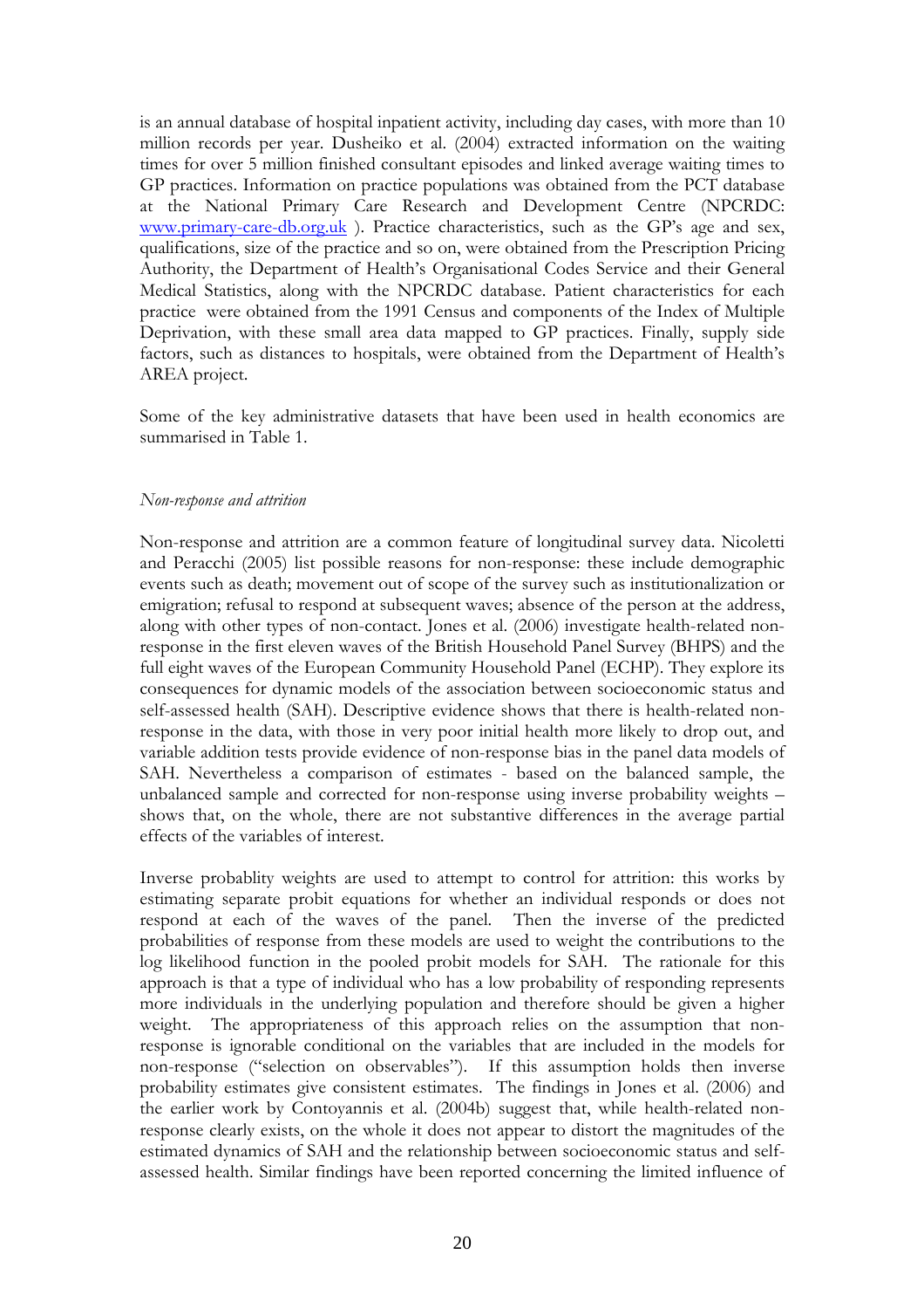is an annual database of hospital inpatient activity, including day cases, with more than 10 million records per year. Dusheiko et al. (2004) extracted information on the waiting times for over 5 million finished consultant episodes and linked average waiting times to GP practices. Information on practice populations was obtained from the PCT database at the National Primary Care Research and Development Centre (NPCRDC: www.primary-care-db.org.uk ). Practice characteristics, such as the GP's age and sex, qualifications, size of the practice and so on, were obtained from the Prescription Pricing Authority, the Department of Health's Organisational Codes Service and their General Medical Statistics, along with the NPCRDC database. Patient characteristics for each practice were obtained from the 1991 Census and components of the Index of Multiple Deprivation, with these small area data mapped to GP practices. Finally, supply side factors, such as distances to hospitals, were obtained from the Department of Health's AREA project.

Some of the key administrative datasets that have been used in health economics are summarised in Table 1.

*Non-response and attrition*

Non-response and attrition are a common feature of longitudinal survey data. Nicoletti and Peracchi (2005) list possible reasons for non-response: these include demographic events such as death; movement out of scope of the survey such as institutionalization or emigration; refusal to respond at subsequent waves; absence of the person at the address, along with other types of non-contact. Jones et al. (2006) investigate health-related non-response in the first eleven waves of the British Household Panel Survey (BHPS) and the full eight waves of the European Community Household Panel (ECHP). They explore its consequences for dynamic models of the association between socioeconomic status and self-assessed health (SAH). Descriptive evidence shows that there is health-related non-response in the data, with those in very poor initial health more likely to drop out, and variable addition tests provide evidence of non-response bias in the panel data models of SAH. Nevertheless a comparison of estimates - based on the balanced sample, the unbalanced sample and corrected for non-response using inverse probability weights – shows that, on the whole, there are not substantive differences in the average partial effects of the variables of interest.

Inverse probablity weights are used to attempt to control for attrition: this works by estimating separate probit equations for whether an individual responds or does not respond at each of the waves of the panel. Then the inverse of the predicted probabilities of response from these models are used to weight the contributions to the log likelihood function in the pooled probit models for SAH. The rationale for this approach is that a type of individual who has a low probability of responding represents more individuals in the underlying population and therefore should be given a higher weight. The appropriateness of this approach relies on the assumption that non-response is ignorable conditional on the variables that are included in the models for non-response ("selection on observables"). If this assumption holds then inverse probability estimates give consistent estimates. The findings in Jones et al. (2006) and the earlier work by Contoyannis et al. (2004b) suggest that, while health-related non-response clearly exists, on the whole it does not appear to distort the magnitudes of the estimated dynamics of SAH and the relationship between socioeconomic status and self-assessed health. Similar findings have been reported concerning the limited influence of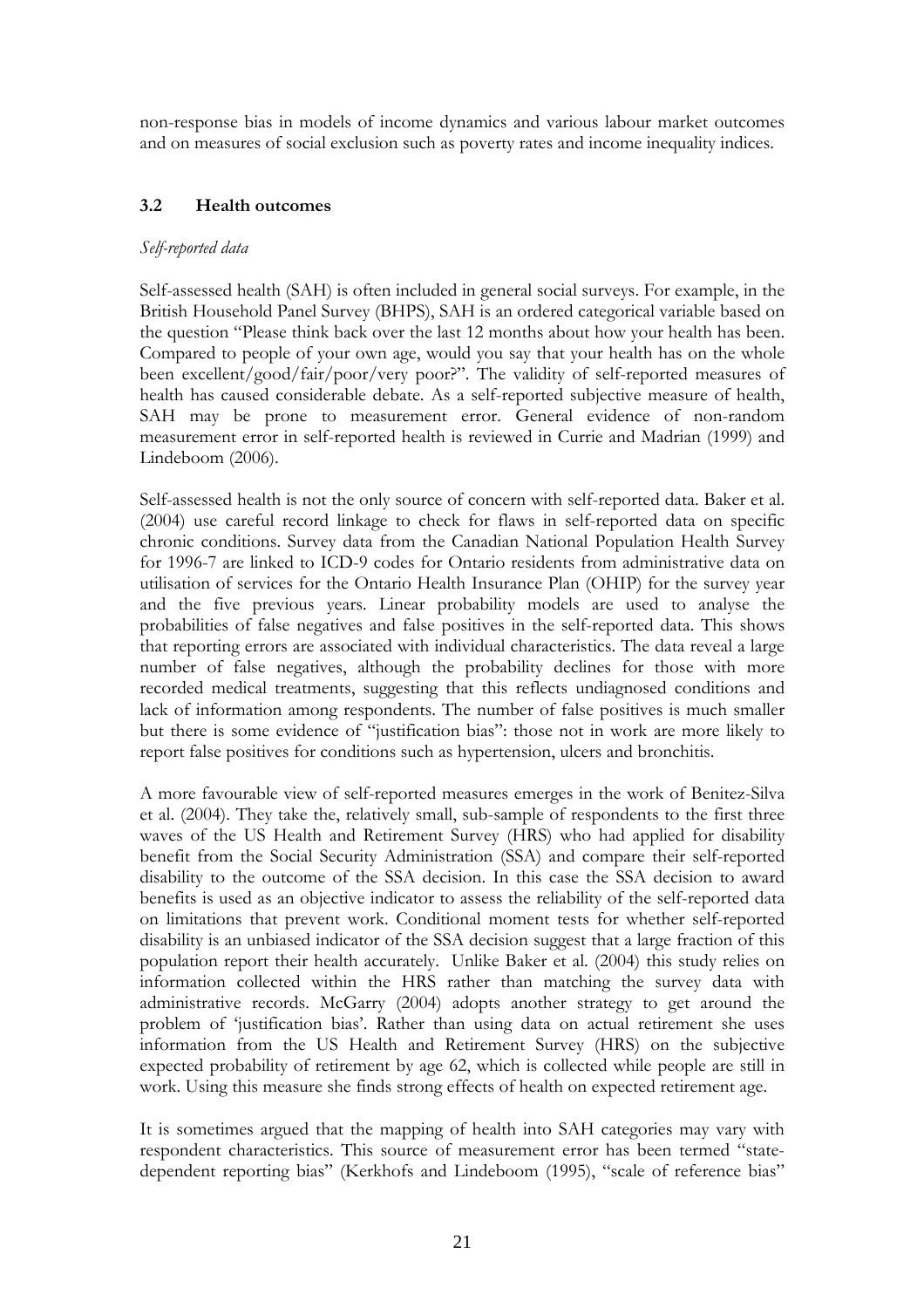non-response bias in models of income dynamics and various labour market outcomes and on measures of social exclusion such as poverty rates and income inequality indices.

### 3.2 Health outcomes

*Self-reported data*

Self-assessed health (SAH) is often included in general social surveys. For example, in the British Household Panel Survey (BHPS), SAH is an ordered categorical variable based on the question "Please think back over the last 12 months about how your health has been. Compared to people of your own age, would you say that your health has on the whole been excellent/good/fair/poor/very poor?". The validity of self-reported measures of health has caused considerable debate. As a self-reported subjective measure of health, SAH may be prone to measurement error. General evidence of non-random measurement error in self-reported health is reviewed in Currie and Madrian (1999) and Lindeboom (2006).

Self-assessed health is not the only source of concern with self-reported data. Baker et al. (2004) use careful record linkage to check for flaws in self-reported data on specific chronic conditions. Survey data from the Canadian National Population Health Survey for 1996-7 are linked to ICD-9 codes for Ontario residents from administrative data on utilisation of services for the Ontario Health Insurance Plan (OHIP) for the survey year and the five previous years. Linear probability models are used to analyse the probabilities of false negatives and false positives in the self-reported data. This shows that reporting errors are associated with individual characteristics. The data reveal a large number of false negatives, although the probability declines for those with more recorded medical treatments, suggesting that this reflects undiagnosed conditions and lack of information among respondents. The number of false positives is much smaller but there is some evidence of "justification bias": those not in work are more likely to report false positives for conditions such as hypertension, ulcers and bronchitis.

A more favourable view of self-reported measures emerges in the work of Benitez-Silva et al. (2004). They take the, relatively small, sub-sample of respondents to the first three waves of the US Health and Retirement Survey (HRS) who had applied for disability benefit from the Social Security Administration (SSA) and compare their self-reported disability to the outcome of the SSA decision. In this case the SSA decision to award benefits is used as an objective indicator to assess the reliability of the self-reported data on limitations that prevent work. Conditional moment tests for whether self-reported disability is an unbiased indicator of the SSA decision suggest that a large fraction of this population report their health accurately. Unlike Baker et al. (2004) this study relies on information collected within the HRS rather than matching the survey data with administrative records. McGarry (2004) adopts another strategy to get around the problem of 'justification bias'. Rather than using data on actual retirement she uses information from the US Health and Retirement Survey (HRS) on the subjective expected probability of retirement by age 62, which is collected while people are still in work. Using this measure she finds strong effects of health on expected retirement age.

It is sometimes argued that the mapping of health into SAH categories may vary with respondent characteristics. This source of measurement error has been termed "state-dependent reporting bias" (Kerkhofs and Lindeboom (1995), "scale of reference bias"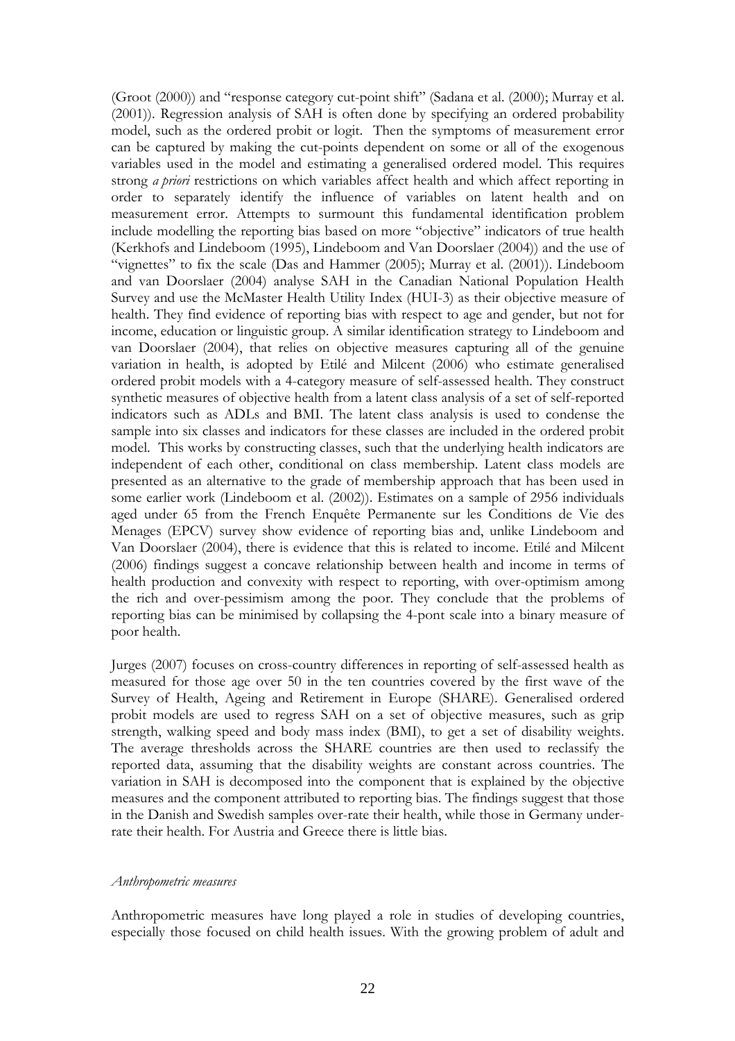(Groot (2000)) and "response category cut-point shift" (Sadana et al. (2000); Murray et al. (2001)). Regression analysis of SAH is often done by specifying an ordered probability model, such as the ordered probit or logit. Then the symptoms of measurement error can be captured by making the cut-points dependent on some or all of the exogenous variables used in the model and estimating a generalised ordered model. This requires strong *a priori* restrictions on which variables affect health and which affect reporting in order to separately identify the influence of variables on latent health and on measurement error. Attempts to surmount this fundamental identification problem include modelling the reporting bias based on more "objective" indicators of true health (Kerkhofs and Lindeboom (1995), Lindeboom and Van Doorslaer (2004)) and the use of "vignettes" to fix the scale (Das and Hammer (2005); Murray et al. (2001)). Lindeboom and van Doorslaer (2004) analyse SAH in the Canadian National Population Health Survey and use the McMaster Health Utility Index (HUI-3) as their objective measure of health. They find evidence of reporting bias with respect to age and gender, but not for income, education or linguistic group. A similar identification strategy to Lindeboom and van Doorslaer (2004), that relies on objective measures capturing all of the genuine variation in health, is adopted by Etilé and Milcent (2006) who estimate generalised ordered probit models with a 4-category measure of self-assessed health. They construct synthetic measures of objective health from a latent class analysis of a set of self-reported indicators such as ADLs and BMI. The latent class analysis is used to condense the sample into six classes and indicators for these classes are included in the ordered probit model. This works by constructing classes, such that the underlying health indicators are independent of each other, conditional on class membership. Latent class models are presented as an alternative to the grade of membership approach that has been used in some earlier work (Lindeboom et al. (2002)). Estimates on a sample of 2956 individuals aged under 65 from the French Enquête Permanente sur les Conditions de Vie des Menages (EPCV) survey show evidence of reporting bias and, unlike Lindeboom and Van Doorslaer (2004), there is evidence that this is related to income. Etilé and Milcent (2006) findings suggest a concave relationship between health and income in terms of health production and convexity with respect to reporting, with over-optimism among the rich and over-pessimism among the poor. They conclude that the problems of reporting bias can be minimised by collapsing the 4-pont scale into a binary measure of poor health.

Jurges (2007) focuses on cross-country differences in reporting of self-assessed health as measured for those age over 50 in the ten countries covered by the first wave of the Survey of Health, Ageing and Retirement in Europe (SHARE). Generalised ordered probit models are used to regress SAH on a set of objective measures, such as grip strength, walking speed and body mass index (BMI), to get a set of disability weights. The average thresholds across the SHARE countries are then used to reclassify the reported data, assuming that the disability weights are constant across countries. The variation in SAH is decomposed into the component that is explained by the objective measures and the component attributed to reporting bias. The findings suggest that those in the Danish and Swedish samples over-rate their health, while those in Germany under-rate their health. For Austria and Greece there is little bias.

*Anthropometric measures*

Anthropometric measures have long played a role in studies of developing countries, especially those focused on child health issues. With the growing problem of adult and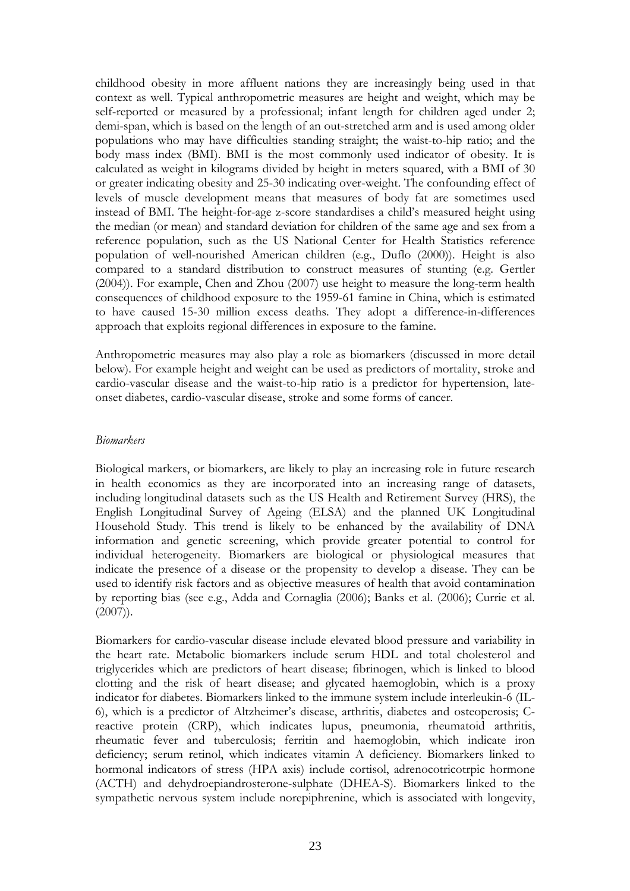childhood obesity in more affluent nations they are increasingly being used in that context as well. Typical anthropometric measures are height and weight, which may be self-reported or measured by a professional; infant length for children aged under 2; demi-span, which is based on the length of an out-stretched arm and is used among older populations who may have difficulties standing straight; the waist-to-hip ratio; and the body mass index (BMI). BMI is the most commonly used indicator of obesity. It is calculated as weight in kilograms divided by height in meters squared, with a BMI of 30 or greater indicating obesity and 25-30 indicating over-weight. The confounding effect of levels of muscle development means that measures of body fat are sometimes used instead of BMI. The height-for-age z-score standardises a child's measured height using the median (or mean) and standard deviation for children of the same age and sex from a reference population, such as the US National Center for Health Statistics reference population of well-nourished American children (e.g., Duflo (2000)). Height is also compared to a standard distribution to construct measures of stunting (e.g. Gertler (2004)). For example, Chen and Zhou (2007) use height to measure the long-term health consequences of childhood exposure to the 1959-61 famine in China, which is estimated to have caused 15-30 million excess deaths. They adopt a difference-in-differences approach that exploits regional differences in exposure to the famine.

Anthropometric measures may also play a role as biomarkers (discussed in more detail below). For example height and weight can be used as predictors of mortality, stroke and cardio-vascular disease and the waist-to-hip ratio is a predictor for hypertension, late-onset diabetes, cardio-vascular disease, stroke and some forms of cancer.

*Biomarkers*

Biological markers, or biomarkers, are likely to play an increasing role in future research in health economics as they are incorporated into an increasing range of datasets, including longitudinal datasets such as the US Health and Retirement Survey (HRS), the English Longitudinal Survey of Ageing (ELSA) and the planned UK Longitudinal Household Study. This trend is likely to be enhanced by the availability of DNA information and genetic screening, which provide greater potential to control for individual heterogeneity. Biomarkers are biological or physiological measures that indicate the presence of a disease or the propensity to develop a disease. They can be used to identify risk factors and as objective measures of health that avoid contamination by reporting bias (see e.g., Adda and Cornaglia (2006); Banks et al. (2006); Currie et al. (2007)).

Biomarkers for cardio-vascular disease include elevated blood pressure and variability in the heart rate. Metabolic biomarkers include serum HDL and total cholesterol and triglycerides which are predictors of heart disease; fibrinogen, which is linked to blood clotting and the risk of heart disease; and glycated haemoglobin, which is a proxy indicator for diabetes. Biomarkers linked to the immune system include interleukin-6 (IL-6), which is a predictor of Altzheimer's disease, arthritis, diabetes and osteoperosis; C-reactive protein (CRP), which indicates lupus, pneumonia, rheumatoid arthritis, rheumatic fever and tuberculosis; ferritin and haemoglobin, which indicate iron deficiency; serum retinol, which indicates vitamin A deficiency. Biomarkers linked to hormonal indicators of stress (HPA axis) include cortisol, adrenocotricotrpic hormone (ACTH) and dehydroepiandrosterone-sulphate (DHEA-S). Biomarkers linked to the sympathetic nervous system include norepiphrenine, which is associated with longevity,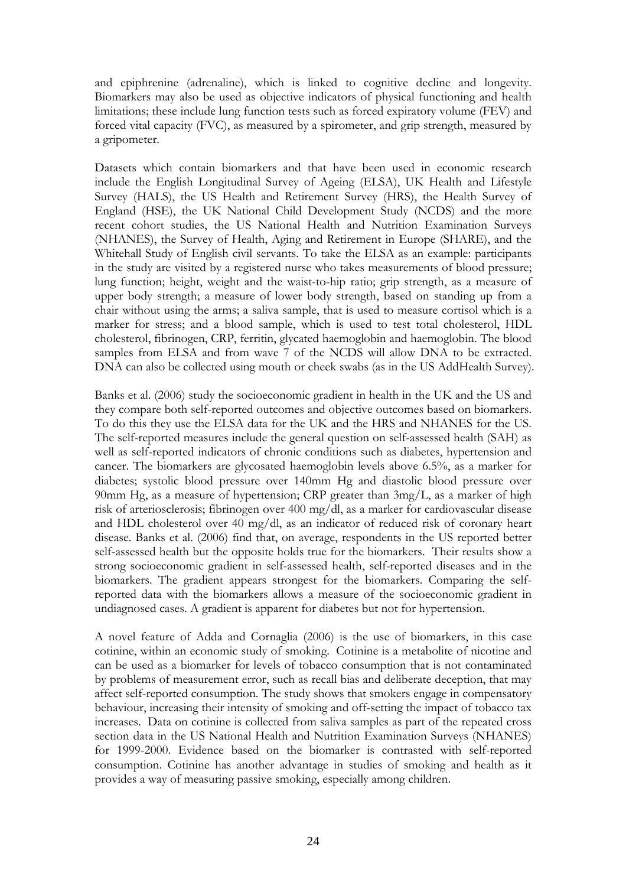and epiphrenine (adrenaline), which is linked to cognitive decline and longevity. Biomarkers may also be used as objective indicators of physical functioning and health limitations; these include lung function tests such as forced expiratory volume (FEV) and forced vital capacity (FVC), as measured by a spirometer, and grip strength, measured by a gripometer.

Datasets which contain biomarkers and that have been used in economic research include the English Longitudinal Survey of Ageing (ELSA), UK Health and Lifestyle Survey (HALS), the US Health and Retirement Survey (HRS), the Health Survey of England (HSE), the UK National Child Development Study (NCDS) and the more recent cohort studies, the US National Health and Nutrition Examination Surveys (NHANES), the Survey of Health, Aging and Retirement in Europe (SHARE), and the Whitehall Study of English civil servants. To take the ELSA as an example: participants in the study are visited by a registered nurse who takes measurements of blood pressure; lung function; height, weight and the waist-to-hip ratio; grip strength, as a measure of upper body strength; a measure of lower body strength, based on standing up from a chair without using the arms; a saliva sample, that is used to measure cortisol which is a marker for stress; and a blood sample, which is used to test total cholesterol, HDL cholesterol, fibrinogen, CRP, ferritin, glycated haemoglobin and haemoglobin. The blood samples from ELSA and from wave 7 of the NCDS will allow DNA to be extracted. DNA can also be collected using mouth or cheek swabs (as in the US AddHealth Survey).

Banks et al. (2006) study the socioeconomic gradient in health in the UK and the US and they compare both self-reported outcomes and objective outcomes based on biomarkers. To do this they use the ELSA data for the UK and the HRS and NHANES for the US. The self-reported measures include the general question on self-assessed health (SAH) as well as self-reported indicators of chronic conditions such as diabetes, hypertension and cancer. The biomarkers are glycosated haemoglobin levels above 6.5%, as a marker for diabetes; systolic blood pressure over 140mm Hg and diastolic blood pressure over 90mm Hg, as a measure of hypertension; CRP greater than 3mg/L, as a marker of high risk of arteriosclerosis; fibrinogen over 400 mg/dl, as a marker for cardiovascular disease and HDL cholesterol over 40 mg/dl, as an indicator of reduced risk of coronary heart disease. Banks et al. (2006) find that, on average, respondents in the US reported better self-assessed health but the opposite holds true for the biomarkers. Their results show a strong socioeconomic gradient in self-assessed health, self-reported diseases and in the biomarkers. The gradient appears strongest for the biomarkers. Comparing the self-reported data with the biomarkers allows a measure of the socioeconomic gradient in undiagnosed cases. A gradient is apparent for diabetes but not for hypertension.

A novel feature of Adda and Cornaglia (2006) is the use of biomarkers, in this case cotinine, within an economic study of smoking. Cotinine is a metabolite of nicotine and can be used as a biomarker for levels of tobacco consumption that is not contaminated by problems of measurement error, such as recall bias and deliberate deception, that may affect self-reported consumption. The study shows that smokers engage in compensatory behaviour, increasing their intensity of smoking and off-setting the impact of tobacco tax increases. Data on cotinine is collected from saliva samples as part of the repeated cross section data in the US National Health and Nutrition Examination Surveys (NHANES) for 1999-2000. Evidence based on the biomarker is contrasted with self-reported consumption. Cotinine has another advantage in studies of smoking and health as it provides a way of measuring passive smoking, especially among children.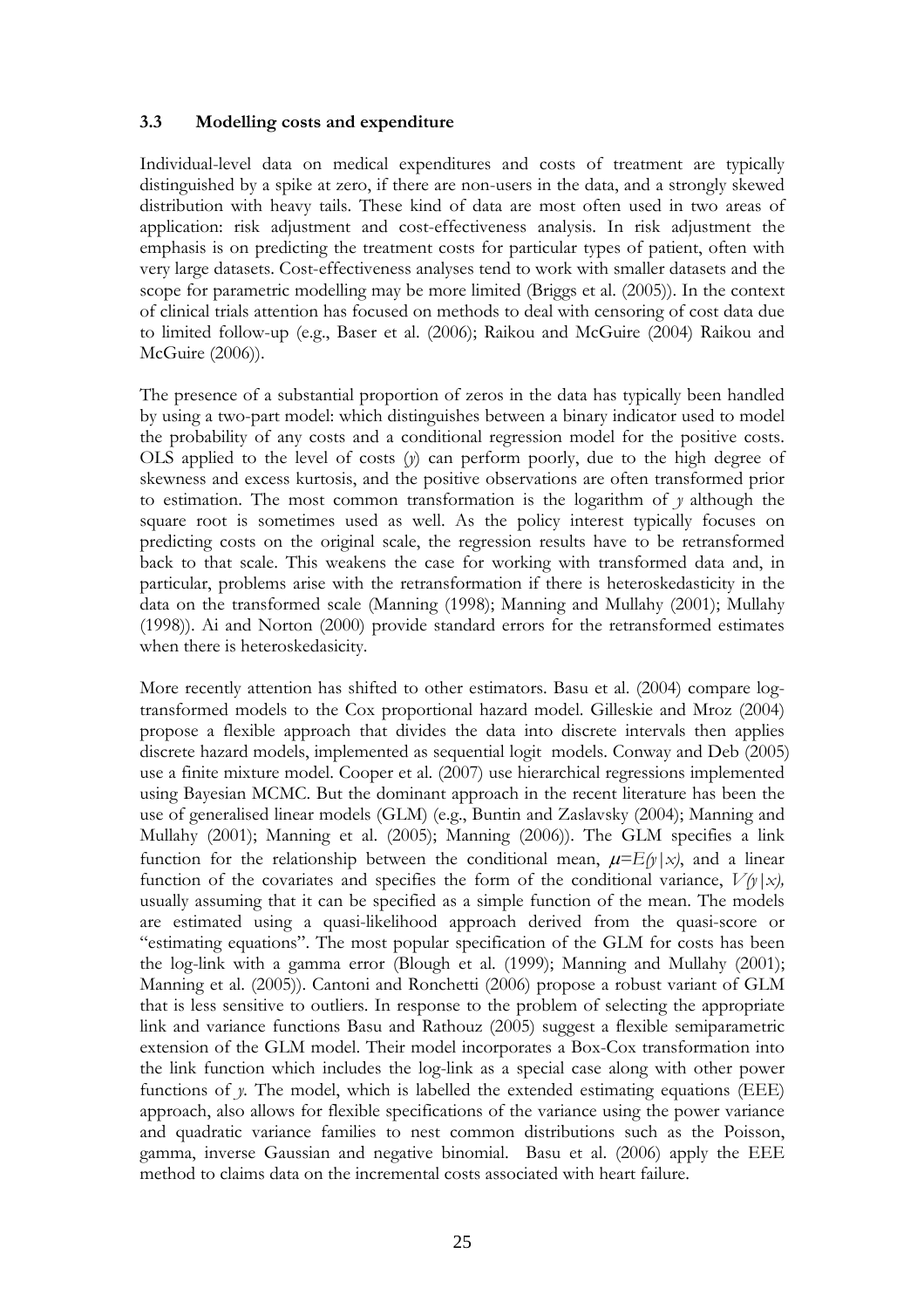### 3.3 Modelling costs and expenditure

Individual-level data on medical expenditures and costs of treatment are typically distinguished by a spike at zero, if there are non-users in the data, and a strongly skewed distribution with heavy tails. These kind of data are most often used in two areas of application: risk adjustment and cost-effectiveness analysis. In risk adjustment the emphasis is on predicting the treatment costs for particular types of patient, often with very large datasets. Cost-effectiveness analyses tend to work with smaller datasets and the scope for parametric modelling may be more limited (Briggs et al. (2005)). In the context of clinical trials attention has focused on methods to deal with censoring of cost data due to limited follow-up (e.g., Baser et al. (2006); Raikou and McGuire (2004) Raikou and McGuire (2006)).

The presence of a substantial proportion of zeros in the data has typically been handled by using a two-part model: which distinguishes between a binary indicator used to model the probability of any costs and a conditional regression model for the positive costs. OLS applied to the level of costs ($y$) can perform poorly, due to the high degree of skewness and excess kurtosis, and the positive observations are often transformed prior to estimation. The most common transformation is the logarithm of $y$ although the square root is sometimes used as well. As the policy interest typically focuses on predicting costs on the original scale, the regression results have to be retransformed back to that scale. This weakens the case for working with transformed data and, in particular, problems arise with the retransformation if there is heteroskedasticity in the data on the transformed scale (Manning (1998); Manning and Mullahy (2001); Mullahy (1998)). Ai and Norton (2000) provide standard errors for the retransformed estimates when there is heteroskedasicity.

More recently attention has shifted to other estimators. Basu et al. (2004) compare log-transformed models to the Cox proportional hazard model. Gilleskie and Mroz (2004) propose a flexible approach that divides the data into discrete intervals then applies discrete hazard models, implemented as sequential logit models. Conway and Deb (2005) use a finite mixture model. Cooper et al. (2007) use hierarchical regressions implemented using Bayesian MCMC. But the dominant approach in the recent literature has been the use of generalised linear models (GLM) (e.g., Buntin and Zaslavsky (2004); Manning and Mullahy (2001); Manning et al. (2005); Manning (2006)). The GLM specifies a link function for the relationship between the conditional mean, $\mu=E(y|x)$, and a linear function of the covariates and specifies the form of the conditional variance, $V(y|x)$, usually assuming that it can be specified as a simple function of the mean. The models are estimated using a quasi-likelihood approach derived from the quasi-score or "estimating equations". The most popular specification of the GLM for costs has been the log-link with a gamma error (Blough et al. (1999); Manning and Mullahy (2001); Manning et al. (2005)). Cantoni and Ronchetti (2006) propose a robust variant of GLM that is less sensitive to outliers. In response to the problem of selecting the appropriate link and variance functions Basu and Rathouz (2005) suggest a flexible semiparametric extension of the GLM model. Their model incorporates a Box-Cox transformation into the link function which includes the log-link as a special case along with other power functions of $y$. The model, which is labelled the extended estimating equations (EEE) approach, also allows for flexible specifications of the variance using the power variance and quadratic variance families to nest common distributions such as the Poisson, gamma, inverse Gaussian and negative binomial. Basu et al. (2006) apply the EEE method to claims data on the incremental costs associated with heart failure.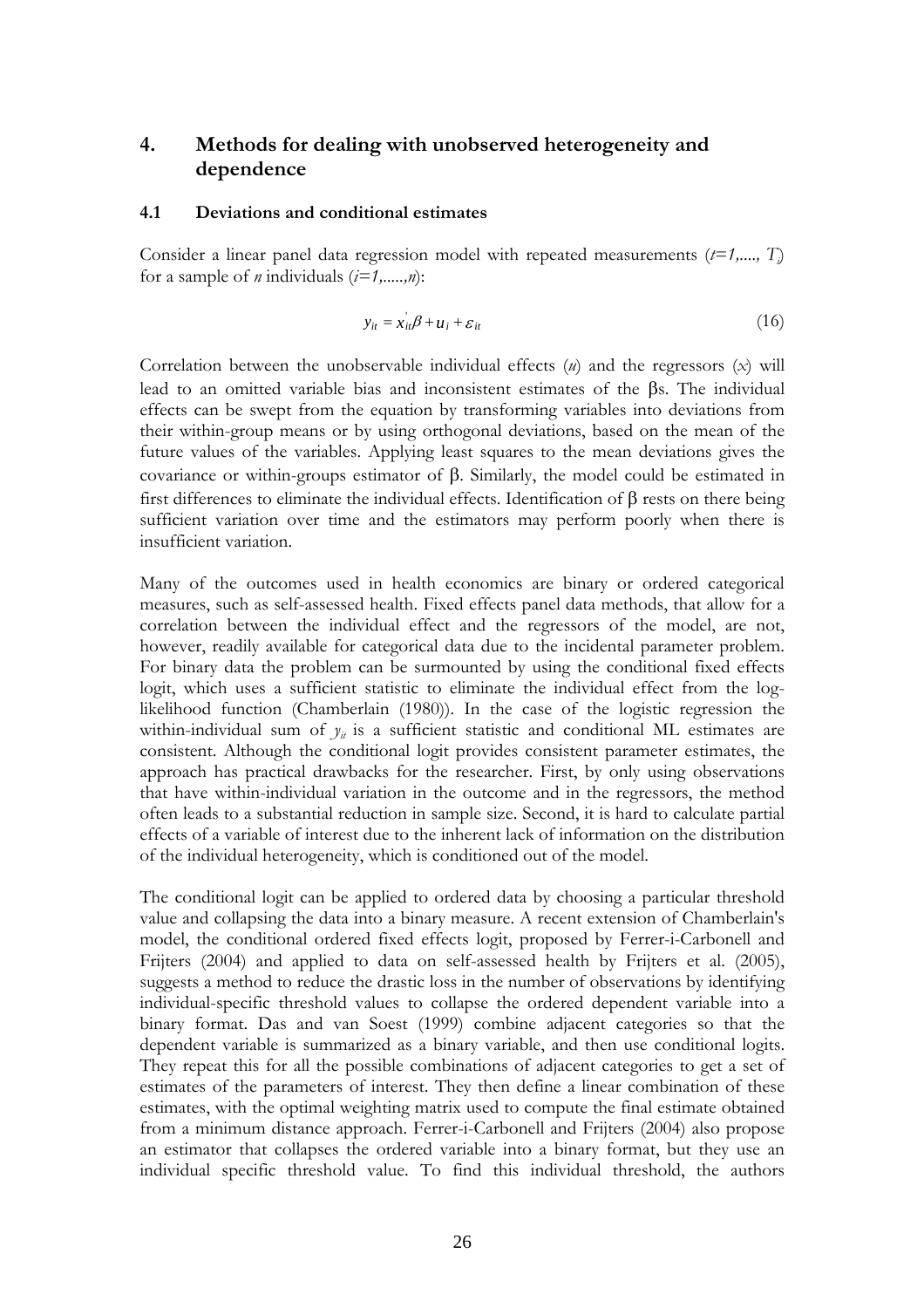# 4. Methods for dealing with unobserved heterogeneity and dependence

### 4.1 Deviations and conditional estimates

Consider a linear panel data regression model with repeated measurements ($t=1,...., T_i$) for a sample of $n$ individuals ($i=1,.....,n$):

$$y_{it} = x_{it}^{'}\beta + u_i + \varepsilon_{it} \tag{16}$$

Correlation between the unobservable individual effects ($u$) and the regressors ($x$) will lead to an omitted variable bias and inconsistent estimates of the βs. The individual effects can be swept from the equation by transforming variables into deviations from their within-group means or by using orthogonal deviations, based on the mean of the future values of the variables. Applying least squares to the mean deviations gives the covariance or within-groups estimator of β. Similarly, the model could be estimated in first differences to eliminate the individual effects. Identification of β rests on there being sufficient variation over time and the estimators may perform poorly when there is insufficient variation.

Many of the outcomes used in health economics are binary or ordered categorical measures, such as self-assessed health. Fixed effects panel data methods, that allow for a correlation between the individual effect and the regressors of the model, are not, however, readily available for categorical data due to the incidental parameter problem. For binary data the problem can be surmounted by using the conditional fixed effects logit, which uses a sufficient statistic to eliminate the individual effect from the log-likelihood function (Chamberlain (1980)). In the case of the logistic regression the within-individual sum of $y_{it}$ is a sufficient statistic and conditional ML estimates are consistent. Although the conditional logit provides consistent parameter estimates, the approach has practical drawbacks for the researcher. First, by only using observations that have within-individual variation in the outcome and in the regressors, the method often leads to a substantial reduction in sample size. Second, it is hard to calculate partial effects of a variable of interest due to the inherent lack of information on the distribution of the individual heterogeneity, which is conditioned out of the model.

The conditional logit can be applied to ordered data by choosing a particular threshold value and collapsing the data into a binary measure. A recent extension of Chamberlain's model, the conditional ordered fixed effects logit, proposed by Ferrer-i-Carbonell and Frijters (2004) and applied to data on self-assessed health by Frijters et al. (2005), suggests a method to reduce the drastic loss in the number of observations by identifying individual-specific threshold values to collapse the ordered dependent variable into a binary format. Das and van Soest (1999) combine adjacent categories so that the dependent variable is summarized as a binary variable, and then use conditional logits. They repeat this for all the possible combinations of adjacent categories to get a set of estimates of the parameters of interest. They then define a linear combination of these estimates, with the optimal weighting matrix used to compute the final estimate obtained from a minimum distance approach. Ferrer-i-Carbonell and Frijters (2004) also propose an estimator that collapses the ordered variable into a binary format, but they use an individual specific threshold value. To find this individual threshold, the authors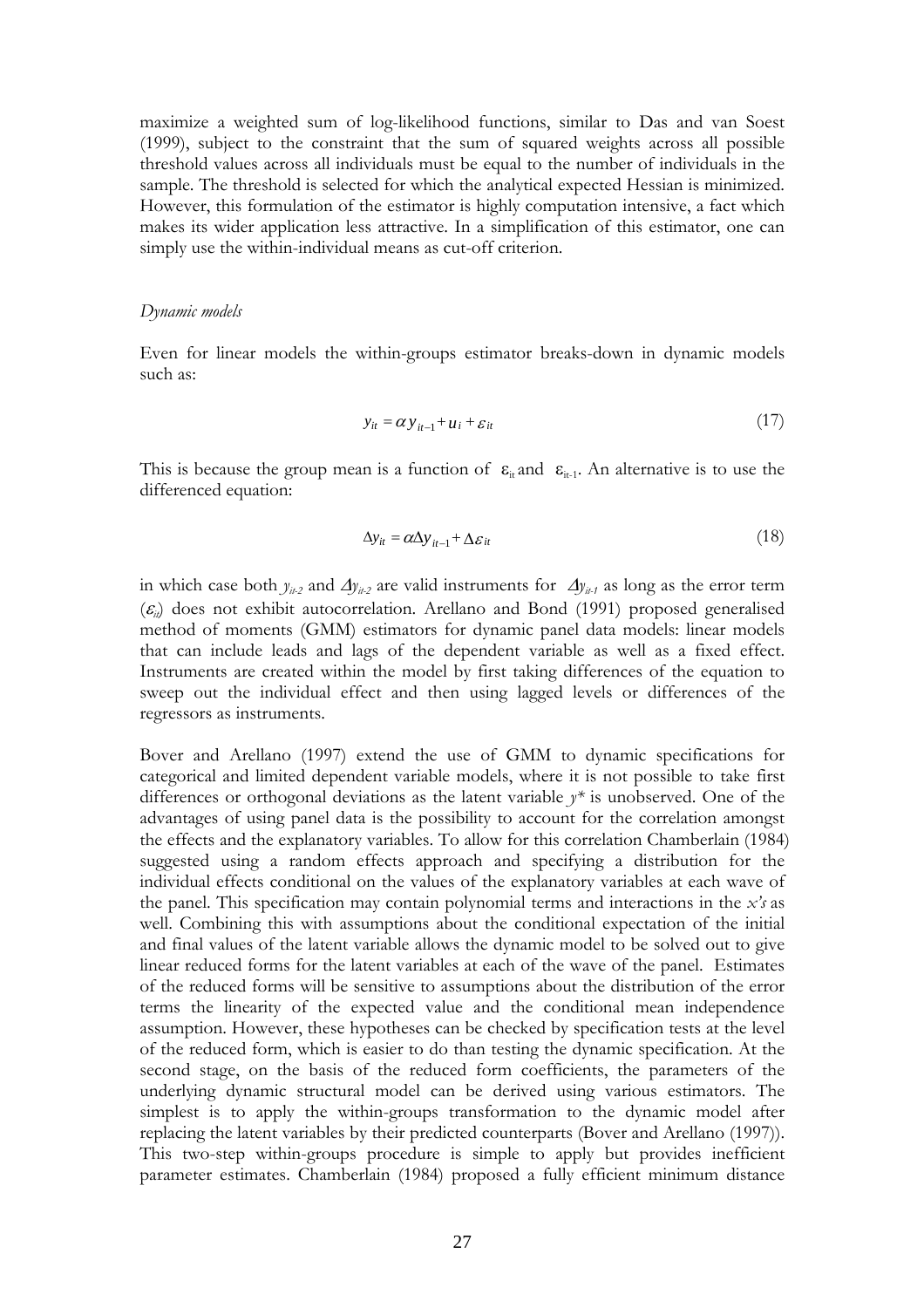maximize a weighted sum of log-likelihood functions, similar to Das and van Soest (1999), subject to the constraint that the sum of squared weights across all possible threshold values across all individuals must be equal to the number of individuals in the sample. The threshold is selected for which the analytical expected Hessian is minimized. However, this formulation of the estimator is highly computation intensive, a fact which makes its wider application less attractive. In a simplification of this estimator, one can simply use the within-individual means as cut-off criterion.

*Dynamic models*

Even for linear models the within-groups estimator breaks-down in dynamic models such as:

$$y_{it} = \alpha y_{it-1} + u_i + \varepsilon_{it} \tag{17}$$

This is because the group mean is a function of $\varepsilon_{it}$ and $\varepsilon_{it-1}$. An alternative is to use the differenced equation:

$$\Delta y_{it} = \alpha \Delta y_{it-1} + \Delta \varepsilon_{it} \tag{18}$$

in which case both $y_{it-2}$ and $\Delta y_{it-2}$ are valid instruments for $\Delta y_{it-1}$ as long as the error term ($\varepsilon_{it}$) does not exhibit autocorrelation. Arellano and Bond (1991) proposed generalised method of moments (GMM) estimators for dynamic panel data models: linear models that can include leads and lags of the dependent variable as well as a fixed effect. Instruments are created within the model by first taking differences of the equation to sweep out the individual effect and then using lagged levels or differences of the regressors as instruments.

Bover and Arellano (1997) extend the use of GMM to dynamic specifications for categorical and limited dependent variable models, where it is not possible to take first differences or orthogonal deviations as the latent variable $y^*$ is unobserved. One of the advantages of using panel data is the possibility to account for the correlation amongst the effects and the explanatory variables. To allow for this correlation Chamberlain (1984) suggested using a random effects approach and specifying a distribution for the individual effects conditional on the values of the explanatory variables at each wave of the panel. This specification may contain polynomial terms and interactions in the *x's* as well. Combining this with assumptions about the conditional expectation of the initial and final values of the latent variable allows the dynamic model to be solved out to give linear reduced forms for the latent variables at each of the wave of the panel. Estimates of the reduced forms will be sensitive to assumptions about the distribution of the error terms the linearity of the expected value and the conditional mean independence assumption. However, these hypotheses can be checked by specification tests at the level of the reduced form, which is easier to do than testing the dynamic specification. At the second stage, on the basis of the reduced form coefficients, the parameters of the underlying dynamic structural model can be derived using various estimators. The simplest is to apply the within-groups transformation to the dynamic model after replacing the latent variables by their predicted counterparts (Bover and Arellano (1997)). This two-step within-groups procedure is simple to apply but provides inefficient parameter estimates. Chamberlain (1984) proposed a fully efficient minimum distance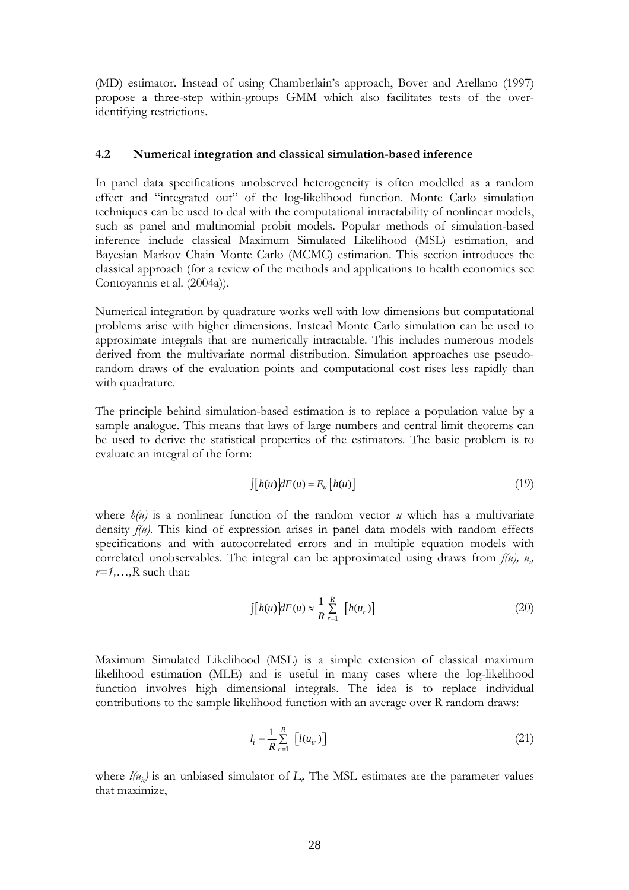(MD) estimator. Instead of using Chamberlain's approach, Bover and Arellano (1997) propose a three-step within-groups GMM which also facilitates tests of the over-identifying restrictions.

### 4.2 Numerical integration and classical simulation-based inference

In panel data specifications unobserved heterogeneity is often modelled as a random effect and "integrated out" of the log-likelihood function. Monte Carlo simulation techniques can be used to deal with the computational intractability of nonlinear models, such as panel and multinomial probit models. Popular methods of simulation-based inference include classical Maximum Simulated Likelihood (MSL) estimation, and Bayesian Markov Chain Monte Carlo (MCMC) estimation. This section introduces the classical approach (for a review of the methods and applications to health economics see Contoyannis et al. (2004a)).

Numerical integration by quadrature works well with low dimensions but computational problems arise with higher dimensions. Instead Monte Carlo simulation can be used to approximate integrals that are numerically intractable. This includes numerous models derived from the multivariate normal distribution. Simulation approaches use pseudo-random draws of the evaluation points and computational cost rises less rapidly than with quadrature.

The principle behind simulation-based estimation is to replace a population value by a sample analogue. This means that laws of large numbers and central limit theorems can be used to derive the statistical properties of the estimators. The basic problem is to evaluate an integral of the form:

$$\int [h(u)] dF(u) = E_u [h(u)] \tag{19}$$

where $h(u)$ is a nonlinear function of the random vector $u$ which has a multivariate density $f(u)$. This kind of expression arises in panel data models with random effects specifications and with autocorrelated errors and in multiple equation models with correlated unobservables. The integral can be approximated using draws from $f(u)$, $u_r$, $r=1,\ldots,R$ such that:

$$\int [h(u)] dF(u) \approx \frac{1}{R} \sum_{r=1}^{R} [h(u_r)] \tag{20}$$

Maximum Simulated Likelihood (MSL) is a simple extension of classical maximum likelihood estimation (MLE) and is useful in many cases where the log-likelihood function involves high dimensional integrals. The idea is to replace individual contributions to the sample likelihood function with an average over R random draws:

$$l_i = \frac{1}{R} \sum_{r=1}^{R} [l(u_{ir})] \tag{21}$$

where $l(u_{ir})$ is an unbiased simulator of $L_i$. The MSL estimates are the parameter values that maximize,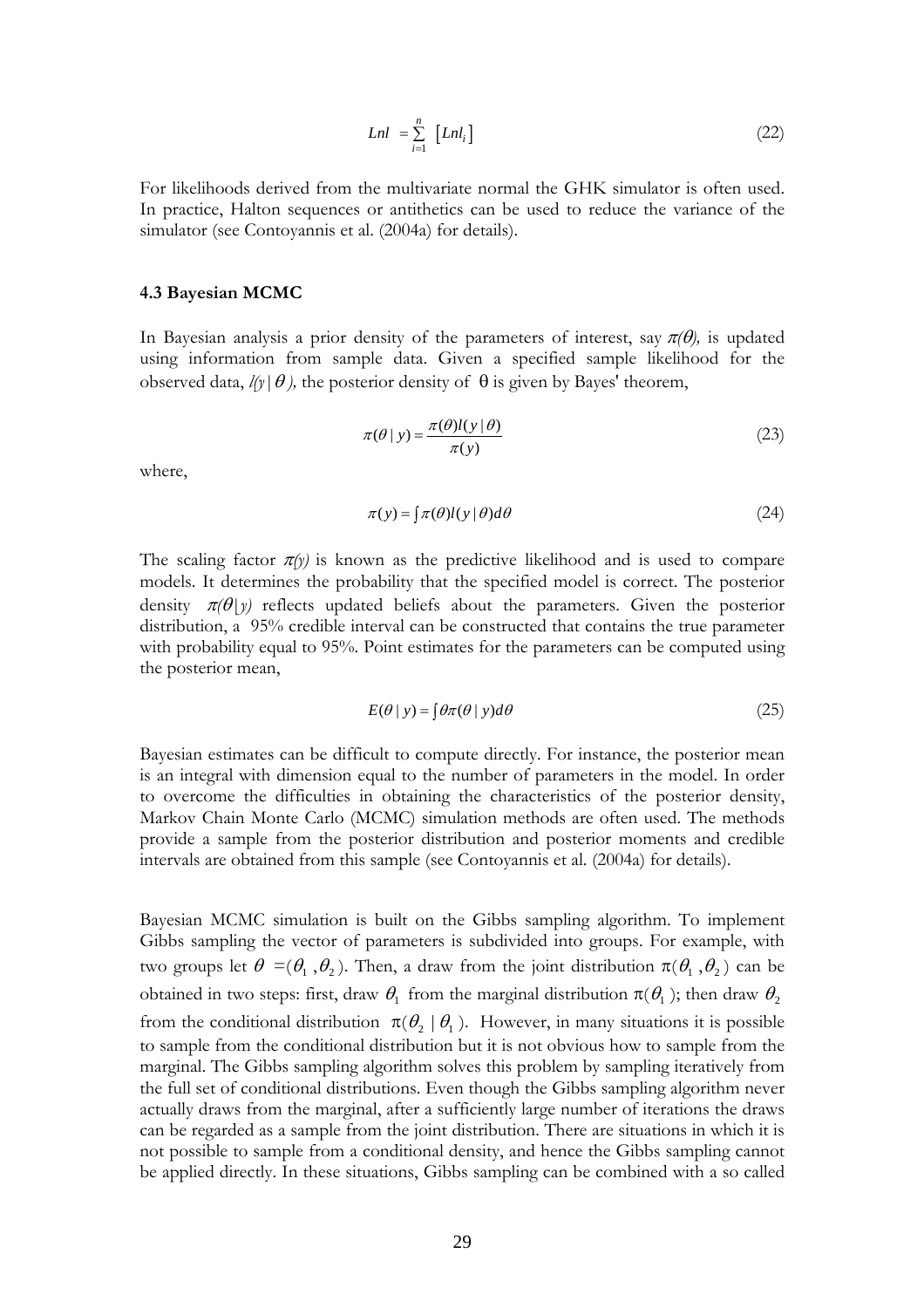$$Lnl = \sum_{i=1}^{n} \left[ Lnl_i \right] \tag{22}$$

For likelihoods derived from the multivariate normal the GHK simulator is often used. In practice, Halton sequences or antithetics can be used to reduce the variance of the simulator (see Contoyannis et al. (2004a) for details).

### 4.3 Bayesian MCMC

In Bayesian analysis a prior density of the parameters of interest, say $\pi(\theta)$, is updated using information from sample data. Given a specified sample likelihood for the observed data, $l(y|\theta)$, the posterior density of $\theta$ is given by Bayes' theorem,

$$\pi(\theta \mid y) = \frac{\pi(\theta) l(y \mid \theta)}{\pi(y)} \tag{23}$$

where,

$$\pi(y) = \int \pi(\theta) l(y \mid \theta) d\theta \tag{24}$$

The scaling factor $\pi(y)$ is known as the predictive likelihood and is used to compare models. It determines the probability that the specified model is correct. The posterior density $\pi(\theta|y)$ reflects updated beliefs about the parameters. Given the posterior distribution, a 95% credible interval can be constructed that contains the true parameter with probability equal to 95%. Point estimates for the parameters can be computed using the posterior mean,

$$E(\theta \mid y) = \int \theta \pi(\theta \mid y) d\theta \tag{25}$$

Bayesian estimates can be difficult to compute directly. For instance, the posterior mean is an integral with dimension equal to the number of parameters in the model. In order to overcome the difficulties in obtaining the characteristics of the posterior density, Markov Chain Monte Carlo (MCMC) simulation methods are often used. The methods provide a sample from the posterior distribution and posterior moments and credible intervals are obtained from this sample (see Contoyannis et al. (2004a) for details).

Bayesian MCMC simulation is built on the Gibbs sampling algorithm. To implement Gibbs sampling the vector of parameters is subdivided into groups. For example, with two groups let $\theta = (\theta_1, \theta_2)$. Then, a draw from the joint distribution $\pi(\theta_1, \theta_2)$ can be obtained in two steps: first, draw $\theta_1$ from the marginal distribution $\pi(\theta_1)$; then draw $\theta_2$ from the conditional distribution $\pi(\theta_2 \mid \theta_1)$. However, in many situations it is possible to sample from the conditional distribution but it is not obvious how to sample from the marginal. The Gibbs sampling algorithm solves this problem by sampling iteratively from the full set of conditional distributions. Even though the Gibbs sampling algorithm never actually draws from the marginal, after a sufficiently large number of iterations the draws can be regarded as a sample from the joint distribution. There are situations in which it is not possible to sample from a conditional density, and hence the Gibbs sampling cannot be applied directly. In these situations, Gibbs sampling can be combined with a so called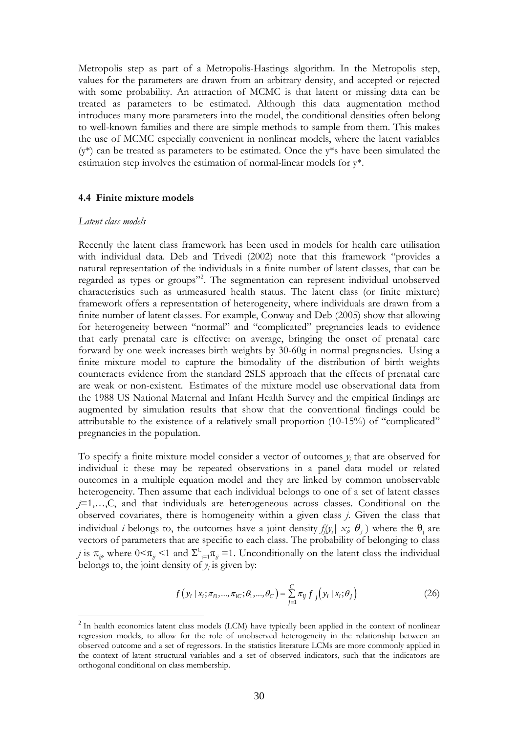Metropolis step as part of a Metropolis-Hastings algorithm. In the Metropolis step, values for the parameters are drawn from an arbitrary density, and accepted or rejected with some probability. An attraction of MCMC is that latent or missing data can be treated as parameters to be estimated. Although this data augmentation method introduces many more parameters into the model, the conditional densities often belong to well-known families and there are simple methods to sample from them. This makes the use of MCMC especially convenient in nonlinear models, where the latent variables ($y^*$) can be treated as parameters to be estimated. Once the $y^*$s have been simulated the estimation step involves the estimation of normal-linear models for $y^*$.

### 4.4 Finite mixture models

*Latent class models*

Recently the latent class framework has been used in models for health care utilisation with individual data. Deb and Trivedi (2002) note that this framework "provides a natural representation of the individuals in a finite number of latent classes, that can be regarded as types or groups"[2]. The segmentation can represent individual unobserved characteristics such as unmeasured health status. The latent class (or finite mixture) framework offers a representation of heterogeneity, where individuals are drawn from a finite number of latent classes. For example, Conway and Deb (2005) show that allowing for heterogeneity between "normal" and "complicated" pregnancies leads to evidence that early prenatal care is effective: on average, bringing the onset of prenatal care forward by one week increases birth weights by 30-60g in normal pregnancies. Using a finite mixture model to capture the bimodality of the distribution of birth weights counteracts evidence from the standard 2SLS approach that the effects of prenatal care are weak or non-existent. Estimates of the mixture model use observational data from the 1988 US National Maternal and Infant Health Survey and the empirical findings are augmented by simulation results that show that the conventional findings could be attributable to the existence of a relatively small proportion (10-15%) of "complicated" pregnancies in the population.

To specify a finite mixture model consider a vector of outcomes $y_i$ that are observed for individual i: these may be repeated observations in a panel data model or related outcomes in a multiple equation model and they are linked by common unobservable heterogeneity. Then assume that each individual belongs to one of a set of latent classes $j$=1,…,C, and that individuals are heterogeneous across classes. Conditional on the observed covariates, there is homogeneity within a given class $j$. Given the class that individual $i$ belongs to, the outcomes have a joint density $f_j(y_i \mid x_i; \theta_j)$ where the $\theta_j$ are vectors of parameters that are specific to each class. The probability of belonging to class $j$ is $\pi_{ij}$, where $0<\pi_{ij}<1$ and $\Sigma^{C}_{j=1}\pi_{ij}=1$. Unconditionally on the latent class the individual belongs to, the joint density of $y_i$ is given by:

$$f\left(y_i \mid x_i;\pi_{i1},...,\pi_{iC};\theta_1,...,\theta_C\right)=\sum_{j=1}^{C}\pi_{ij}\,f_j\left(y_i \mid x_i;\theta_j\right) \tag{26}$$

[2] In health economics latent class models (LCM) have typically been applied in the context of nonlinear regression models, to allow for the role of unobserved heterogeneity in the relationship between an observed outcome and a set of regressors. In the statistics literature LCMs are more commonly applied in the context of latent structural variables and a set of observed indicators, such that the indicators are orthogonal conditional on class membership.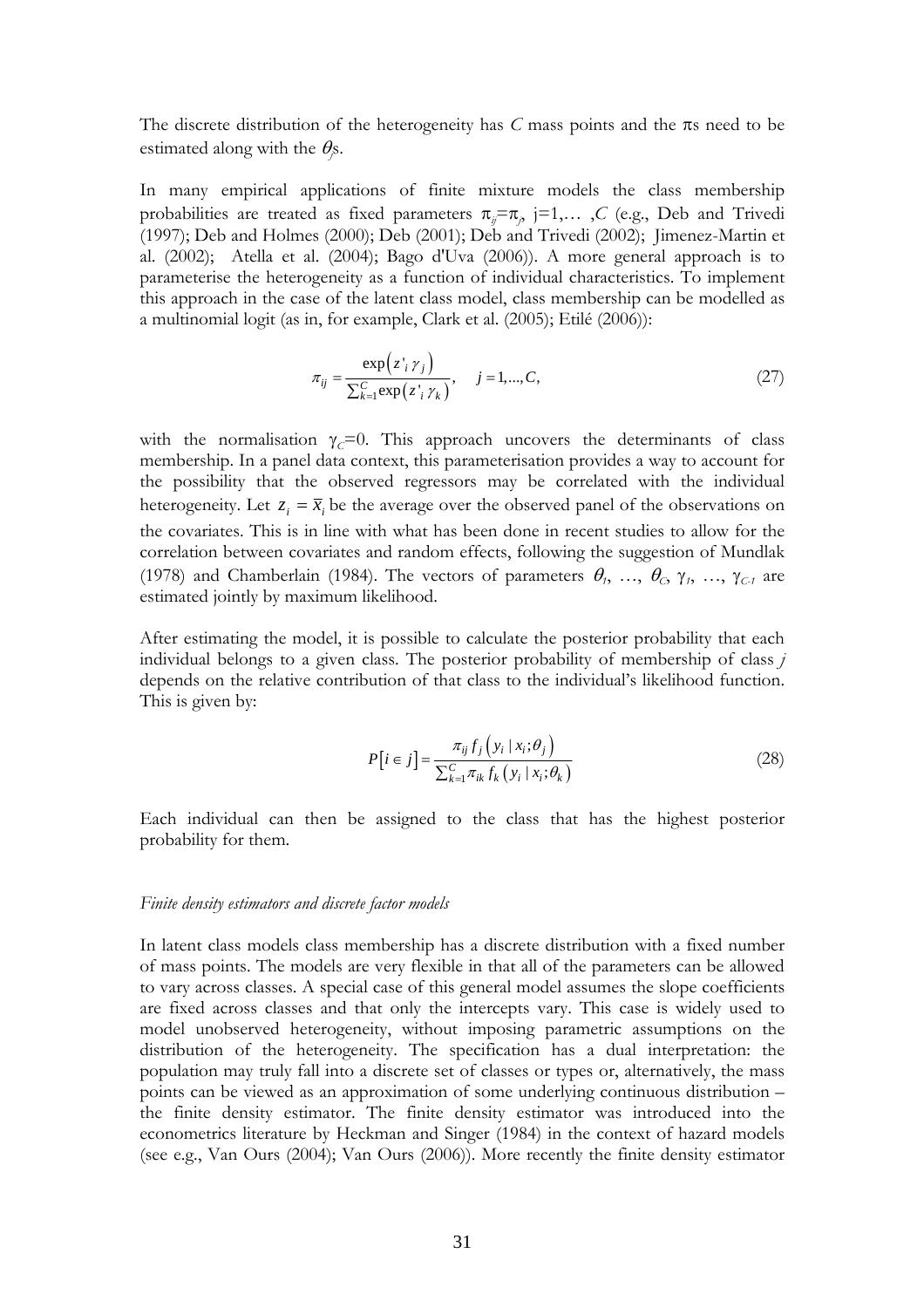The discrete distribution of the heterogeneity has $C$ mass points and the $\pi$s need to be estimated along with the $\theta_j$s.

In many empirical applications of finite mixture models the class membership probabilities are treated as fixed parameters $\pi_{ij}=\pi_j$, j=1,… ,$C$ (e.g., Deb and Trivedi (1997); Deb and Holmes (2000); Deb (2001); Deb and Trivedi (2002); Jimenez-Martin et al. (2002); Atella et al. (2004); Bago d'Uva (2006)). A more general approach is to parameterise the heterogeneity as a function of individual characteristics. To implement this approach in the case of the latent class model, class membership can be modelled as a multinomial logit (as in, for example, Clark et al. (2005); Etilé (2006)):

$$\pi_{ij} = \frac{\exp\left(z'_i \gamma_j\right)}{\sum_{k=1}^{C} \exp\left(z'_i \gamma_k\right)}, \quad j = 1,...,C, \tag{27}$$

with the normalisation $\gamma_C=0$. This approach uncovers the determinants of class membership. In a panel data context, this parameterisation provides a way to account for the possibility that the observed regressors may be correlated with the individual heterogeneity. Let $z_i = \bar{x}_i$ be the average over the observed panel of the observations on the covariates. This is in line with what has been done in recent studies to allow for the correlation between covariates and random effects, following the suggestion of Mundlak (1978) and Chamberlain (1984). The vectors of parameters $\theta_1, \ldots, \theta_C, \gamma_1, \ldots, \gamma_{C-1}$ are estimated jointly by maximum likelihood.

After estimating the model, it is possible to calculate the posterior probability that each individual belongs to a given class. The posterior probability of membership of class $j$ depends on the relative contribution of that class to the individual's likelihood function. This is given by:

$$P\left[i \in j\right] = \frac{\pi_{ij} f_j\left(y_i \mid x_i; \theta_j\right)}{\sum_{k=1}^{C} \pi_{ik} f_k\left(y_i \mid x_i; \theta_k\right)} \tag{28}$$

Each individual can then be assigned to the class that has the highest posterior probability for them.

*Finite density estimators and discrete factor models*

In latent class models class membership has a discrete distribution with a fixed number of mass points. The models are very flexible in that all of the parameters can be allowed to vary across classes. A special case of this general model assumes the slope coefficients are fixed across classes and that only the intercepts vary. This case is widely used to model unobserved heterogeneity, without imposing parametric assumptions on the distribution of the heterogeneity. The specification has a dual interpretation: the population may truly fall into a discrete set of classes or types or, alternatively, the mass points can be viewed as an approximation of some underlying continuous distribution – the finite density estimator. The finite density estimator was introduced into the econometrics literature by Heckman and Singer (1984) in the context of hazard models (see e.g., Van Ours (2004); Van Ours (2006)). More recently the finite density estimator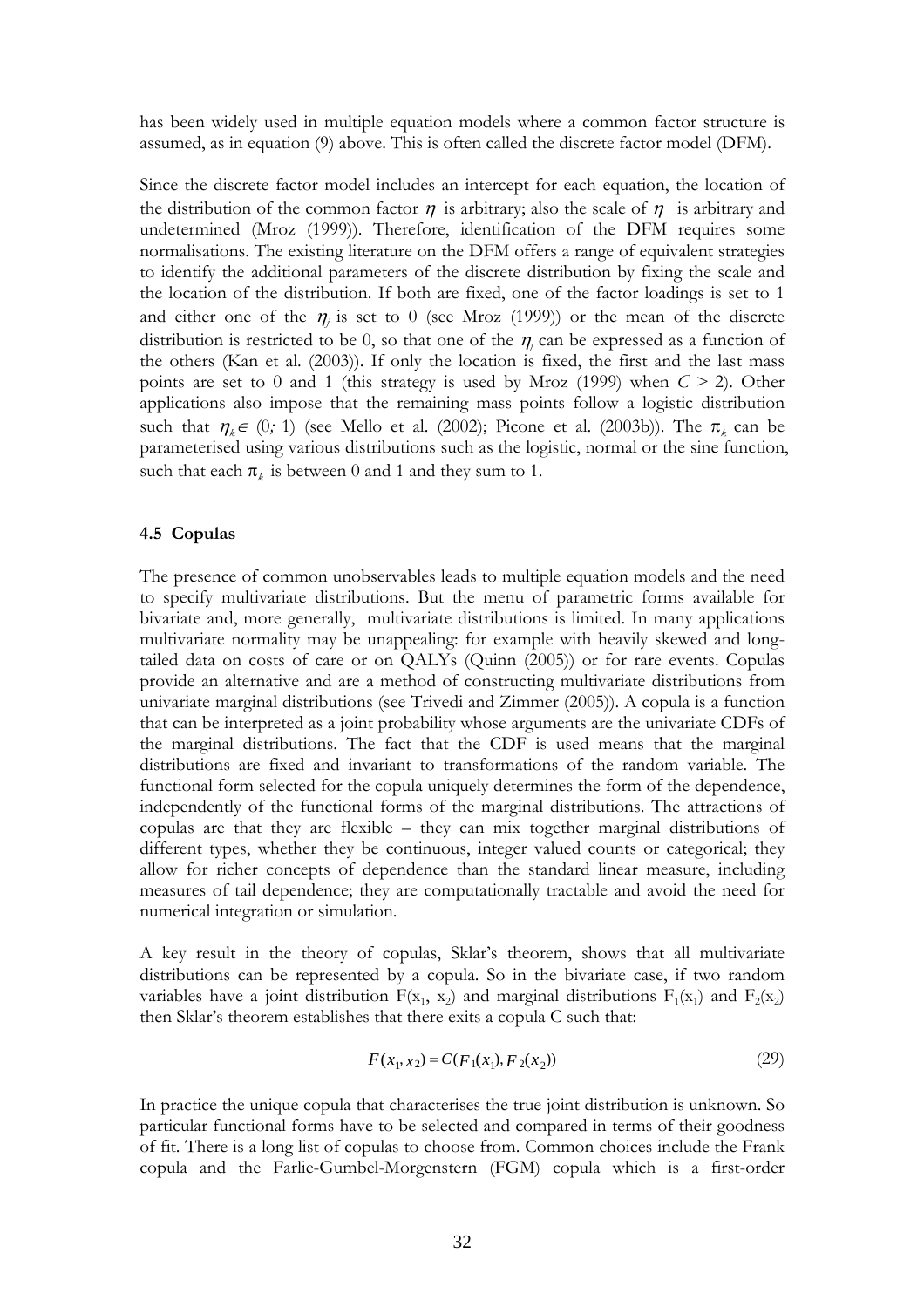has been widely used in multiple equation models where a common factor structure is assumed, as in equation (9) above. This is often called the discrete factor model (DFM).

Since the discrete factor model includes an intercept for each equation, the location of the distribution of the common factor $\eta$ is arbitrary; also the scale of $\eta$ is arbitrary and undetermined (Mroz (1999)). Therefore, identification of the DFM requires some normalisations. The existing literature on the DFM offers a range of equivalent strategies to identify the additional parameters of the discrete distribution by fixing the scale and the location of the distribution. If both are fixed, one of the factor loadings is set to 1 and either one of the $\eta_j$ is set to 0 (see Mroz (1999)) or the mean of the discrete distribution is restricted to be 0, so that one of the $\eta_j$ can be expressed as a function of the others (Kan et al. (2003)). If only the location is fixed, the first and the last mass points are set to 0 and 1 (this strategy is used by Mroz (1999) when $C > 2$). Other applications also impose that the remaining mass points follow a logistic distribution such that $\eta_k \in (0; 1)$ (see Mello et al. (2002); Picone et al. (2003b)). The $\pi_k$ can be parameterised using various distributions such as the logistic, normal or the sine function, such that each $\pi_k$ is between 0 and 1 and they sum to 1.

#### 4.5 Copulas

The presence of common unobservables leads to multiple equation models and the need to specify multivariate distributions. But the menu of parametric forms available for bivariate and, more generally, multivariate distributions is limited. In many applications multivariate normality may be unappealing: for example with heavily skewed and long-tailed data on costs of care or on QALYs (Quinn (2005)) or for rare events. Copulas provide an alternative and are a method of constructing multivariate distributions from univariate marginal distributions (see Trivedi and Zimmer (2005)). A copula is a function that can be interpreted as a joint probability whose arguments are the univariate CDFs of the marginal distributions. The fact that the CDF is used means that the marginal distributions are fixed and invariant to transformations of the random variable. The functional form selected for the copula uniquely determines the form of the dependence, independently of the functional forms of the marginal distributions. The attractions of copulas are that they are flexible – they can mix together marginal distributions of different types, whether they be continuous, integer valued counts or categorical; they allow for richer concepts of dependence than the standard linear measure, including measures of tail dependence; they are computationally tractable and avoid the need for numerical integration or simulation.

A key result in the theory of copulas, Sklar's theorem, shows that all multivariate distributions can be represented by a copula. So in the bivariate case, if two random variables have a joint distribution $F(x_1, x_2)$ and marginal distributions $F_1(x_1)$ and $F_2(x_2)$ then Sklar's theorem establishes that there exits a copula C such that:

$$F(x_1, x_2) = C(F_1(x_1), F_2(x_2)) \tag{29}$$

In practice the unique copula that characterises the true joint distribution is unknown. So particular functional forms have to be selected and compared in terms of their goodness of fit. There is a long list of copulas to choose from. Common choices include the Frank copula and the Farlie-Gumbel-Morgenstern (FGM) copula which is a first-order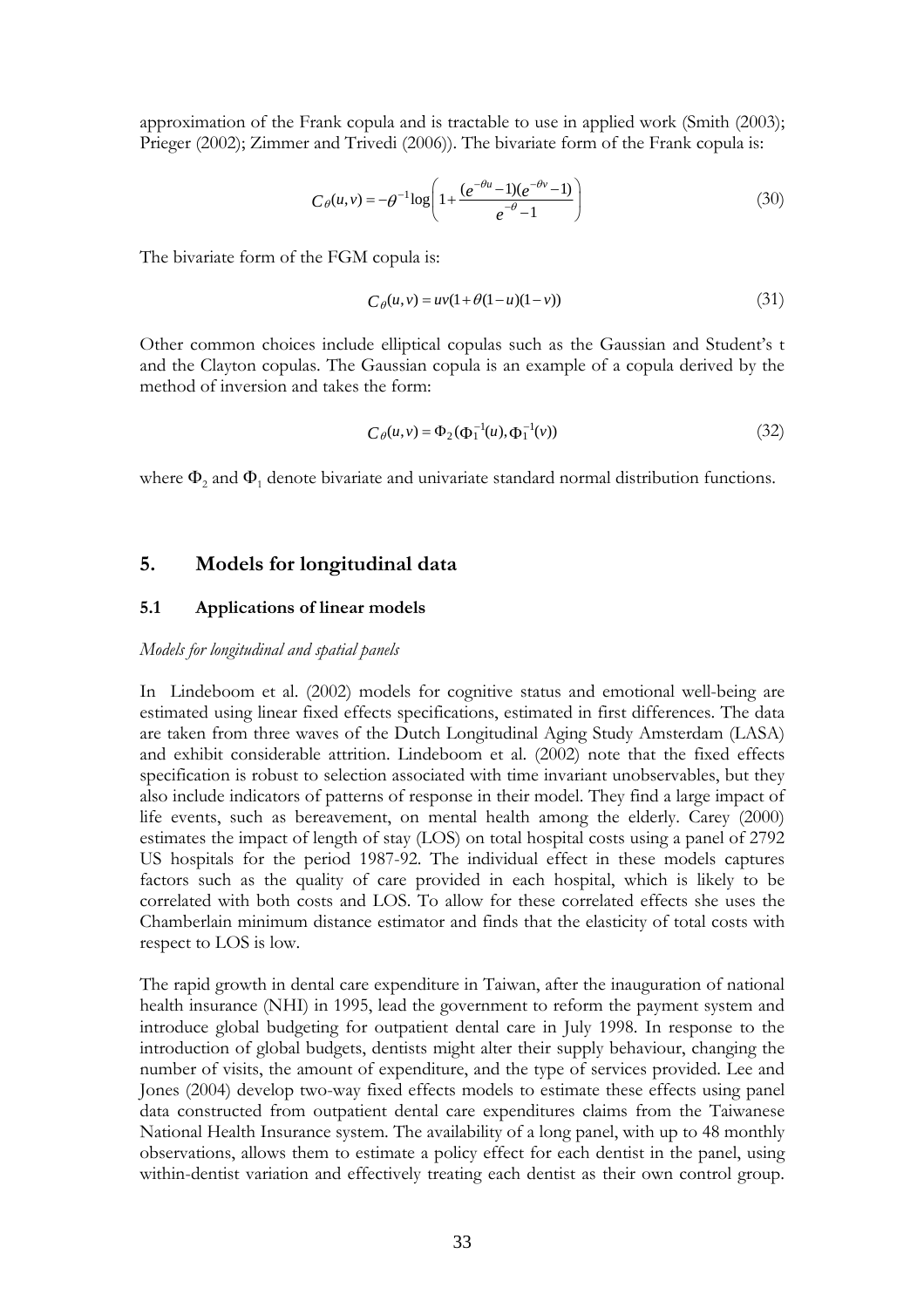approximation of the Frank copula and is tractable to use in applied work (Smith (2003); Prieger (2002); Zimmer and Trivedi (2006)). The bivariate form of the Frank copula is:

$$C_{\theta}(u,v) = -\theta^{-1}\log\left(1 + \frac{(e^{-\theta u}-1)(e^{-\theta v}-1)}{e^{-\theta}-1}\right) \tag{30}$$

The bivariate form of the FGM copula is:

$$C_{\theta}(u,v) = uv(1+\theta(1-u)(1-v)) \tag{31}$$

Other common choices include elliptical copulas such as the Gaussian and Student's t and the Clayton copulas. The Gaussian copula is an example of a copula derived by the method of inversion and takes the form:

$$C_{\theta}(u,v) = \Phi_2(\Phi_1^{-1}(u), \Phi_1^{-1}(v)) \tag{32}$$

where $\Phi_2$ and $\Phi_1$ denote bivariate and univariate standard normal distribution functions.

## 5. Models for longitudinal data

### 5.1 Applications of linear models

*Models for longitudinal and spatial panels*

In Lindeboom et al. (2002) models for cognitive status and emotional well-being are estimated using linear fixed effects specifications, estimated in first differences. The data are taken from three waves of the Dutch Longitudinal Aging Study Amsterdam (LASA) and exhibit considerable attrition. Lindeboom et al. (2002) note that the fixed effects specification is robust to selection associated with time invariant unobservables, but they also include indicators of patterns of response in their model. They find a large impact of life events, such as bereavement, on mental health among the elderly. Carey (2000) estimates the impact of length of stay (LOS) on total hospital costs using a panel of 2792 US hospitals for the period 1987-92. The individual effect in these models captures factors such as the quality of care provided in each hospital, which is likely to be correlated with both costs and LOS. To allow for these correlated effects she uses the Chamberlain minimum distance estimator and finds that the elasticity of total costs with respect to LOS is low.

The rapid growth in dental care expenditure in Taiwan, after the inauguration of national health insurance (NHI) in 1995, lead the government to reform the payment system and introduce global budgeting for outpatient dental care in July 1998. In response to the introduction of global budgets, dentists might alter their supply behaviour, changing the number of visits, the amount of expenditure, and the type of services provided. Lee and Jones (2004) develop two-way fixed effects models to estimate these effects using panel data constructed from outpatient dental care expenditures claims from the Taiwanese National Health Insurance system. The availability of a long panel, with up to 48 monthly observations, allows them to estimate a policy effect for each dentist in the panel, using within-dentist variation and effectively treating each dentist as their own control group.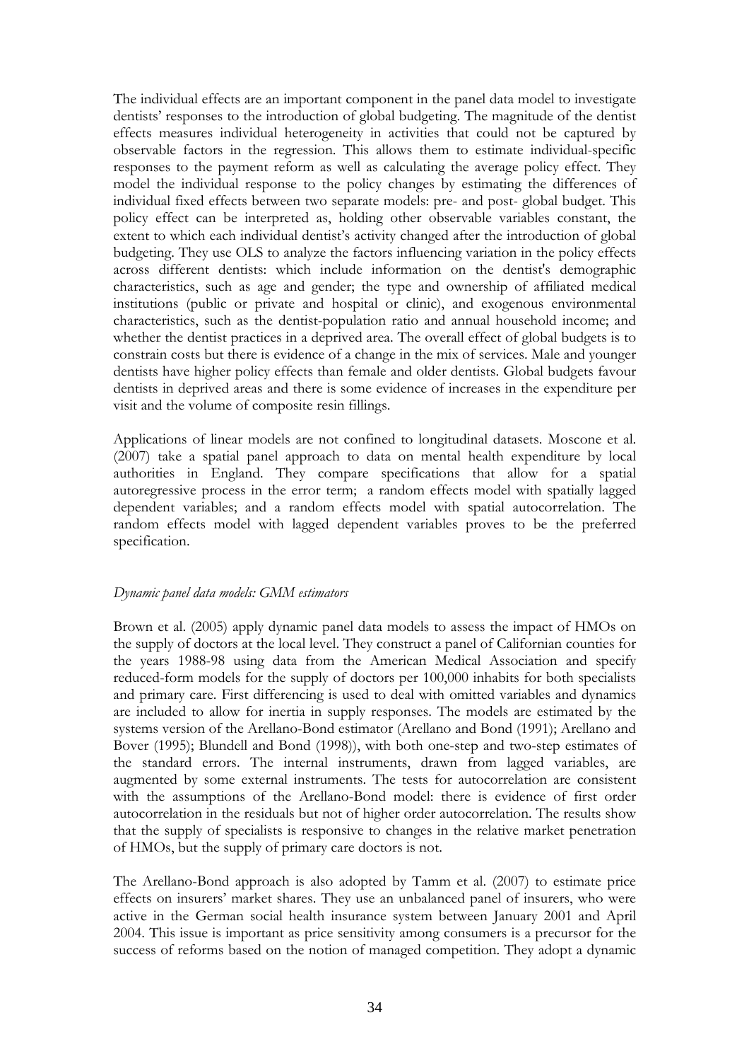The individual effects are an important component in the panel data model to investigate dentists' responses to the introduction of global budgeting. The magnitude of the dentist effects measures individual heterogeneity in activities that could not be captured by observable factors in the regression. This allows them to estimate individual-specific responses to the payment reform as well as calculating the average policy effect. They model the individual response to the policy changes by estimating the differences of individual fixed effects between two separate models: pre- and post- global budget. This policy effect can be interpreted as, holding other observable variables constant, the extent to which each individual dentist's activity changed after the introduction of global budgeting. They use OLS to analyze the factors influencing variation in the policy effects across different dentists: which include information on the dentist's demographic characteristics, such as age and gender; the type and ownership of affiliated medical institutions (public or private and hospital or clinic), and exogenous environmental characteristics, such as the dentist-population ratio and annual household income; and whether the dentist practices in a deprived area. The overall effect of global budgets is to constrain costs but there is evidence of a change in the mix of services. Male and younger dentists have higher policy effects than female and older dentists. Global budgets favour dentists in deprived areas and there is some evidence of increases in the expenditure per visit and the volume of composite resin fillings.

Applications of linear models are not confined to longitudinal datasets. Moscone et al. (2007) take a spatial panel approach to data on mental health expenditure by local authorities in England. They compare specifications that allow for a spatial autoregressive process in the error term; a random effects model with spatially lagged dependent variables; and a random effects model with spatial autocorrelation. The random effects model with lagged dependent variables proves to be the preferred specification.

*Dynamic panel data models: GMM estimators*

Brown et al. (2005) apply dynamic panel data models to assess the impact of HMOs on the supply of doctors at the local level. They construct a panel of Californian counties for the years 1988-98 using data from the American Medical Association and specify reduced-form models for the supply of doctors per 100,000 inhabits for both specialists and primary care. First differencing is used to deal with omitted variables and dynamics are included to allow for inertia in supply responses. The models are estimated by the systems version of the Arellano-Bond estimator (Arellano and Bond (1991); Arellano and Bover (1995); Blundell and Bond (1998)), with both one-step and two-step estimates of the standard errors. The internal instruments, drawn from lagged variables, are augmented by some external instruments. The tests for autocorrelation are consistent with the assumptions of the Arellano-Bond model: there is evidence of first order autocorrelation in the residuals but not of higher order autocorrelation. The results show that the supply of specialists is responsive to changes in the relative market penetration of HMOs, but the supply of primary care doctors is not.

The Arellano-Bond approach is also adopted by Tamm et al. (2007) to estimate price effects on insurers' market shares. They use an unbalanced panel of insurers, who were active in the German social health insurance system between January 2001 and April 2004. This issue is important as price sensitivity among consumers is a precursor for the success of reforms based on the notion of managed competition. They adopt a dynamic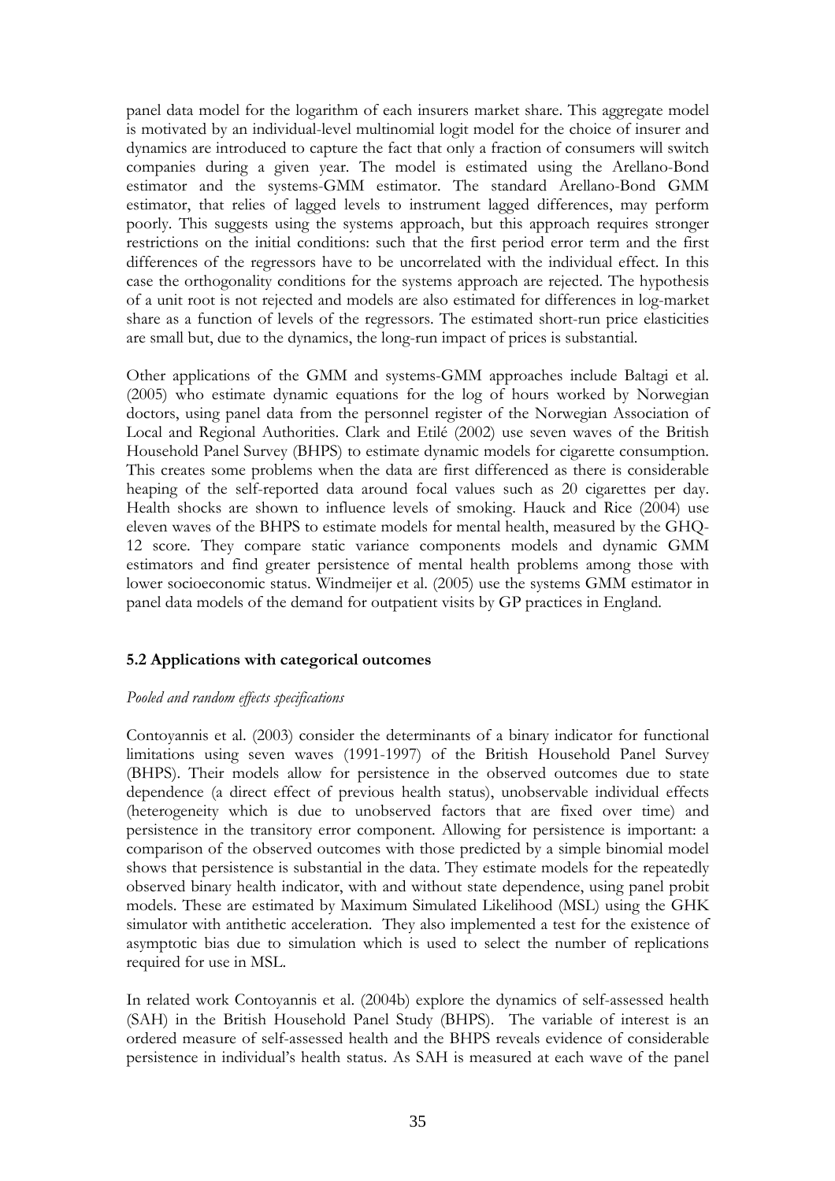panel data model for the logarithm of each insurers market share. This aggregate model is motivated by an individual-level multinomial logit model for the choice of insurer and dynamics are introduced to capture the fact that only a fraction of consumers will switch companies during a given year. The model is estimated using the Arellano-Bond estimator and the systems-GMM estimator. The standard Arellano-Bond GMM estimator, that relies of lagged levels to instrument lagged differences, may perform poorly. This suggests using the systems approach, but this approach requires stronger restrictions on the initial conditions: such that the first period error term and the first differences of the regressors have to be uncorrelated with the individual effect. In this case the orthogonality conditions for the systems approach are rejected. The hypothesis of a unit root is not rejected and models are also estimated for differences in log-market share as a function of levels of the regressors. The estimated short-run price elasticities are small but, due to the dynamics, the long-run impact of prices is substantial.

Other applications of the GMM and systems-GMM approaches include Baltagi et al. (2005) who estimate dynamic equations for the log of hours worked by Norwegian doctors, using panel data from the personnel register of the Norwegian Association of Local and Regional Authorities. Clark and Etilé (2002) use seven waves of the British Household Panel Survey (BHPS) to estimate dynamic models for cigarette consumption. This creates some problems when the data are first differenced as there is considerable heaping of the self-reported data around focal values such as 20 cigarettes per day. Health shocks are shown to influence levels of smoking. Hauck and Rice (2004) use eleven waves of the BHPS to estimate models for mental health, measured by the GHQ-12 score. They compare static variance components models and dynamic GMM estimators and find greater persistence of mental health problems among those with lower socioeconomic status. Windmeijer et al. (2005) use the systems GMM estimator in panel data models of the demand for outpatient visits by GP practices in England.

### 5.2 Applications with categorical outcomes

*Pooled and random effects specifications*

Contoyannis et al. (2003) consider the determinants of a binary indicator for functional limitations using seven waves (1991-1997) of the British Household Panel Survey (BHPS). Their models allow for persistence in the observed outcomes due to state dependence (a direct effect of previous health status), unobservable individual effects (heterogeneity which is due to unobserved factors that are fixed over time) and persistence in the transitory error component. Allowing for persistence is important: a comparison of the observed outcomes with those predicted by a simple binomial model shows that persistence is substantial in the data. They estimate models for the repeatedly observed binary health indicator, with and without state dependence, using panel probit models. These are estimated by Maximum Simulated Likelihood (MSL) using the GHK simulator with antithetic acceleration. They also implemented a test for the existence of asymptotic bias due to simulation which is used to select the number of replications required for use in MSL.

In related work Contoyannis et al. (2004b) explore the dynamics of self-assessed health (SAH) in the British Household Panel Study (BHPS). The variable of interest is an ordered measure of self-assessed health and the BHPS reveals evidence of considerable persistence in individual's health status. As SAH is measured at each wave of the panel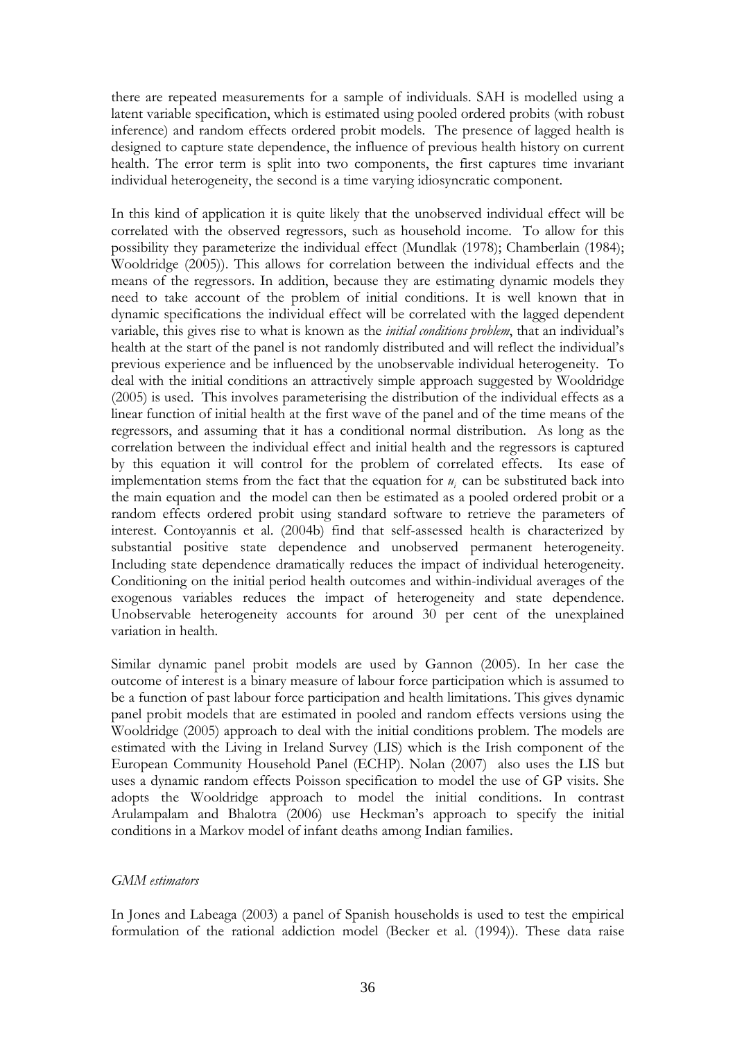there are repeated measurements for a sample of individuals. SAH is modelled using a latent variable specification, which is estimated using pooled ordered probits (with robust inference) and random effects ordered probit models. The presence of lagged health is designed to capture state dependence, the influence of previous health history on current health. The error term is split into two components, the first captures time invariant individual heterogeneity, the second is a time varying idiosyncratic component.

In this kind of application it is quite likely that the unobserved individual effect will be correlated with the observed regressors, such as household income. To allow for this possibility they parameterize the individual effect (Mundlak (1978); Chamberlain (1984); Wooldridge (2005)). This allows for correlation between the individual effects and the means of the regressors. In addition, because they are estimating dynamic models they need to take account of the problem of initial conditions. It is well known that in dynamic specifications the individual effect will be correlated with the lagged dependent variable, this gives rise to what is known as the *initial conditions problem*, that an individual's health at the start of the panel is not randomly distributed and will reflect the individual's previous experience and be influenced by the unobservable individual heterogeneity. To deal with the initial conditions an attractively simple approach suggested by Wooldridge (2005) is used. This involves parameterising the distribution of the individual effects as a linear function of initial health at the first wave of the panel and of the time means of the regressors, and assuming that it has a conditional normal distribution. As long as the correlation between the individual effect and initial health and the regressors is captured by this equation it will control for the problem of correlated effects. Its ease of implementation stems from the fact that the equation for $u_i$ can be substituted back into the main equation and the model can then be estimated as a pooled ordered probit or a random effects ordered probit using standard software to retrieve the parameters of interest. Contoyannis et al. (2004b) find that self-assessed health is characterized by substantial positive state dependence and unobserved permanent heterogeneity. Including state dependence dramatically reduces the impact of individual heterogeneity. Conditioning on the initial period health outcomes and within-individual averages of the exogenous variables reduces the impact of heterogeneity and state dependence. Unobservable heterogeneity accounts for around 30 per cent of the unexplained variation in health.

Similar dynamic panel probit models are used by Gannon (2005). In her case the outcome of interest is a binary measure of labour force participation which is assumed to be a function of past labour force participation and health limitations. This gives dynamic panel probit models that are estimated in pooled and random effects versions using the Wooldridge (2005) approach to deal with the initial conditions problem. The models are estimated with the Living in Ireland Survey (LIS) which is the Irish component of the European Community Household Panel (ECHP). Nolan (2007) also uses the LIS but uses a dynamic random effects Poisson specification to model the use of GP visits. She adopts the Wooldridge approach to model the initial conditions. In contrast Arulampalam and Bhalotra (2006) use Heckman's approach to specify the initial conditions in a Markov model of infant deaths among Indian families.

*GMM estimators*

In Jones and Labeaga (2003) a panel of Spanish households is used to test the empirical formulation of the rational addiction model (Becker et al. (1994)). These data raise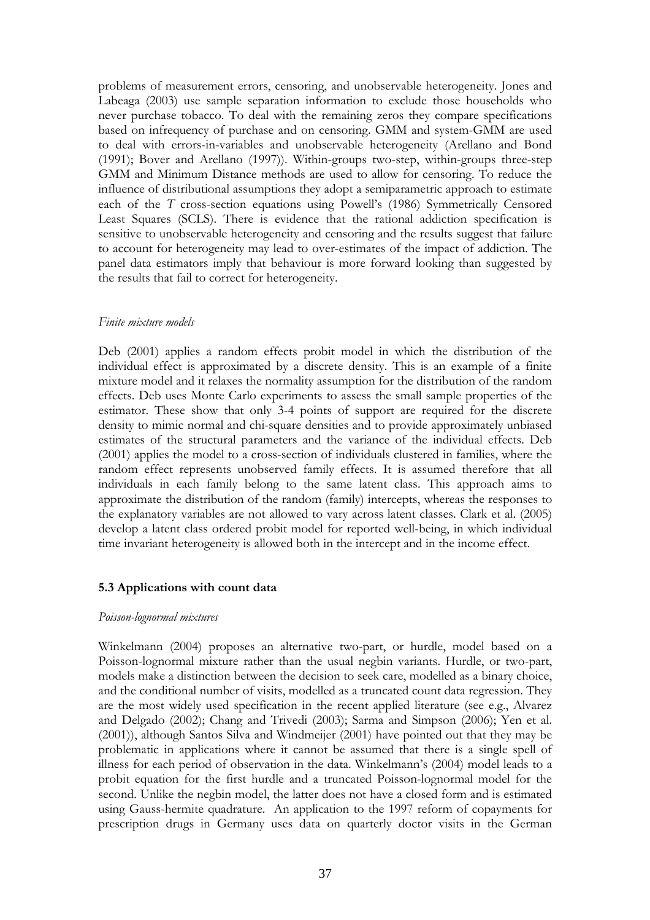problems of measurement errors, censoring, and unobservable heterogeneity. Jones and Labeaga (2003) use sample separation information to exclude those households who never purchase tobacco. To deal with the remaining zeros they compare specifications based on infrequency of purchase and on censoring. GMM and system-GMM are used to deal with errors-in-variables and unobservable heterogeneity (Arellano and Bond (1991); Bover and Arellano (1997)). Within-groups two-step, within-groups three-step GMM and Minimum Distance methods are used to allow for censoring. To reduce the influence of distributional assumptions they adopt a semiparametric approach to estimate each of the $T$ cross-section equations using Powell's (1986) Symmetrically Censored Least Squares (SCLS). There is evidence that the rational addiction specification is sensitive to unobservable heterogeneity and censoring and the results suggest that failure to account for heterogeneity may lead to over-estimates of the impact of addiction. The panel data estimators imply that behaviour is more forward looking than suggested by the results that fail to correct for heterogeneity.

*Finite mixture models*

Deb (2001) applies a random effects probit model in which the distribution of the individual effect is approximated by a discrete density. This is an example of a finite mixture model and it relaxes the normality assumption for the distribution of the random effects. Deb uses Monte Carlo experiments to assess the small sample properties of the estimator. These show that only 3-4 points of support are required for the discrete density to mimic normal and chi-square densities and to provide approximately unbiased estimates of the structural parameters and the variance of the individual effects. Deb (2001) applies the model to a cross-section of individuals clustered in families, where the random effect represents unobserved family effects. It is assumed therefore that all individuals in each family belong to the same latent class. This approach aims to approximate the distribution of the random (family) intercepts, whereas the responses to the explanatory variables are not allowed to vary across latent classes. Clark et al. (2005) develop a latent class ordered probit model for reported well-being, in which individual time invariant heterogeneity is allowed both in the intercept and in the income effect.

### 5.3 Applications with count data

*Poisson-lognormal mixtures*

Winkelmann (2004) proposes an alternative two-part, or hurdle, model based on a Poisson-lognormal mixture rather than the usual negbin variants. Hurdle, or two-part, models make a distinction between the decision to seek care, modelled as a binary choice, and the conditional number of visits, modelled as a truncated count data regression. They are the most widely used specification in the recent applied literature (see e.g., Alvarez and Delgado (2002); Chang and Trivedi (2003); Sarma and Simpson (2006); Yen et al. (2001)), although Santos Silva and Windmeijer (2001) have pointed out that they may be problematic in applications where it cannot be assumed that there is a single spell of illness for each period of observation in the data. Winkelmann's (2004) model leads to a probit equation for the first hurdle and a truncated Poisson-lognormal model for the second. Unlike the negbin model, the latter does not have a closed form and is estimated using Gauss-hermite quadrature. An application to the 1997 reform of copayments for prescription drugs in Germany uses data on quarterly doctor visits in the German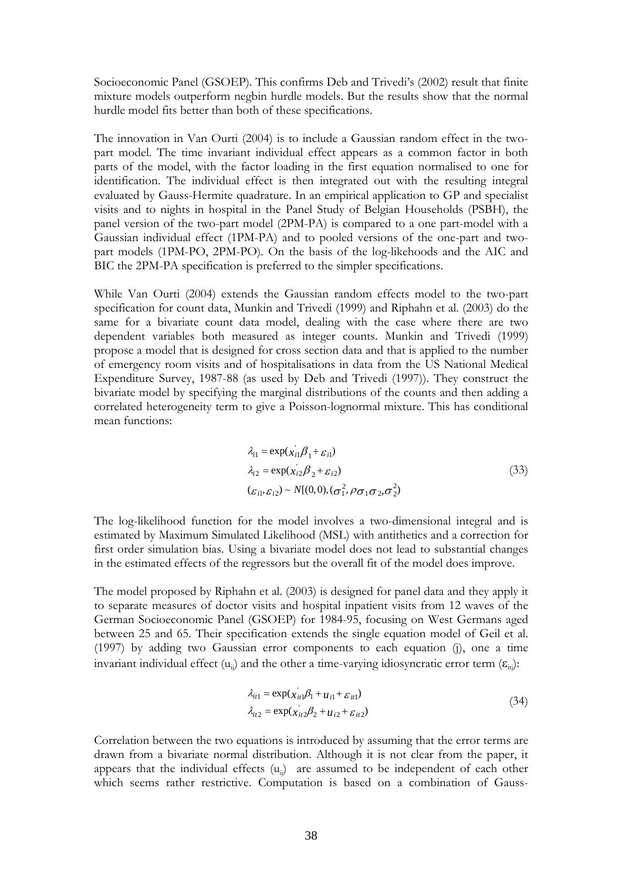Socioeconomic Panel (GSOEP). This confirms Deb and Trivedi's (2002) result that finite mixture models outperform negbin hurdle models. But the results show that the normal hurdle model fits better than both of these specifications.

The innovation in Van Ourti (2004) is to include a Gaussian random effect in the two-part model. The time invariant individual effect appears as a common factor in both parts of the model, with the factor loading in the first equation normalised to one for identification. The individual effect is then integrated out with the resulting integral evaluated by Gauss-Hermite quadrature. In an empirical application to GP and specialist visits and to nights in hospital in the Panel Study of Belgian Households (PSBH), the panel version of the two-part model (2PM-PA) is compared to a one part-model with a Gaussian individual effect (1PM-PA) and to pooled versions of the one-part and two-part models (1PM-PO, 2PM-PO). On the basis of the log-likehoods and the AIC and BIC the 2PM-PA specification is preferred to the simpler specifications.

While Van Ourti (2004) extends the Gaussian random effects model to the two-part specification for count data, Munkin and Trivedi (1999) and Riphahn et al. (2003) do the same for a bivariate count data model, dealing with the case where there are two dependent variables both measured as integer counts. Munkin and Trivedi (1999) propose a model that is designed for cross section data and that is applied to the number of emergency room visits and of hospitalisations in data from the US National Medical Expenditure Survey, 1987-88 (as used by Deb and Trivedi (1997)). They construct the bivariate model by specifying the marginal distributions of the counts and then adding a correlated heterogeneity term to give a Poisson-lognormal mixture. This has conditional mean functions:

$$
\begin{aligned}
\lambda_{i1} &= \exp(x_{i1}^{'}\beta_1 + \varepsilon_{i1}) \\
\lambda_{i2} &= \exp(x_{i2}^{'}\beta_2 + \varepsilon_{i2}) \\
(\varepsilon_{i1}, \varepsilon_{i2}) &\sim N[(0,0),(\sigma_1^2, \rho\sigma_1\sigma_2, \sigma_2^2)
\end{aligned}
\tag{33}
$$

The log-likelihood function for the model involves a two-dimensional integral and is estimated by Maximum Simulated Likelihood (MSL) with antithetics and a correction for first order simulation bias. Using a bivariate model does not lead to substantial changes in the estimated effects of the regressors but the overall fit of the model does improve.

The model proposed by Riphahn et al. (2003) is designed for panel data and they apply it to separate measures of doctor visits and hospital inpatient visits from 12 waves of the German Socioeconomic Panel (GSOEP) for 1984-95, focusing on West Germans aged between 25 and 65. Their specification extends the single equation model of Geil et al. (1997) by adding two Gaussian error components to each equation (j), one a time invariant individual effect ($u_{ij}$) and the other a time-varying idiosyncratic error term ($\varepsilon_{itj}$):

$$
\begin{aligned}
\lambda_{it1} &= \exp(x_{it1}^{'}\beta_1 + u_{i1} + \varepsilon_{it1}) \\
\lambda_{it2} &= \exp(x_{it2}^{'}\beta_2 + u_{i2} + \varepsilon_{it2})
\end{aligned}
\tag{34}
$$

Correlation between the two equations is introduced by assuming that the error terms are drawn from a bivariate normal distribution. Although it is not clear from the paper, it appears that the individual effects ($u_{ij}$) are assumed to be independent of each other which seems rather restrictive. Computation is based on a combination of Gauss-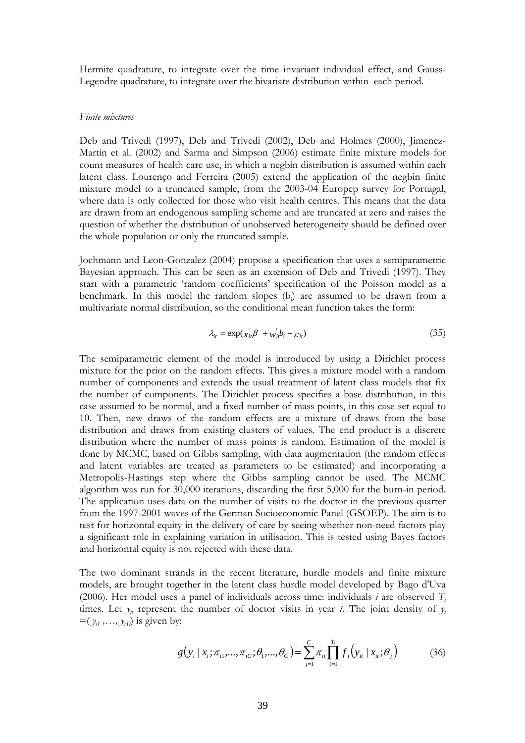Hermite quadrature, to integrate over the time invariant individual effect, and Gauss-Legendre quadrature, to integrate over the bivariate distribution within each period.

*Finite mixtures*

Deb and Trivedi (1997), Deb and Trivedi (2002), Deb and Holmes (2000), Jimenez-Martin et al. (2002) and Sarma and Simpson (2006) estimate finite mixture models for count measures of health care use, in which a negbin distribution is assumed within each latent class. Lourenço and Ferreira (2005) extend the application of the negbin finite mixture model to a truncated sample, from the 2003-04 Europep survey for Portugal, where data is only collected for those who visit health centres. This means that the data are drawn from an endogenous sampling scheme and are truncated at zero and raises the question of whether the distribution of unobserved heterogeneity should be defined over the whole population or only the truncated sample.

Jochmann and Leon-Gonzalez (2004) propose a specification that uses a semiparametric Bayesian approach. This can be seen as an extension of Deb and Trivedi (1997). They start with a parametric 'random coefficients' specification of the Poisson model as a benchmark. In this model the random slopes ($b_i$) are assumed to be drawn from a multivariate normal distribution, so the conditional mean function takes the form:

$$\lambda_{it} = \exp(x_{it}'\beta + w_{it}'b_i + \varepsilon_{it}) \tag{35}$$

The semiparametric element of the model is introduced by using a Dirichlet process mixture for the prior on the random effects. This gives a mixture model with a random number of components and extends the usual treatment of latent class models that fix the number of components. The Dirichlet process specifies a base distribution, in this case assumed to be normal, and a fixed number of mass points, in this case set equal to 10. Then, new draws of the random effects are a mixture of draws from the base distribution and draws from existing clusters of values. The end product is a discrete distribution where the number of mass points is random. Estimation of the model is done by MCMC, based on Gibbs sampling, with data augmentation (the random effects and latent variables are treated as parameters to be estimated) and incorporating a Metropolis-Hastings step where the Gibbs sampling cannot be used. The MCMC algorithm was run for 30,000 iterations, discarding the first 5,000 for the burn-in period. The application uses data on the number of visits to the doctor in the previous quarter from the 1997-2001 waves of the German Socioeconomic Panel (GSOEP). The aim is to test for horizontal equity in the delivery of care by seeing whether non-need factors play a significant role in explaining variation in utilisation. This is tested using Bayes factors and horizontal equity is not rejected with these data.

The two dominant strands in the recent literature, hurdle models and finite mixture models, are brought together in the latent class hurdle model developed by Bago d'Uva (2006). Her model uses a panel of individuals across time: individuals $i$ are observed $T_i$ times. Let $y_{it}$ represent the number of doctor visits in year $t$. The joint density of $y_i = (y_{i1}, \ldots, y_{iT_i})$ is given by:

$$g(y_i \mid x_i; \pi_{i1}, \ldots, \pi_{iC}; \theta_1, \ldots, \theta_C) = \sum_{j=1}^{C} \pi_{ij} \prod_{t=1}^{T_i} f_j(y_{it} \mid x_{it}; \theta_j) \tag{36}$$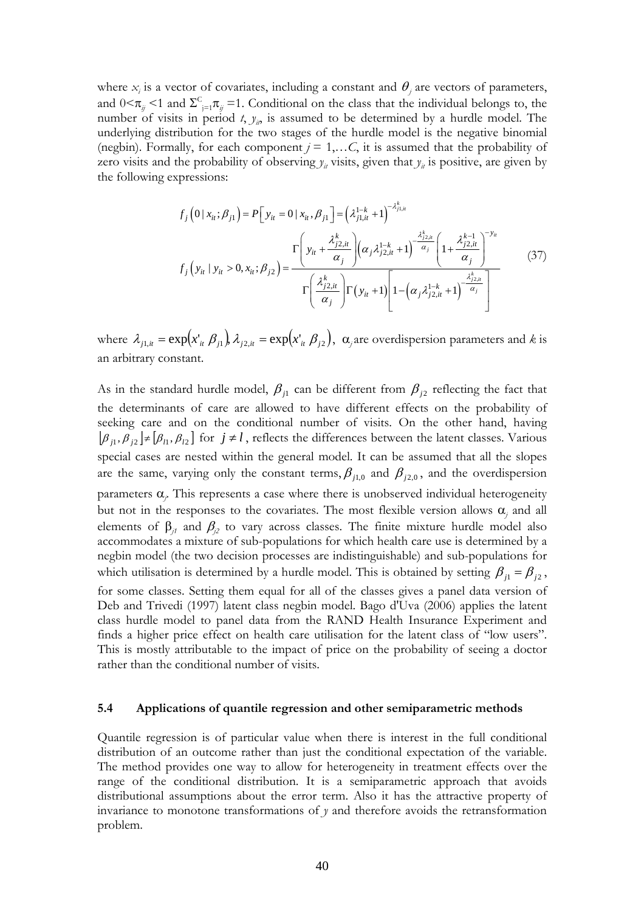where $x_i$ is a vector of covariates, including a constant and $\theta_j$ are vectors of parameters, and $0<\pi_{ij}<1$ and $\Sigma^{C}_{j=1}\pi_{ij}=1$. Conditional on the class that the individual belongs to, the number of visits in period $t$, $y_{it}$, is assumed to be determined by a hurdle model. The underlying distribution for the two stages of the hurdle model is the negative binomial (negbin). Formally, for each component $j = 1,\ldots C$, it is assumed that the probability of zero visits and the probability of observing $y_{it}$ visits, given that $y_{it}$ is positive, are given by the following expressions:

$$
\begin{aligned}
f_j\left(0 \mid x_{it};\beta_{j1}\right) &= P\left[y_{it}=0 \mid x_{it},\beta_{j1}\right] = \left(\lambda_{j1,it}^{1-k}+1\right)^{-\lambda_{j1,it}^{k}} \\
f_j\left(y_{it} \mid y_{it}>0, x_{it};\beta_{j2}\right) &= \frac{\Gamma\left(y_{it}+\dfrac{\lambda_{j2,it}^{k}}{\alpha_j}\right)\left(\alpha_j\lambda_{j2,it}^{1-k}+1\right)^{-\frac{\lambda_{j2,it}^{k}}{\alpha_j}}\left(1+\dfrac{\lambda_{j2,it}^{k-1}}{\alpha_j}\right)^{-y_{it}}}{\Gamma\left(\dfrac{\lambda_{j2,it}^{k}}{\alpha_j}\right)\Gamma\left(y_{it}+1\right)\left[1-\left(\alpha_j\lambda_{j2,it}^{1-k}+1\right)^{-\frac{\lambda_{j2,it}^{k}}{\alpha_j}}\right]}
\end{aligned}
\tag{37}
$$

where $\lambda_{j1,it}=\exp(x'_{it}\beta_{j1})$, $\lambda_{j2,it}=\exp(x'_{it}\beta_{j2})$, $\alpha_j$ are overdispersion parameters and $k$ is an arbitrary constant.

As in the standard hurdle model, $\beta_{j1}$ can be different from $\beta_{j2}$ reflecting the fact that the determinants of care are allowed to have different effects on the probability of seeking care and on the conditional number of visits. On the other hand, having $[\beta_{j1},\beta_{j2}]\neq[\beta_{l1},\beta_{l2}]$ for $j\neq l$, reflects the differences between the latent classes. Various special cases are nested within the general model. It can be assumed that all the slopes are the same, varying only the constant terms, $\beta_{j1,0}$ and $\beta_{j2,0}$, and the overdispersion parameters $\alpha_j$. This represents a case where there is unobserved individual heterogeneity but not in the responses to the covariates. The most flexible version allows $\alpha_j$ and all elements of $\beta_{j1}$ and $\beta_{j2}$ to vary across classes. The finite mixture hurdle model also accommodates a mixture of sub-populations for which health care use is determined by a negbin model (the two decision processes are indistinguishable) and sub-populations for which utilisation is determined by a hurdle model. This is obtained by setting $\beta_{j1}=\beta_{j2}$, for some classes. Setting them equal for all of the classes gives a panel data version of Deb and Trivedi (1997) latent class negbin model. Bago d'Uva (2006) applies the latent class hurdle model to panel data from the RAND Health Insurance Experiment and finds a higher price effect on health care utilisation for the latent class of "low users". This is mostly attributable to the impact of price on the probability of seeing a doctor rather than the conditional number of visits.

### 5.4 Applications of quantile regression and other semiparametric methods

Quantile regression is of particular value when there is interest in the full conditional distribution of an outcome rather than just the conditional expectation of the variable. The method provides one way to allow for heterogeneity in treatment effects over the range of the conditional distribution. It is a semiparametric approach that avoids distributional assumptions about the error term. Also it has the attractive property of invariance to monotone transformations of $y$ and therefore avoids the retransformation problem.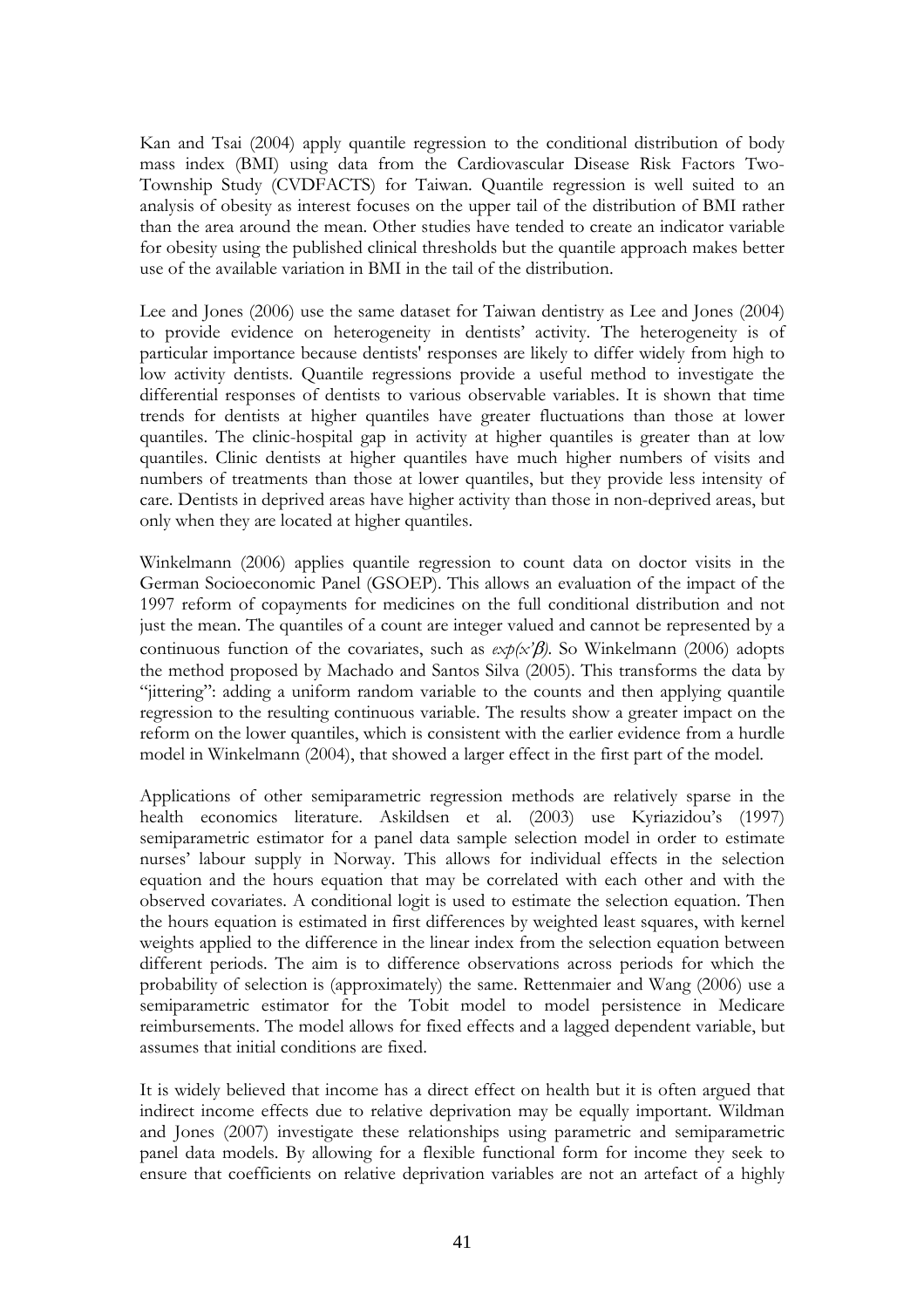Kan and Tsai (2004) apply quantile regression to the conditional distribution of body mass index (BMI) using data from the Cardiovascular Disease Risk Factors Two-Township Study (CVDFACTS) for Taiwan. Quantile regression is well suited to an analysis of obesity as interest focuses on the upper tail of the distribution of BMI rather than the area around the mean. Other studies have tended to create an indicator variable for obesity using the published clinical thresholds but the quantile approach makes better use of the available variation in BMI in the tail of the distribution.

Lee and Jones (2006) use the same dataset for Taiwan dentistry as Lee and Jones (2004) to provide evidence on heterogeneity in dentists' activity. The heterogeneity is of particular importance because dentists' responses are likely to differ widely from high to low activity dentists. Quantile regressions provide a useful method to investigate the differential responses of dentists to various observable variables. It is shown that time trends for dentists at higher quantiles have greater fluctuations than those at lower quantiles. The clinic-hospital gap in activity at higher quantiles is greater than at low quantiles. Clinic dentists at higher quantiles have much higher numbers of visits and numbers of treatments than those at lower quantiles, but they provide less intensity of care. Dentists in deprived areas have higher activity than those in non-deprived areas, but only when they are located at higher quantiles.

Winkelmann (2006) applies quantile regression to count data on doctor visits in the German Socioeconomic Panel (GSOEP). This allows an evaluation of the impact of the 1997 reform of copayments for medicines on the full conditional distribution and not just the mean. The quantiles of a count are integer valued and cannot be represented by a continuous function of the covariates, such as $exp(x'\beta)$. So Winkelmann (2006) adopts the method proposed by Machado and Santos Silva (2005). This transforms the data by "jittering": adding a uniform random variable to the counts and then applying quantile regression to the resulting continuous variable. The results show a greater impact on the reform on the lower quantiles, which is consistent with the earlier evidence from a hurdle model in Winkelmann (2004), that showed a larger effect in the first part of the model.

Applications of other semiparametric regression methods are relatively sparse in the health economics literature. Askildsen et al. (2003) use Kyriazidou's (1997) semiparametric estimator for a panel data sample selection model in order to estimate nurses' labour supply in Norway. This allows for individual effects in the selection equation and the hours equation that may be correlated with each other and with the observed covariates. A conditional logit is used to estimate the selection equation. Then the hours equation is estimated in first differences by weighted least squares, with kernel weights applied to the difference in the linear index from the selection equation between different periods. The aim is to difference observations across periods for which the probability of selection is (approximately) the same. Rettenmaier and Wang (2006) use a semiparametric estimator for the Tobit model to model persistence in Medicare reimbursements. The model allows for fixed effects and a lagged dependent variable, but assumes that initial conditions are fixed.

It is widely believed that income has a direct effect on health but it is often argued that indirect income effects due to relative deprivation may be equally important. Wildman and Jones (2007) investigate these relationships using parametric and semiparametric panel data models. By allowing for a flexible functional form for income they seek to ensure that coefficients on relative deprivation variables are not an artefact of a highly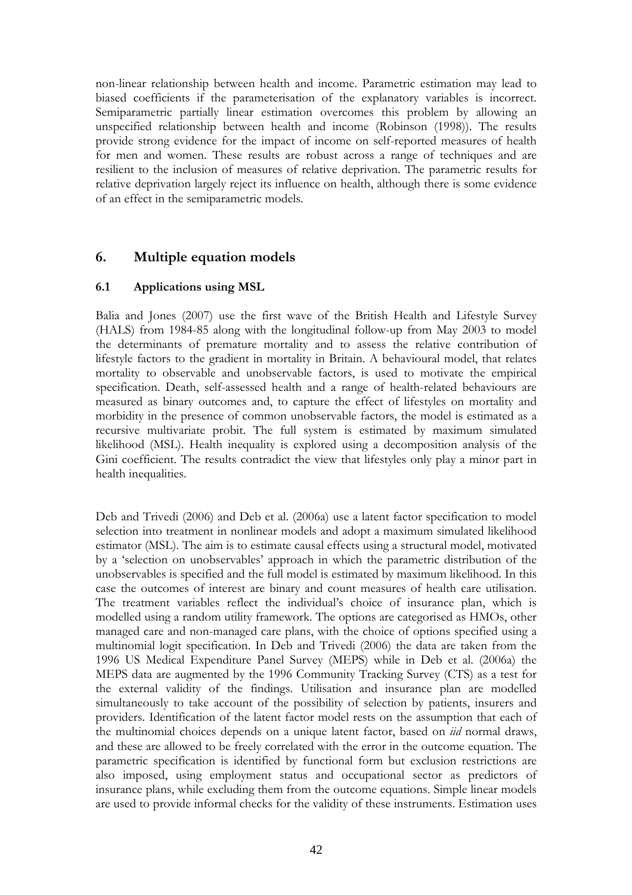non-linear relationship between health and income. Parametric estimation may lead to biased coefficients if the parameterisation of the explanatory variables is incorrect. Semiparametric partially linear estimation overcomes this problem by allowing an unspecified relationship between health and income (Robinson (1998)). The results provide strong evidence for the impact of income on self-reported measures of health for men and women. These results are robust across a range of techniques and are resilient to the inclusion of measures of relative deprivation. The parametric results for relative deprivation largely reject its influence on health, although there is some evidence of an effect in the semiparametric models.

## 6. Multiple equation models

### 6.1 Applications using MSL

Balia and Jones (2007) use the first wave of the British Health and Lifestyle Survey (HALS) from 1984-85 along with the longitudinal follow-up from May 2003 to model the determinants of premature mortality and to assess the relative contribution of lifestyle factors to the gradient in mortality in Britain. A behavioural model, that relates mortality to observable and unobservable factors, is used to motivate the empirical specification. Death, self-assessed health and a range of health-related behaviours are measured as binary outcomes and, to capture the effect of lifestyles on mortality and morbidity in the presence of common unobservable factors, the model is estimated as a recursive multivariate probit. The full system is estimated by maximum simulated likelihood (MSL). Health inequality is explored using a decomposition analysis of the Gini coefficient. The results contradict the view that lifestyles only play a minor part in health inequalities.

Deb and Trivedi (2006) and Deb et al. (2006a) use a latent factor specification to model selection into treatment in nonlinear models and adopt a maximum simulated likelihood estimator (MSL). The aim is to estimate causal effects using a structural model, motivated by a 'selection on unobservables' approach in which the parametric distribution of the unobservables is specified and the full model is estimated by maximum likelihood. In this case the outcomes of interest are binary and count measures of health care utilisation. The treatment variables reflect the individual's choice of insurance plan, which is modelled using a random utility framework. The options are categorised as HMOs, other managed care and non-managed care plans, with the choice of options specified using a multinomial logit specification. In Deb and Trivedi (2006) the data are taken from the 1996 US Medical Expenditure Panel Survey (MEPS) while in Deb et al. (2006a) the MEPS data are augmented by the 1996 Community Tracking Survey (CTS) as a test for the external validity of the findings. Utilisation and insurance plan are modelled simultaneously to take account of the possibility of selection by patients, insurers and providers. Identification of the latent factor model rests on the assumption that each of the multinomial choices depends on a unique latent factor, based on *iid* normal draws, and these are allowed to be freely correlated with the error in the outcome equation. The parametric specification is identified by functional form but exclusion restrictions are also imposed, using employment status and occupational sector as predictors of insurance plans, while excluding them from the outcome equations. Simple linear models are used to provide informal checks for the validity of these instruments. Estimation uses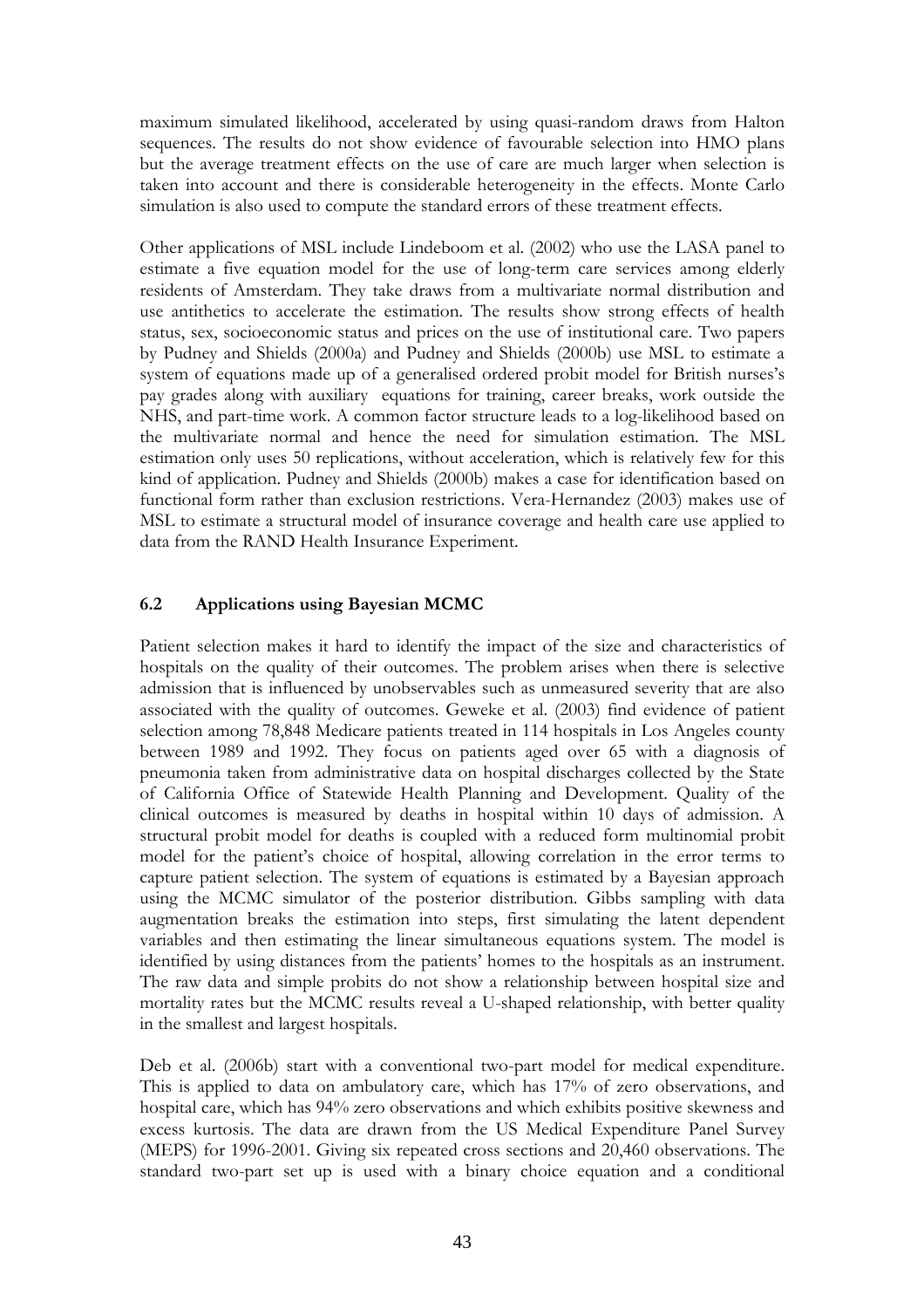maximum simulated likelihood, accelerated by using quasi-random draws from Halton sequences. The results do not show evidence of favourable selection into HMO plans but the average treatment effects on the use of care are much larger when selection is taken into account and there is considerable heterogeneity in the effects. Monte Carlo simulation is also used to compute the standard errors of these treatment effects.

Other applications of MSL include Lindeboom et al. (2002) who use the LASA panel to estimate a five equation model for the use of long-term care services among elderly residents of Amsterdam. They take draws from a multivariate normal distribution and use antithetics to accelerate the estimation. The results show strong effects of health status, sex, socioeconomic status and prices on the use of institutional care. Two papers by Pudney and Shields (2000a) and Pudney and Shields (2000b) use MSL to estimate a system of equations made up of a generalised ordered probit model for British nurses's pay grades along with auxiliary equations for training, career breaks, work outside the NHS, and part-time work. A common factor structure leads to a log-likelihood based on the multivariate normal and hence the need for simulation estimation. The MSL estimation only uses 50 replications, without acceleration, which is relatively few for this kind of application. Pudney and Shields (2000b) makes a case for identification based on functional form rather than exclusion restrictions. Vera-Hernandez (2003) makes use of MSL to estimate a structural model of insurance coverage and health care use applied to data from the RAND Health Insurance Experiment.

### 6.2 Applications using Bayesian MCMC

Patient selection makes it hard to identify the impact of the size and characteristics of hospitals on the quality of their outcomes. The problem arises when there is selective admission that is influenced by unobservables such as unmeasured severity that are also associated with the quality of outcomes. Geweke et al. (2003) find evidence of patient selection among 78,848 Medicare patients treated in 114 hospitals in Los Angeles county between 1989 and 1992. They focus on patients aged over 65 with a diagnosis of pneumonia taken from administrative data on hospital discharges collected by the State of California Office of Statewide Health Planning and Development. Quality of the clinical outcomes is measured by deaths in hospital within 10 days of admission. A structural probit model for deaths is coupled with a reduced form multinomial probit model for the patient's choice of hospital, allowing correlation in the error terms to capture patient selection. The system of equations is estimated by a Bayesian approach using the MCMC simulator of the posterior distribution. Gibbs sampling with data augmentation breaks the estimation into steps, first simulating the latent dependent variables and then estimating the linear simultaneous equations system. The model is identified by using distances from the patients' homes to the hospitals as an instrument. The raw data and simple probits do not show a relationship between hospital size and mortality rates but the MCMC results reveal a U-shaped relationship, with better quality in the smallest and largest hospitals.

Deb et al. (2006b) start with a conventional two-part model for medical expenditure. This is applied to data on ambulatory care, which has 17% of zero observations, and hospital care, which has 94% zero observations and which exhibits positive skewness and excess kurtosis. The data are drawn from the US Medical Expenditure Panel Survey (MEPS) for 1996-2001. Giving six repeated cross sections and 20,460 observations. The standard two-part set up is used with a binary choice equation and a conditional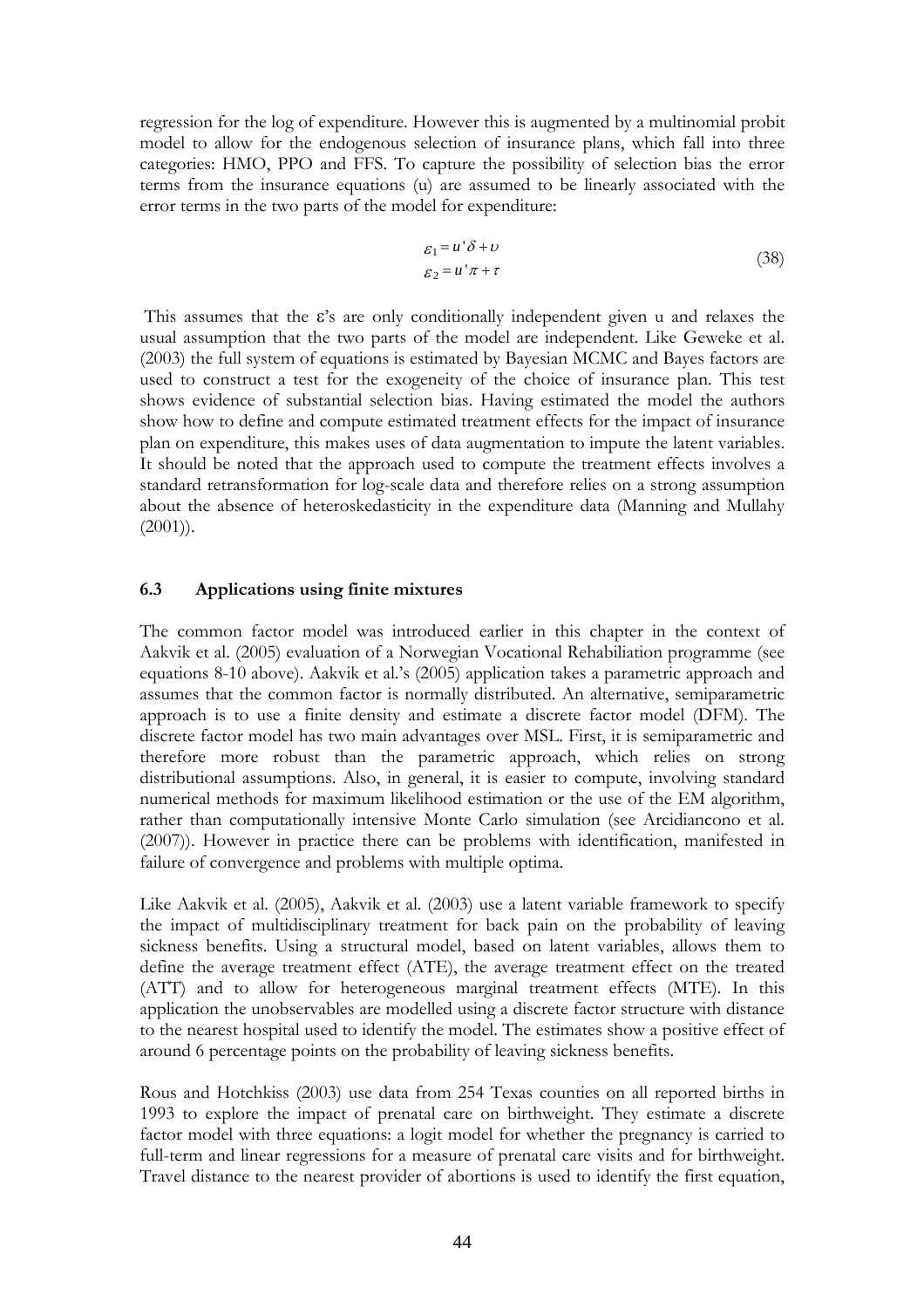regression for the log of expenditure. However this is augmented by a multinomial probit model to allow for the endogenous selection of insurance plans, which fall into three categories: HMO, PPO and FFS. To capture the possibility of selection bias the error terms from the insurance equations (u) are assumed to be linearly associated with the error terms in the two parts of the model for expenditure:

$$\varepsilon_1 = u'\delta + \upsilon$$
$$\varepsilon_2 = u'\pi + \tau \tag{38}$$

This assumes that the ε's are only conditionally independent given u and relaxes the usual assumption that the two parts of the model are independent. Like Geweke et al. (2003) the full system of equations is estimated by Bayesian MCMC and Bayes factors are used to construct a test for the exogeneity of the choice of insurance plan. This test shows evidence of substantial selection bias. Having estimated the model the authors show how to define and compute estimated treatment effects for the impact of insurance plan on expenditure, this makes uses of data augmentation to impute the latent variables. It should be noted that the approach used to compute the treatment effects involves a standard retransformation for log-scale data and therefore relies on a strong assumption about the absence of heteroskedasticity in the expenditure data (Manning and Mullahy (2001)).

### 6.3 Applications using finite mixtures

The common factor model was introduced earlier in this chapter in the context of Aakvik et al. (2005) evaluation of a Norwegian Vocational Rehabiliation programme (see equations 8-10 above). Aakvik et al.'s (2005) application takes a parametric approach and assumes that the common factor is normally distributed. An alternative, semiparametric approach is to use a finite density and estimate a discrete factor model (DFM). The discrete factor model has two main advantages over MSL. First, it is semiparametric and therefore more robust than the parametric approach, which relies on strong distributional assumptions. Also, in general, it is easier to compute, involving standard numerical methods for maximum likelihood estimation or the use of the EM algorithm, rather than computationally intensive Monte Carlo simulation (see Arcidiancono et al. (2007)). However in practice there can be problems with identification, manifested in failure of convergence and problems with multiple optima.

Like Aakvik et al. (2005), Aakvik et al. (2003) use a latent variable framework to specify the impact of multidisciplinary treatment for back pain on the probability of leaving sickness benefits. Using a structural model, based on latent variables, allows them to define the average treatment effect (ATE), the average treatment effect on the treated (ATT) and to allow for heterogeneous marginal treatment effects (MTE). In this application the unobservables are modelled using a discrete factor structure with distance to the nearest hospital used to identify the model. The estimates show a positive effect of around 6 percentage points on the probability of leaving sickness benefits.

Rous and Hotchkiss (2003) use data from 254 Texas counties on all reported births in 1993 to explore the impact of prenatal care on birthweight. They estimate a discrete factor model with three equations: a logit model for whether the pregnancy is carried to full-term and linear regressions for a measure of prenatal care visits and for birthweight. Travel distance to the nearest provider of abortions is used to identify the first equation,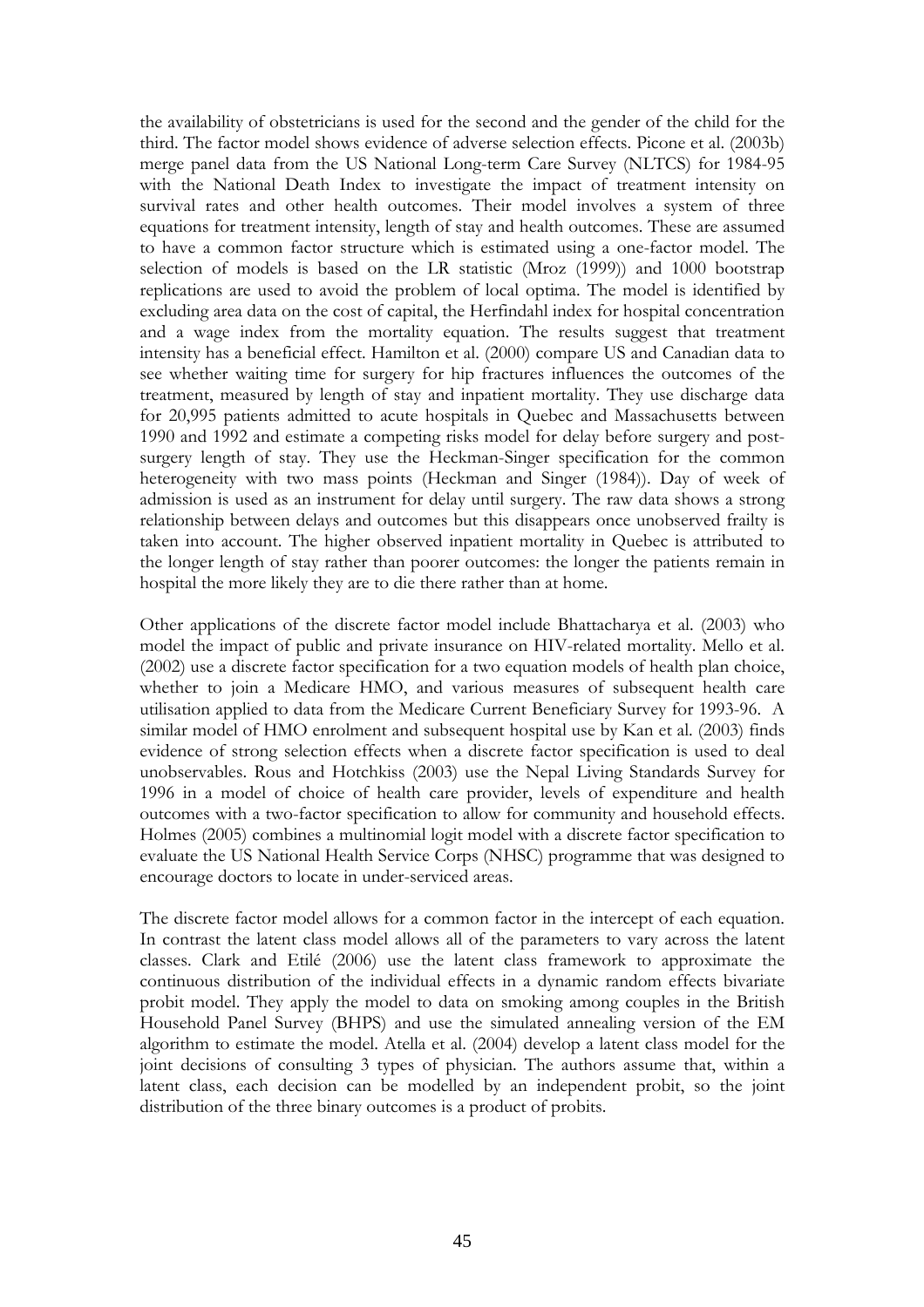the availability of obstetricians is used for the second and the gender of the child for the third. The factor model shows evidence of adverse selection effects. Picone et al. (2003b) merge panel data from the US National Long-term Care Survey (NLTCS) for 1984-95 with the National Death Index to investigate the impact of treatment intensity on survival rates and other health outcomes. Their model involves a system of three equations for treatment intensity, length of stay and health outcomes. These are assumed to have a common factor structure which is estimated using a one-factor model. The selection of models is based on the LR statistic (Mroz (1999)) and 1000 bootstrap replications are used to avoid the problem of local optima. The model is identified by excluding area data on the cost of capital, the Herfindahl index for hospital concentration and a wage index from the mortality equation. The results suggest that treatment intensity has a beneficial effect. Hamilton et al. (2000) compare US and Canadian data to see whether waiting time for surgery for hip fractures influences the outcomes of the treatment, measured by length of stay and inpatient mortality. They use discharge data for 20,995 patients admitted to acute hospitals in Quebec and Massachusetts between 1990 and 1992 and estimate a competing risks model for delay before surgery and post-surgery length of stay. They use the Heckman-Singer specification for the common heterogeneity with two mass points (Heckman and Singer (1984)). Day of week of admission is used as an instrument for delay until surgery. The raw data shows a strong relationship between delays and outcomes but this disappears once unobserved frailty is taken into account. The higher observed inpatient mortality in Quebec is attributed to the longer length of stay rather than poorer outcomes: the longer the patients remain in hospital the more likely they are to die there rather than at home.

Other applications of the discrete factor model include Bhattacharya et al. (2003) who model the impact of public and private insurance on HIV-related mortality. Mello et al. (2002) use a discrete factor specification for a two equation models of health plan choice, whether to join a Medicare HMO, and various measures of subsequent health care utilisation applied to data from the Medicare Current Beneficiary Survey for 1993-96. A similar model of HMO enrolment and subsequent hospital use by Kan et al. (2003) finds evidence of strong selection effects when a discrete factor specification is used to deal unobservables. Rous and Hotchkiss (2003) use the Nepal Living Standards Survey for 1996 in a model of choice of health care provider, levels of expenditure and health outcomes with a two-factor specification to allow for community and household effects. Holmes (2005) combines a multinomial logit model with a discrete factor specification to evaluate the US National Health Service Corps (NHSC) programme that was designed to encourage doctors to locate in under-serviced areas.

The discrete factor model allows for a common factor in the intercept of each equation. In contrast the latent class model allows all of the parameters to vary across the latent classes. Clark and Etilé (2006) use the latent class framework to approximate the continuous distribution of the individual effects in a dynamic random effects bivariate probit model. They apply the model to data on smoking among couples in the British Household Panel Survey (BHPS) and use the simulated annealing version of the EM algorithm to estimate the model. Atella et al. (2004) develop a latent class model for the joint decisions of consulting 3 types of physician. The authors assume that, within a latent class, each decision can be modelled by an independent probit, so the joint distribution of the three binary outcomes is a product of probits.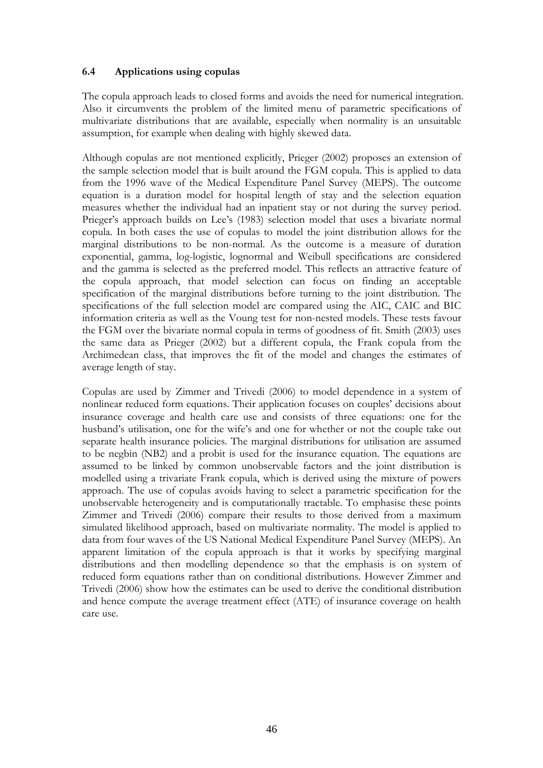### 6.4 Applications using copulas

The copula approach leads to closed forms and avoids the need for numerical integration. Also it circumvents the problem of the limited menu of parametric specifications of multivariate distributions that are available, especially when normality is an unsuitable assumption, for example when dealing with highly skewed data.

Although copulas are not mentioned explicitly, Prieger (2002) proposes an extension of the sample selection model that is built around the FGM copula. This is applied to data from the 1996 wave of the Medical Expenditure Panel Survey (MEPS). The outcome equation is a duration model for hospital length of stay and the selection equation measures whether the individual had an inpatient stay or not during the survey period. Prieger's approach builds on Lee's (1983) selection model that uses a bivariate normal copula. In both cases the use of copulas to model the joint distribution allows for the marginal distributions to be non-normal. As the outcome is a measure of duration exponential, gamma, log-logistic, lognormal and Weibull specifications are considered and the gamma is selected as the preferred model. This reflects an attractive feature of the copula approach, that model selection can focus on finding an acceptable specification of the marginal distributions before turning to the joint distribution. The specifications of the full selection model are compared using the AIC, CAIC and BIC information criteria as well as the Voung test for non-nested models. These tests favour the FGM over the bivariate normal copula in terms of goodness of fit. Smith (2003) uses the same data as Prieger (2002) but a different copula, the Frank copula from the Archimedean class, that improves the fit of the model and changes the estimates of average length of stay.

Copulas are used by Zimmer and Trivedi (2006) to model dependence in a system of nonlinear reduced form equations. Their application focuses on couples' decisions about insurance coverage and health care use and consists of three equations: one for the husband's utilisation, one for the wife's and one for whether or not the couple take out separate health insurance policies. The marginal distributions for utilisation are assumed to be negbin (NB2) and a probit is used for the insurance equation. The equations are assumed to be linked by common unobservable factors and the joint distribution is modelled using a trivariate Frank copula, which is derived using the mixture of powers approach. The use of copulas avoids having to select a parametric specification for the unobservable heterogeneity and is computationally tractable. To emphasise these points Zimmer and Trivedi (2006) compare their results to those derived from a maximum simulated likelihood approach, based on multivariate normality. The model is applied to data from four waves of the US National Medical Expenditure Panel Survey (MEPS). An apparent limitation of the copula approach is that it works by specifying marginal distributions and then modelling dependence so that the emphasis is on system of reduced form equations rather than on conditional distributions. However Zimmer and Trivedi (2006) show how the estimates can be used to derive the conditional distribution and hence compute the average treatment effect (ATE) of insurance coverage on health care use.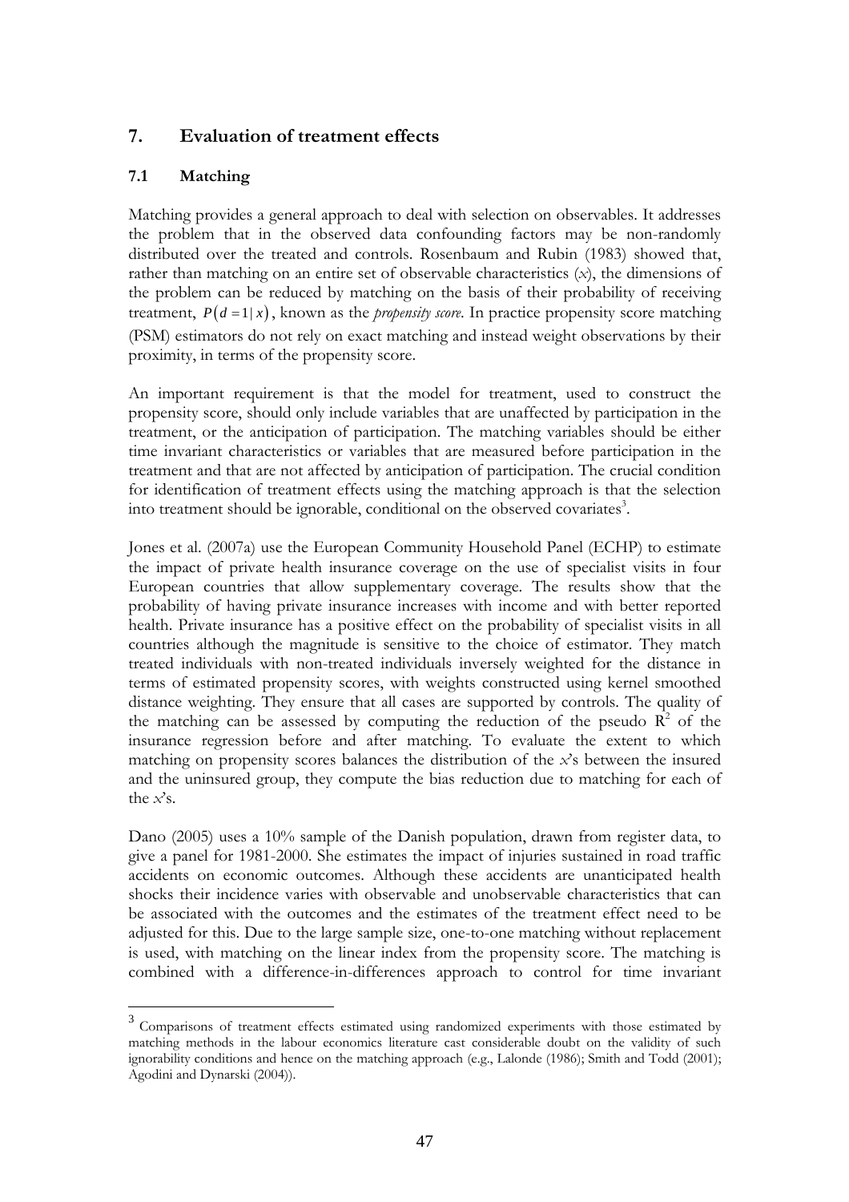## 7. Evaluation of treatment effects

### 7.1 Matching

Matching provides a general approach to deal with selection on observables. It addresses the problem that in the observed data confounding factors may be non-randomly distributed over the treated and controls. Rosenbaum and Rubin (1983) showed that, rather than matching on an entire set of observable characteristics ($x$), the dimensions of the problem can be reduced by matching on the basis of their probability of receiving treatment, $P(d=1|x)$, known as the *propensity score*. In practice propensity score matching (PSM) estimators do not rely on exact matching and instead weight observations by their proximity, in terms of the propensity score.

An important requirement is that the model for treatment, used to construct the propensity score, should only include variables that are unaffected by participation in the treatment, or the anticipation of participation. The matching variables should be either time invariant characteristics or variables that are measured before participation in the treatment and that are not affected by anticipation of participation. The crucial condition for identification of treatment effects using the matching approach is that the selection into treatment should be ignorable, conditional on the observed covariates[3].

Jones et al. (2007a) use the European Community Household Panel (ECHP) to estimate the impact of private health insurance coverage on the use of specialist visits in four European countries that allow supplementary coverage. The results show that the probability of having private insurance increases with income and with better reported health. Private insurance has a positive effect on the probability of specialist visits in all countries although the magnitude is sensitive to the choice of estimator. They match treated individuals with non-treated individuals inversely weighted for the distance in terms of estimated propensity scores, with weights constructed using kernel smoothed distance weighting. They ensure that all cases are supported by controls. The quality of the matching can be assessed by computing the reduction of the pseudo $R^2$ of the insurance regression before and after matching. To evaluate the extent to which matching on propensity scores balances the distribution of the $x$'s between the insured and the uninsured group, they compute the bias reduction due to matching for each of the $x$'s.

Dano (2005) uses a 10% sample of the Danish population, drawn from register data, to give a panel for 1981-2000. She estimates the impact of injuries sustained in road traffic accidents on economic outcomes. Although these accidents are unanticipated health shocks their incidence varies with observable and unobservable characteristics that can be associated with the outcomes and the estimates of the treatment effect need to be adjusted for this. Due to the large sample size, one-to-one matching without replacement is used, with matching on the linear index from the propensity score. The matching is combined with a difference-in-differences approach to control for time invariant

---

[3] Comparisons of treatment effects estimated using randomized experiments with those estimated by matching methods in the labour economics literature cast considerable doubt on the validity of such ignorability conditions and hence on the matching approach (e.g., Lalonde (1986); Smith and Todd (2001); Agodini and Dynarski (2004)).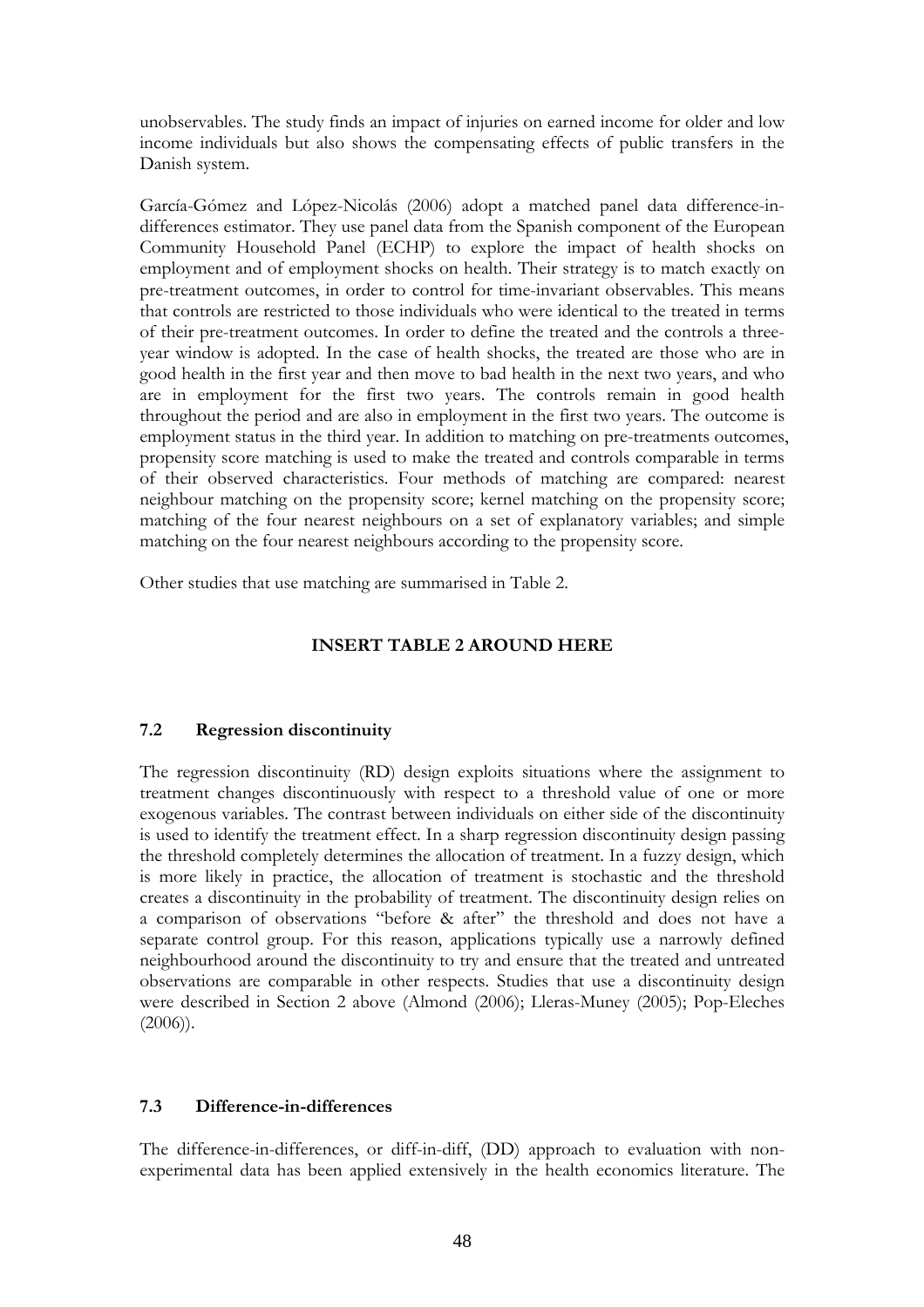unobservables. The study finds an impact of injuries on earned income for older and low income individuals but also shows the compensating effects of public transfers in the Danish system.

García-Gómez and López-Nicolás (2006) adopt a matched panel data difference-in-differences estimator. They use panel data from the Spanish component of the European Community Household Panel (ECHP) to explore the impact of health shocks on employment and of employment shocks on health. Their strategy is to match exactly on pre-treatment outcomes, in order to control for time-invariant observables. This means that controls are restricted to those individuals who were identical to the treated in terms of their pre-treatment outcomes. In order to define the treated and the controls a three-year window is adopted. In the case of health shocks, the treated are those who are in good health in the first year and then move to bad health in the next two years, and who are in employment for the first two years. The controls remain in good health throughout the period and are also in employment in the first two years. The outcome is employment status in the third year. In addition to matching on pre-treatments outcomes, propensity score matching is used to make the treated and controls comparable in terms of their observed characteristics. Four methods of matching are compared: nearest neighbour matching on the propensity score; kernel matching on the propensity score; matching of the four nearest neighbours on a set of explanatory variables; and simple matching on the four nearest neighbours according to the propensity score.

Other studies that use matching are summarised in Table 2.

**INSERT TABLE 2 AROUND HERE**

### 7.2 Regression discontinuity

The regression discontinuity (RD) design exploits situations where the assignment to treatment changes discontinuously with respect to a threshold value of one or more exogenous variables. The contrast between individuals on either side of the discontinuity is used to identify the treatment effect. In a sharp regression discontinuity design passing the threshold completely determines the allocation of treatment. In a fuzzy design, which is more likely in practice, the allocation of treatment is stochastic and the threshold creates a discontinuity in the probability of treatment. The discontinuity design relies on a comparison of observations "before & after" the threshold and does not have a separate control group. For this reason, applications typically use a narrowly defined neighbourhood around the discontinuity to try and ensure that the treated and untreated observations are comparable in other respects. Studies that use a discontinuity design were described in Section 2 above (Almond (2006); Lleras-Muney (2005); Pop-Eleches (2006)).

### 7.3 Difference-in-differences

The difference-in-differences, or diff-in-diff, (DD) approach to evaluation with non-experimental data has been applied extensively in the health economics literature. The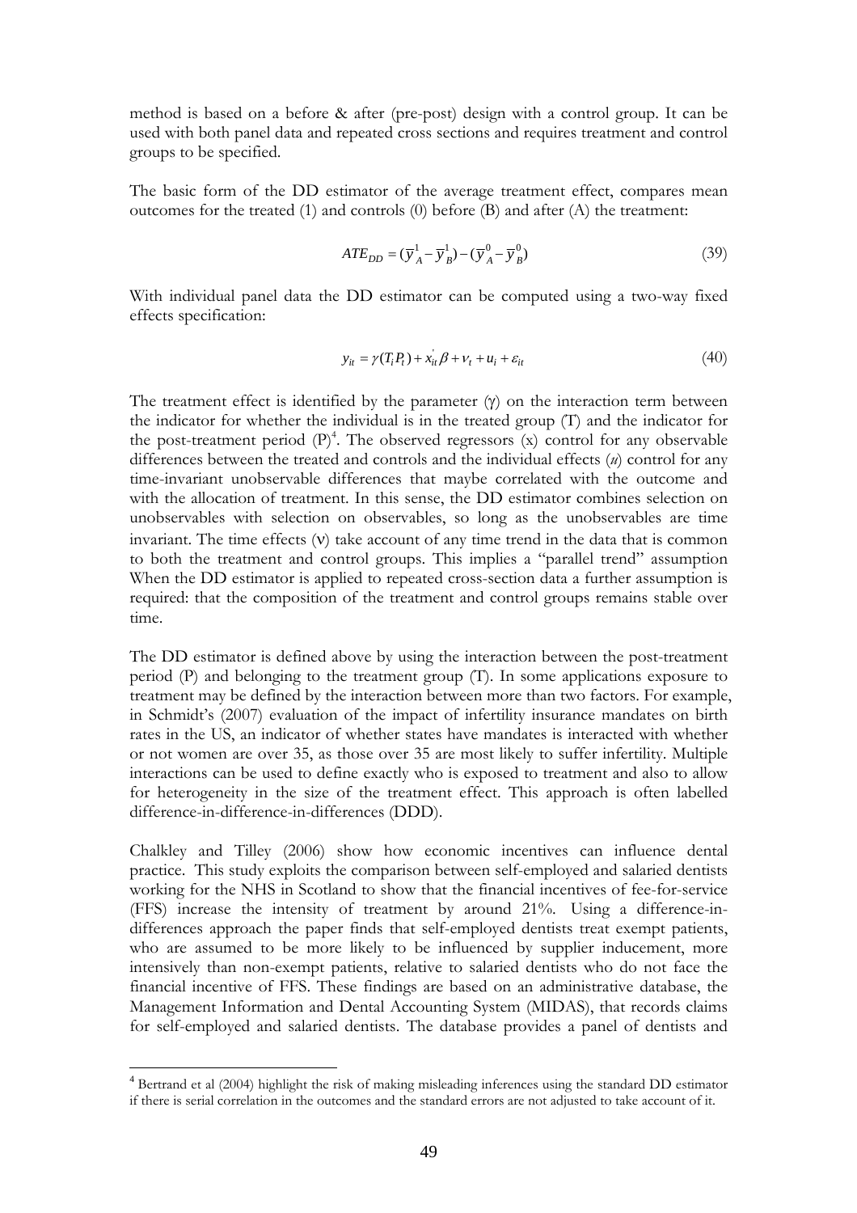method is based on a before & after (pre-post) design with a control group. It can be used with both panel data and repeated cross sections and requires treatment and control groups to be specified.

The basic form of the DD estimator of the average treatment effect, compares mean outcomes for the treated (1) and controls (0) before (B) and after (A) the treatment:

$$ATE_{DD} = (\bar{y}^1_A - \bar{y}^1_B) - (\bar{y}^0_A - \bar{y}^0_B) \tag{39}$$

With individual panel data the DD estimator can be computed using a two-way fixed effects specification:

$$y_{it} = \gamma(T_i P_t) + x_{it}^{'}\beta + v_t + u_i + \varepsilon_{it} \tag{40}$$

The treatment effect is identified by the parameter ($\gamma$) on the interaction term between the indicator for whether the individual is in the treated group (T) and the indicator for the post-treatment period (P)[4]. The observed regressors (x) control for any observable differences between the treated and controls and the individual effects (*u*) control for any time-invariant unobservable differences that maybe correlated with the outcome and with the allocation of treatment. In this sense, the DD estimator combines selection on unobservables with selection on observables, so long as the unobservables are time invariant. The time effects ($\nu$) take account of any time trend in the data that is common to both the treatment and control groups. This implies a "parallel trend" assumption When the DD estimator is applied to repeated cross-section data a further assumption is required: that the composition of the treatment and control groups remains stable over time.

The DD estimator is defined above by using the interaction between the post-treatment period (P) and belonging to the treatment group (T). In some applications exposure to treatment may be defined by the interaction between more than two factors. For example, in Schmidt's (2007) evaluation of the impact of infertility insurance mandates on birth rates in the US, an indicator of whether states have mandates is interacted with whether or not women are over 35, as those over 35 are most likely to suffer infertility. Multiple interactions can be used to define exactly who is exposed to treatment and also to allow for heterogeneity in the size of the treatment effect. This approach is often labelled difference-in-difference-in-differences (DDD).

Chalkley and Tilley (2006) show how economic incentives can influence dental practice. This study exploits the comparison between self-employed and salaried dentists working for the NHS in Scotland to show that the financial incentives of fee-for-service (FFS) increase the intensity of treatment by around 21%. Using a difference-in-differences approach the paper finds that self-employed dentists treat exempt patients, who are assumed to be more likely to be influenced by supplier inducement, more intensively than non-exempt patients, relative to salaried dentists who do not face the financial incentive of FFS. These findings are based on an administrative database, the Management Information and Dental Accounting System (MIDAS), that records claims for self-employed and salaried dentists. The database provides a panel of dentists and

[4] Bertrand et al (2004) highlight the risk of making misleading inferences using the standard DD estimator if there is serial correlation in the outcomes and the standard errors are not adjusted to take account of it.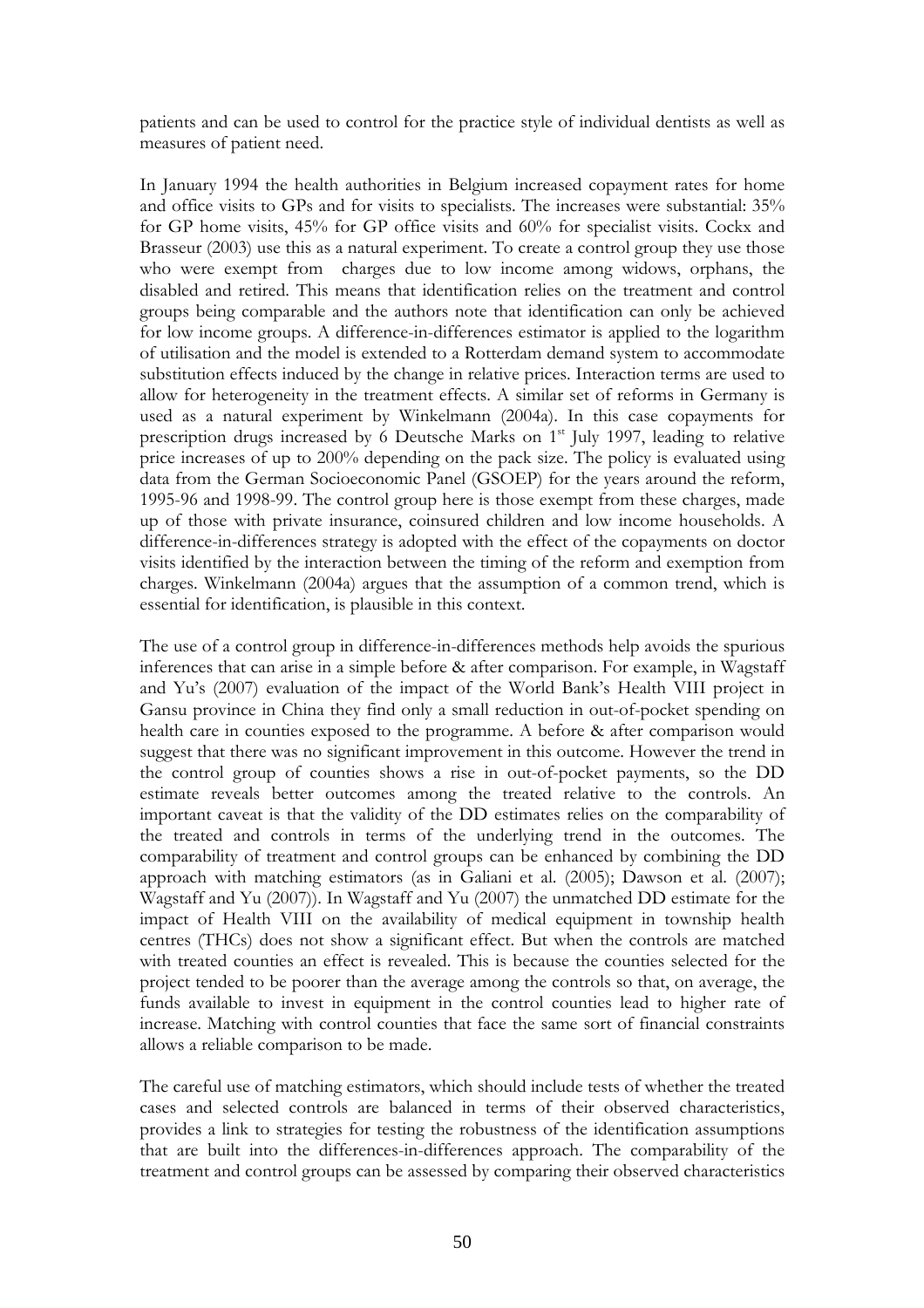patients and can be used to control for the practice style of individual dentists as well as measures of patient need.

In January 1994 the health authorities in Belgium increased copayment rates for home and office visits to GPs and for visits to specialists. The increases were substantial: 35% for GP home visits, 45% for GP office visits and 60% for specialist visits. Cockx and Brasseur (2003) use this as a natural experiment. To create a control group they use those who were exempt from charges due to low income among widows, orphans, the disabled and retired. This means that identification relies on the treatment and control groups being comparable and the authors note that identification can only be achieved for low income groups. A difference-in-differences estimator is applied to the logarithm of utilisation and the model is extended to a Rotterdam demand system to accommodate substitution effects induced by the change in relative prices. Interaction terms are used to allow for heterogeneity in the treatment effects. A similar set of reforms in Germany is used as a natural experiment by Winkelmann (2004a). In this case copayments for prescription drugs increased by 6 Deutsche Marks on 1st July 1997, leading to relative price increases of up to 200% depending on the pack size. The policy is evaluated using data from the German Socioeconomic Panel (GSOEP) for the years around the reform, 1995-96 and 1998-99. The control group here is those exempt from these charges, made up of those with private insurance, coinsured children and low income households. A difference-in-differences strategy is adopted with the effect of the copayments on doctor visits identified by the interaction between the timing of the reform and exemption from charges. Winkelmann (2004a) argues that the assumption of a common trend, which is essential for identification, is plausible in this context.

The use of a control group in difference-in-differences methods help avoids the spurious inferences that can arise in a simple before & after comparison. For example, in Wagstaff and Yu's (2007) evaluation of the impact of the World Bank's Health VIII project in Gansu province in China they find only a small reduction in out-of-pocket spending on health care in counties exposed to the programme. A before & after comparison would suggest that there was no significant improvement in this outcome. However the trend in the control group of counties shows a rise in out-of-pocket payments, so the DD estimate reveals better outcomes among the treated relative to the controls. An important caveat is that the validity of the DD estimates relies on the comparability of the treated and controls in terms of the underlying trend in the outcomes. The comparability of treatment and control groups can be enhanced by combining the DD approach with matching estimators (as in Galiani et al. (2005); Dawson et al. (2007); Wagstaff and Yu (2007)). In Wagstaff and Yu (2007) the unmatched DD estimate for the impact of Health VIII on the availability of medical equipment in township health centres (THCs) does not show a significant effect. But when the controls are matched with treated counties an effect is revealed. This is because the counties selected for the project tended to be poorer than the average among the controls so that, on average, the funds available to invest in equipment in the control counties lead to higher rate of increase. Matching with control counties that face the same sort of financial constraints allows a reliable comparison to be made.

The careful use of matching estimators, which should include tests of whether the treated cases and selected controls are balanced in terms of their observed characteristics, provides a link to strategies for testing the robustness of the identification assumptions that are built into the differences-in-differences approach. The comparability of the treatment and control groups can be assessed by comparing their observed characteristics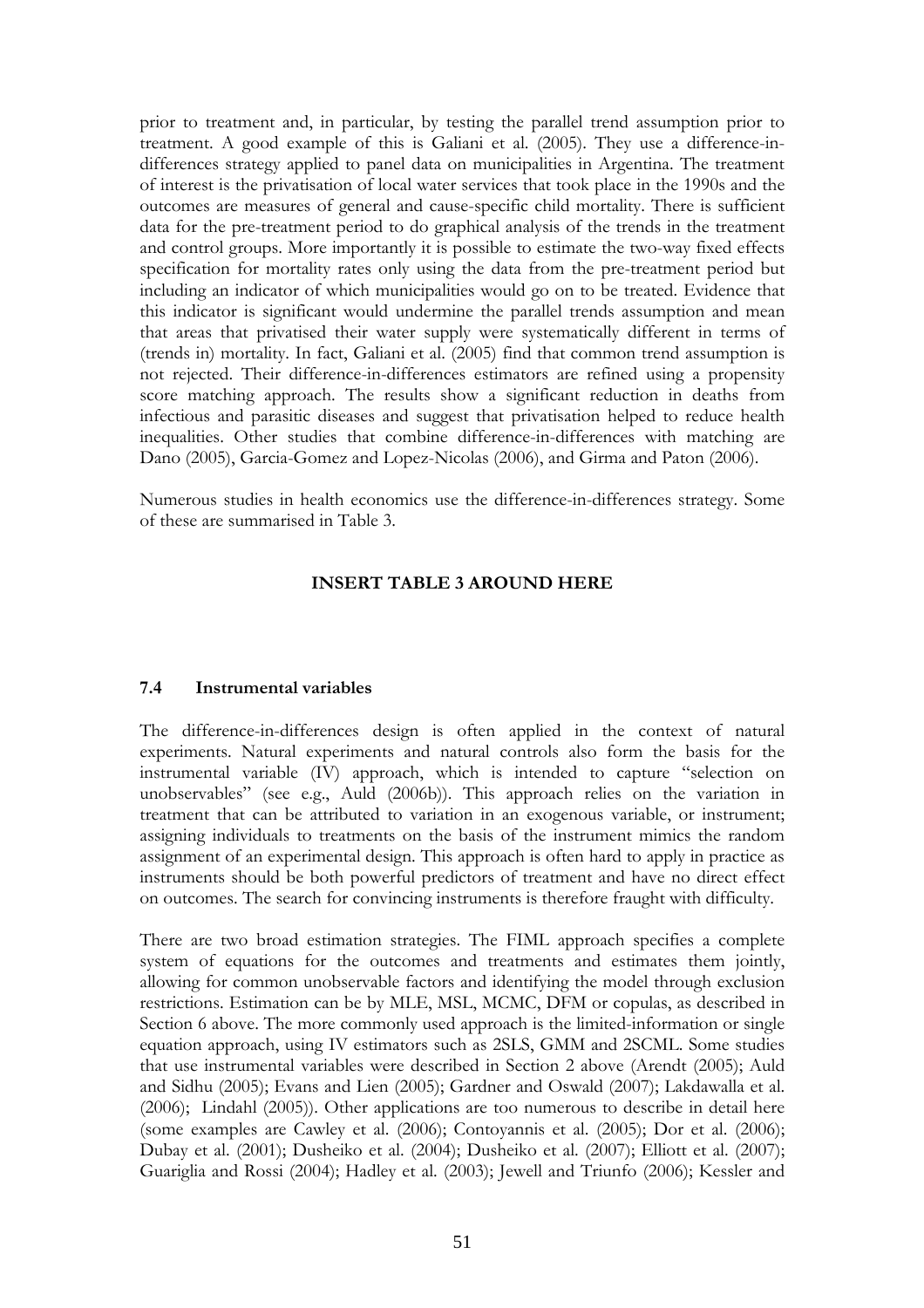prior to treatment and, in particular, by testing the parallel trend assumption prior to treatment. A good example of this is Galiani et al. (2005). They use a difference-in-differences strategy applied to panel data on municipalities in Argentina. The treatment of interest is the privatisation of local water services that took place in the 1990s and the outcomes are measures of general and cause-specific child mortality. There is sufficient data for the pre-treatment period to do graphical analysis of the trends in the treatment and control groups. More importantly it is possible to estimate the two-way fixed effects specification for mortality rates only using the data from the pre-treatment period but including an indicator of which municipalities would go on to be treated. Evidence that this indicator is significant would undermine the parallel trends assumption and mean that areas that privatised their water supply were systematically different in terms of (trends in) mortality. In fact, Galiani et al. (2005) find that common trend assumption is not rejected. Their difference-in-differences estimators are refined using a propensity score matching approach. The results show a significant reduction in deaths from infectious and parasitic diseases and suggest that privatisation helped to reduce health inequalities. Other studies that combine difference-in-differences with matching are Dano (2005), Garcia-Gomez and Lopez-Nicolas (2006), and Girma and Paton (2006).

Numerous studies in health economics use the difference-in-differences strategy. Some of these are summarised in Table 3.

**INSERT TABLE 3 AROUND HERE**

### 7.4 Instrumental variables

The difference-in-differences design is often applied in the context of natural experiments. Natural experiments and natural controls also form the basis for the instrumental variable (IV) approach, which is intended to capture "selection on unobservables" (see e.g., Auld (2006b)). This approach relies on the variation in treatment that can be attributed to variation in an exogenous variable, or instrument; assigning individuals to treatments on the basis of the instrument mimics the random assignment of an experimental design. This approach is often hard to apply in practice as instruments should be both powerful predictors of treatment and have no direct effect on outcomes. The search for convincing instruments is therefore fraught with difficulty.

There are two broad estimation strategies. The FIML approach specifies a complete system of equations for the outcomes and treatments and estimates them jointly, allowing for common unobservable factors and identifying the model through exclusion restrictions. Estimation can be by MLE, MSL, MCMC, DFM or copulas, as described in Section 6 above. The more commonly used approach is the limited-information or single equation approach, using IV estimators such as 2SLS, GMM and 2SCML. Some studies that use instrumental variables were described in Section 2 above (Arendt (2005); Auld and Sidhu (2005); Evans and Lien (2005); Gardner and Oswald (2007); Lakdawalla et al. (2006); Lindahl (2005)). Other applications are too numerous to describe in detail here (some examples are Cawley et al. (2006); Contoyannis et al. (2005); Dor et al. (2006); Dubay et al. (2001); Dusheiko et al. (2004); Dusheiko et al. (2007); Elliott et al. (2007); Guariglia and Rossi (2004); Hadley et al. (2003); Jewell and Triunfo (2006); Kessler and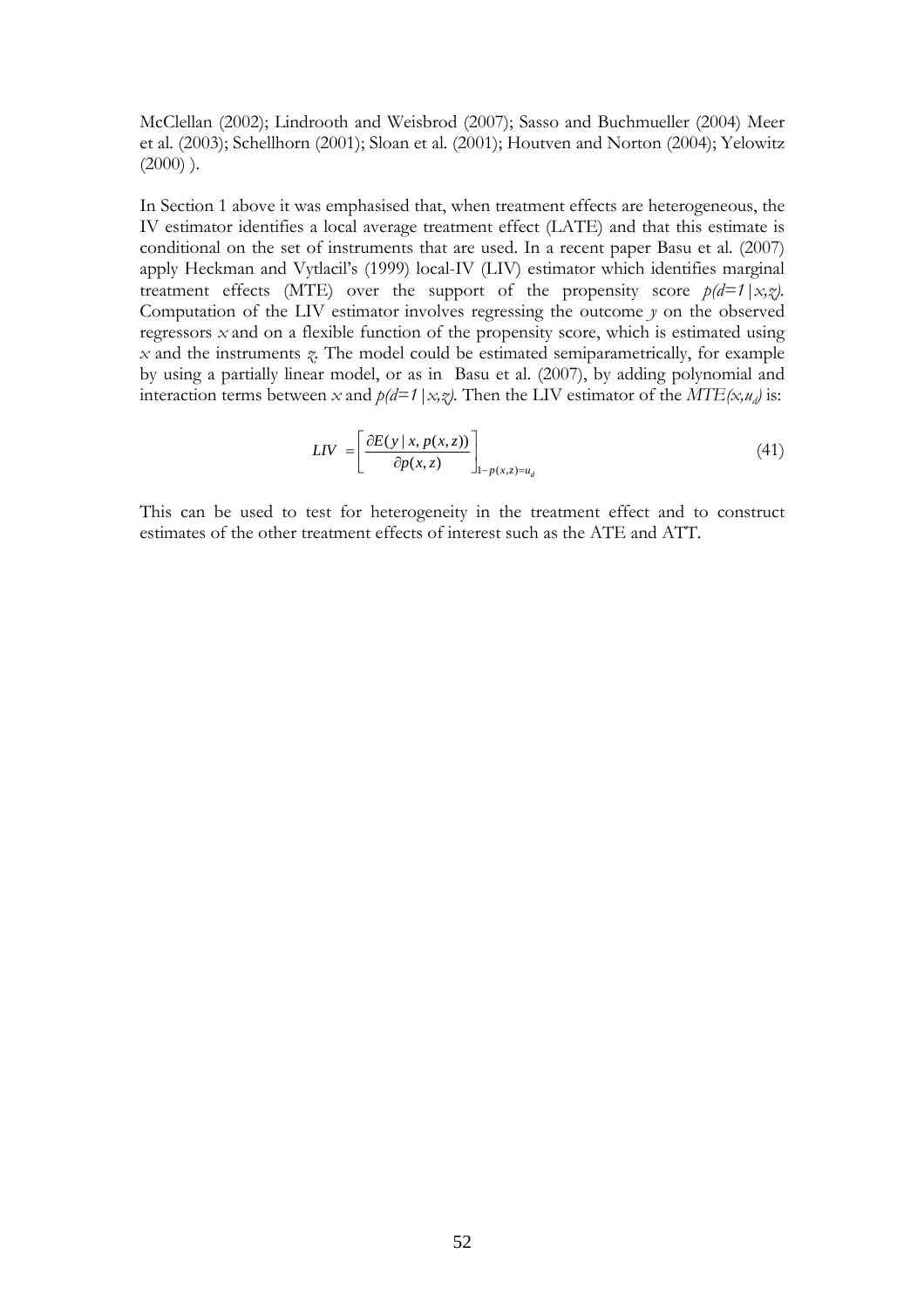McClellan (2002); Lindrooth and Weisbrod (2007); Sasso and Buchmueller (2004) Meer et al. (2003); Schellhorn (2001); Sloan et al. (2001); Houtven and Norton (2004); Yelowitz (2000) ).

In Section 1 above it was emphasised that, when treatment effects are heterogeneous, the IV estimator identifies a local average treatment effect (LATE) and that this estimate is conditional on the set of instruments that are used. In a recent paper Basu et al. (2007) apply Heckman and Vytlacil's (1999) local-IV (LIV) estimator which identifies marginal treatment effects (MTE) over the support of the propensity score $p(d=1|x,z)$. Computation of the LIV estimator involves regressing the outcome $y$ on the observed regressors $x$ and on a flexible function of the propensity score, which is estimated using $x$ and the instruments $z$. The model could be estimated semiparametrically, for example by using a partially linear model, or as in Basu et al. (2007), by adding polynomial and interaction terms between $x$ and $p(d=1|x,z)$. Then the LIV estimator of the $MTE(x,u_d)$ is:

$$LIV = \left[ \frac{\partial E(y \mid x, p(x,z))}{\partial p(x,z)} \right]_{1-p(x,z)=u_d} \tag{41}$$

This can be used to test for heterogeneity in the treatment effect and to construct estimates of the other treatment effects of interest such as the ATE and ATT.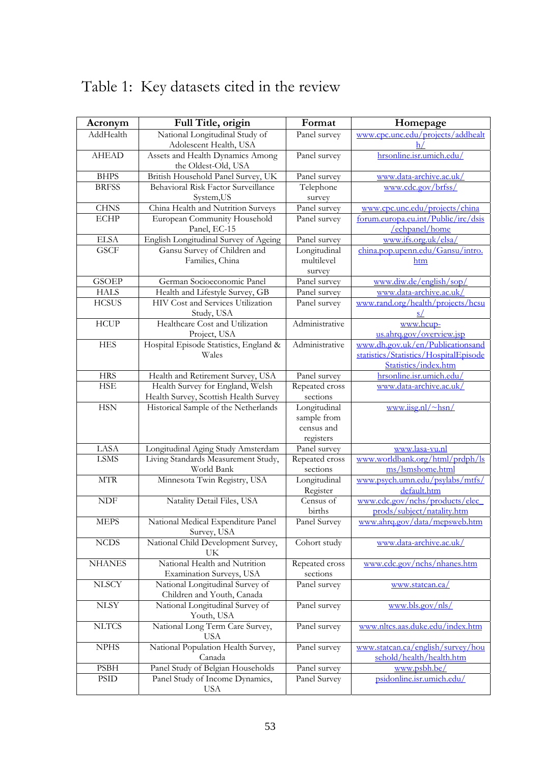# Table 1: Key datasets cited in the review

| Acronym | Full Title, origin | Format | Homepage |
|---|---|---|---|
| AddHealth | National Longitudinal Study of Adolescent Health, USA | Panel survey | www.cpc.unc.edu/projects/addhealth/ |
| AHEAD | Assets and Health Dynamics Among the Oldest-Old, USA | Panel survey | hrsonline.isr.umich.edu/ |
| BHPS | British Household Panel Survey, UK | Panel survey | www.data-archive.ac.uk/ |
| BRFSS | Behavioral Risk Factor Surveillance System,US | Telephone survey | www.cdc.gov/brfss/ |
| CHNS | China Health and Nutrition Surveys | Panel survey | www.cpc.unc.edu/projects/china |
| ECHP | European Community Household Panel, EC-15 | Panel survey | forum.europa.eu.int/Public/irc/dsis/echpanel/home |
| ELSA | English Longitudinal Survey of Ageing | Panel survey | www.ifs.org.uk/elsa/ |
| GSCF | Gansu Survey of Children and Families, China | Longitudinal multilevel survey | china.pop.upenn.edu/Gansu/intro.htm |
| GSOEP | German Socioeconomic Panel | Panel survey | www.diw.de/english/sop/ |
| HALS | Health and Lifestyle Survey, GB | Panel survey | www.data-archive.ac.uk/ |
| HCSUS | HIV Cost and Services Utilization Study, USA | Panel survey | www.rand.org/health/projects/hcsus/ |
| HCUP | Healthcare Cost and Utilization Project, USA | Administrative | www.hcup-us.ahrq.gov/overview.jsp |
| HES | Hospital Episode Statistics, England & Wales | Administrative | www.dh.gov.uk/en/Publicationsandstatistics/Statistics/HospitalEpisodeStatistics/index.htm |
| HRS | Health and Retirement Survey, USA | Panel survey | hrsonline.isr.umich.edu/ |
| HSE | Health Survey for England, Welsh Health Survey, Scottish Health Survey | Repeated cross sections | www.data-archive.ac.uk/ |
| HSN | Historical Sample of the Netherlands | Longitudinal sample from census and registers | www.iisg.nl/~hsn/ |
| LASA | Longitudinal Aging Study Amsterdam | Panel survey | www.lasa-vu.nl |
| LSMS | Living Standards Measurement Study, World Bank | Repeated cross sections | www.worldbank.org/html/prdph/lsms/lsmshome.html |
| MTR | Minnesota Twin Registry, USA | Longitudinal Register | www.psych.umn.edu/psylabs/mtfs/default.htm |
| NDF | Natality Detail Files, USA | Census of births | www.cdc.gov/nchs/products/elec_prods/subject/natality.htm |
| MEPS | National Medical Expenditure Panel Survey, USA | Panel Survey | www.ahrq.gov/data/mepsweb.htm |
| NCDS | National Child Development Survey, UK | Cohort study | www.data-archive.ac.uk/ |
| NHANES | National Health and Nutrition Examination Surveys, USA | Repeated cross sections | www.cdc.gov/nchs/nhanes.htm |
| NLSCY | National Longitudinal Survey of Children and Youth, Canada | Panel survey | www.statcan.ca/ |
| NLSY | National Longitudinal Survey of Youth, USA | Panel survey | www.bls.gov/nls/ |
| NLTCS | National Long Term Care Survey, USA | Panel survey | www.nltcs.aas.duke.edu/index.htm |
| NPHS | National Population Health Survey, Canada | Panel survey | www.statcan.ca/english/survey/household/health/health.htm |
| PSBH | Panel Study of Belgian Households | Panel survey | www.psbh.be/ |
| PSID | Panel Study of Income Dynamics, USA | Panel Survey | psidonline.isr.umich.edu/ |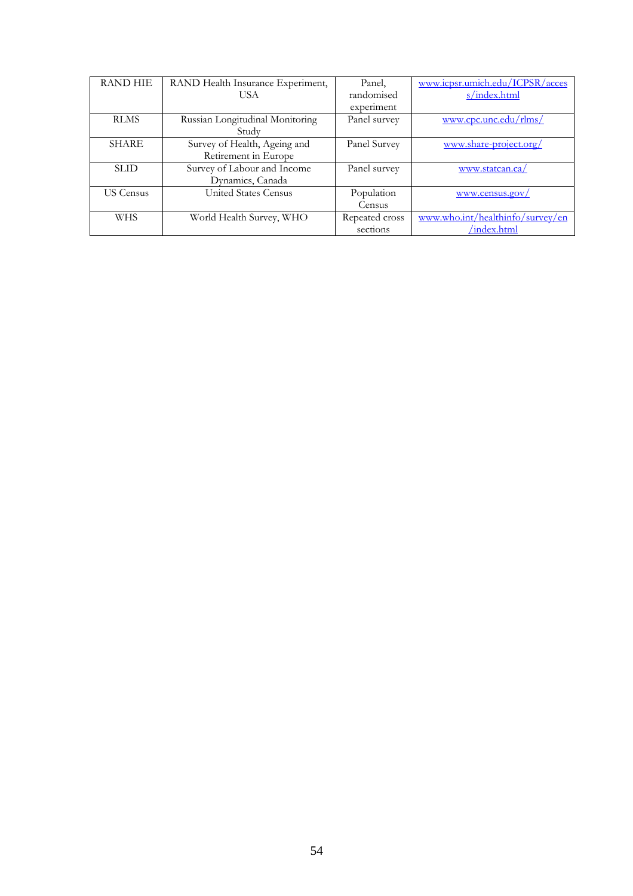| RAND HIE | RAND Health Insurance Experiment, USA | Panel, randomised experiment | www.icpsr.umich.edu/ICPSR/access/index.html |
|---|---|---|---|
| RLMS | Russian Longitudinal Monitoring Study | Panel survey | www.cpc.unc.edu/rlms/ |
| SHARE | Survey of Health, Ageing and Retirement in Europe | Panel Survey | www.share-project.org/ |
| SLID | Survey of Labour and Income Dynamics, Canada | Panel survey | www.statcan.ca/ |
| US Census | United States Census | Population Census | www.census.gov/ |
| WHS | World Health Survey, WHO | Repeated cross sections | www.who.int/healthinfo/survey/en/index.html |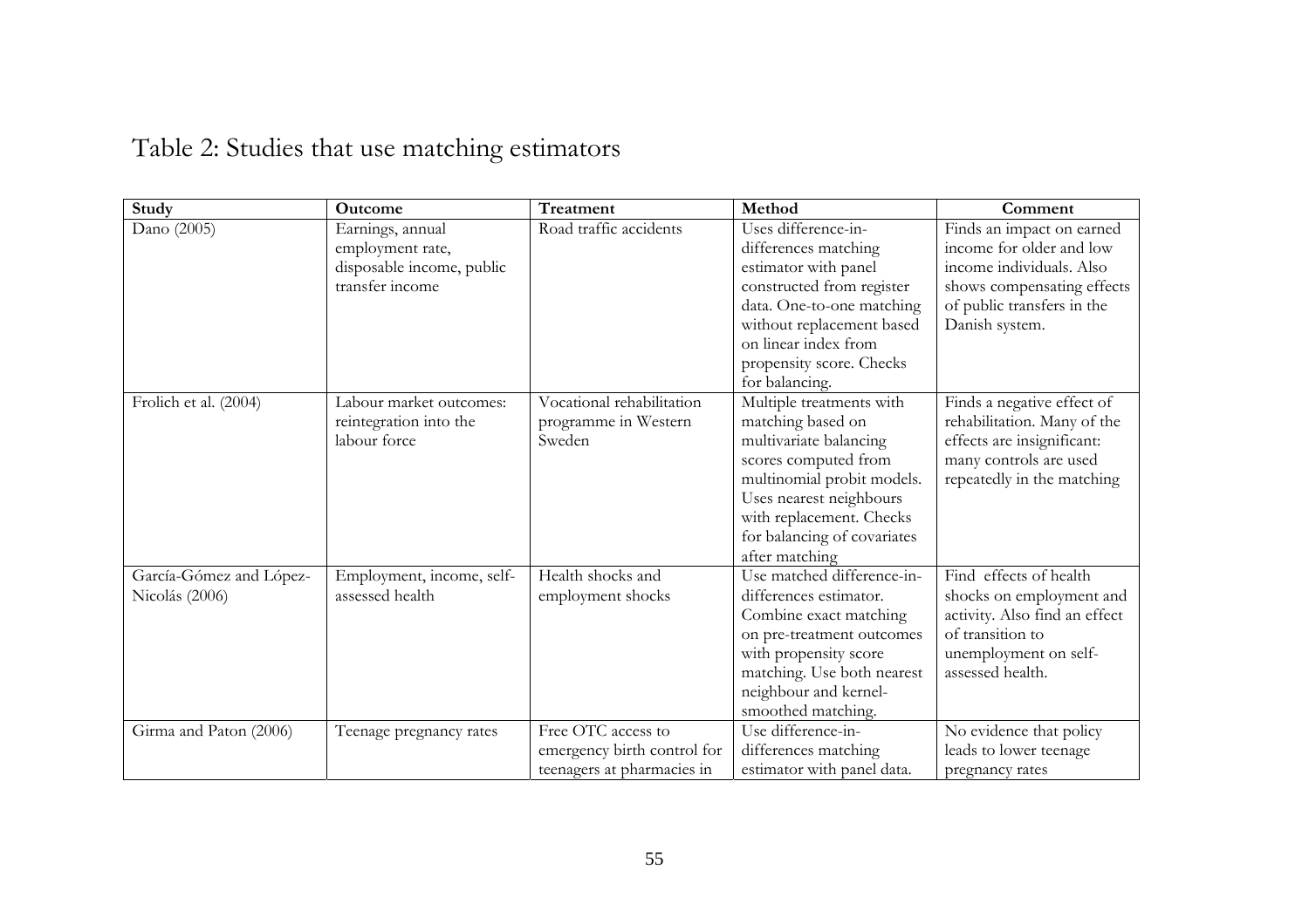# Table 2: Studies that use matching estimators

| Study | Outcome | Treatment | Method | Comment |
|---|---|---|---|---|
| Dano (2005) | Earnings, annual employment rate, disposable income, public transfer income | Road traffic accidents | Uses difference-in-differences matching estimator with panel constructed from register data. One-to-one matching without replacement based on linear index from propensity score. Checks for balancing. | Finds an impact on earned income for older and low income individuals. Also shows compensating effects of public transfers in the Danish system. |
| Frolich et al. (2004) | Labour market outcomes: reintegration into the labour force | Vocational rehabilitation programme in Western Sweden | Multiple treatments with matching based on multivariate balancing scores computed from multinomial probit models. Uses nearest neighbours with replacement. Checks for balancing of covariates after matching | Finds a negative effect of rehabilitation. Many of the effects are insignificant: many controls are used repeatedly in the matching |
| García-Gómez and López-Nicolás (2006) | Employment, income, self-assessed health | Health shocks and employment shocks | Use matched difference-in-differences estimator. Combine exact matching on pre-treatment outcomes with propensity score matching. Use both nearest neighbour and kernel-smoothed matching. | Find effects of health shocks on employment and activity. Also find an effect of transition to unemployment on self-assessed health. |
| Girma and Paton (2006) | Teenage pregnancy rates | Free OTC access to emergency birth control for teenagers at pharmacies in | Use difference-in-differences matching estimator with panel data. | No evidence that policy leads to lower teenage pregnancy rates |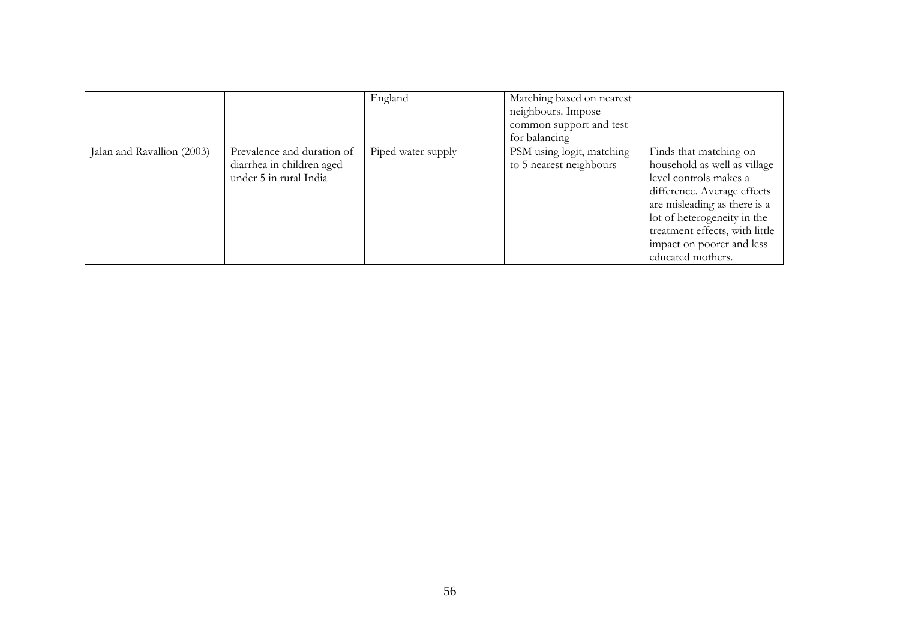| | | | | |
|---|---|---|---|---|
| | | England | Matching based on nearest neighbours. Impose common support and test for balancing | |
| Jalan and Ravallion (2003) | Prevalence and duration of diarrhea in children aged under 5 in rural India | Piped water supply | PSM using logit, matching to 5 nearest neighbours | Finds that matching on household as well as village level controls makes a difference. Average effects are misleading as there is a lot of heterogeneity in the treatment effects, with little impact on poorer and less educated mothers. |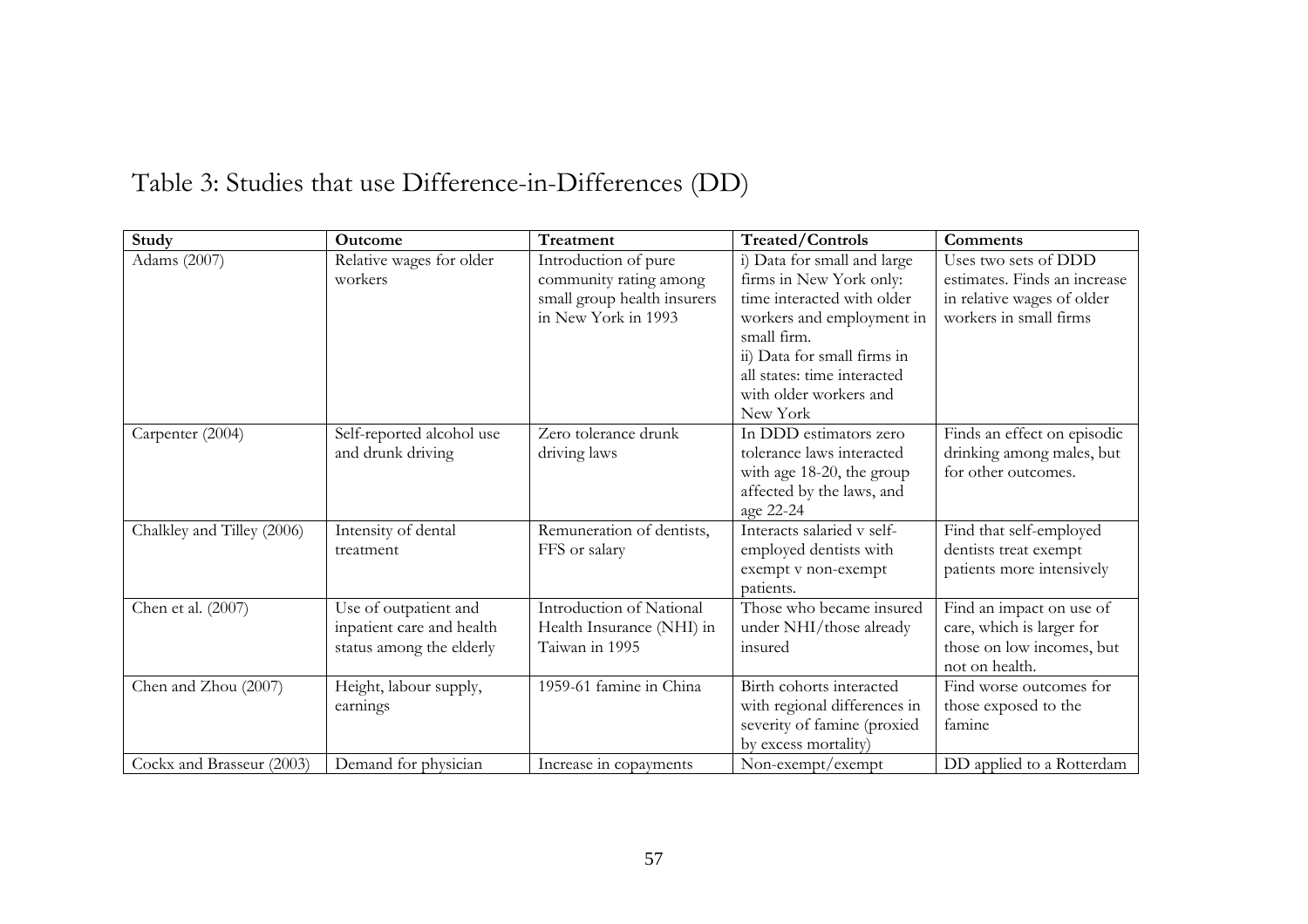# Table 3: Studies that use Difference-in-Differences (DD)

| Study | Outcome | Treatment | Treated/Controls | Comments |
|---|---|---|---|---|
| Adams (2007) | Relative wages for older workers | Introduction of pure community rating among small group health insurers in New York in 1993 | i) Data for small and large firms in New York only: time interacted with older workers and employment in small firm. ii) Data for small firms in all states: time interacted with older workers and New York | Uses two sets of DDD estimates. Finds an increase in relative wages of older workers in small firms |
| Carpenter (2004) | Self-reported alcohol use and drunk driving | Zero tolerance drunk driving laws | In DDD estimators zero tolerance laws interacted with age 18-20, the group affected by the laws, and age 22-24 | Finds an effect on episodic drinking among males, but for other outcomes. |
| Chalkley and Tilley (2006) | Intensity of dental treatment | Remuneration of dentists, FFS or salary | Interacts salaried v self-employed dentists with exempt v non-exempt patients. | Find that self-employed dentists treat exempt patients more intensively |
| Chen et al. (2007) | Use of outpatient and inpatient care and health status among the elderly | Introduction of National Health Insurance (NHI) in Taiwan in 1995 | Those who became insured under NHI/those already insured | Find an impact on use of care, which is larger for those on low incomes, but not on health. |
| Chen and Zhou (2007) | Height, labour supply, earnings | 1959-61 famine in China | Birth cohorts interacted with regional differences in severity of famine (proxied by excess mortality) | Find worse outcomes for those exposed to the famine |
| Cockx and Brasseur (2003) | Demand for physician | Increase in copayments | Non-exempt/exempt | DD applied to a Rotterdam |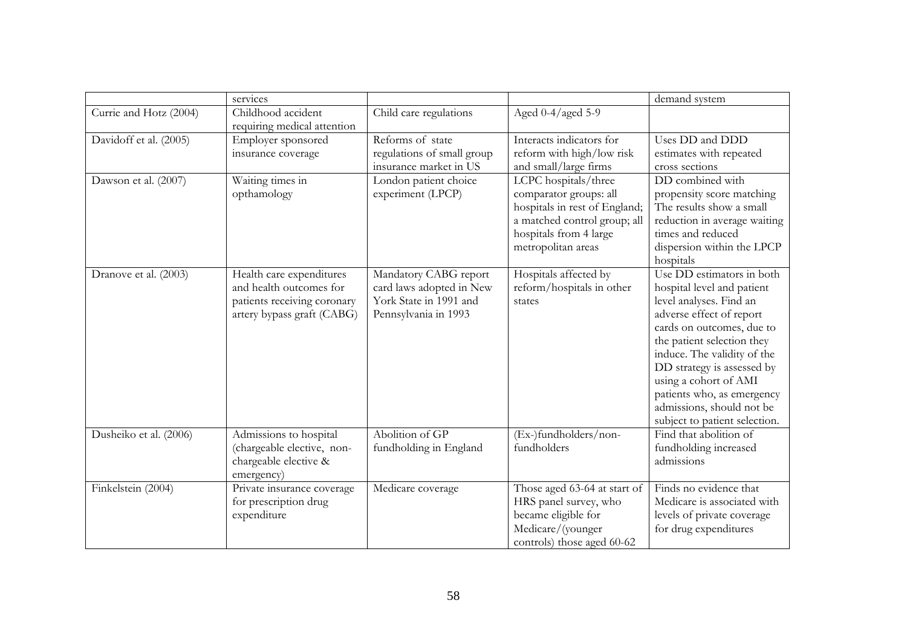|  | services |  |  | demand system |
| --- | --- | --- | --- | --- |
| Currie and Hotz (2004) | Childhood accident requiring medical attention | Child care regulations | Aged 0-4/aged 5-9 |  |
| Davidoff et al. (2005) | Employer sponsored insurance coverage | Reforms of state regulations of small group insurance market in US | Interacts indicators for reform with high/low risk and small/large firms | Uses DD and DDD estimates with repeated cross sections |
| Dawson et al. (2007) | Waiting times in opthamology | London patient choice experiment (LPCP) | LCPC hospitals/three comparator groups: all hospitals in rest of England; a matched control group; all hospitals from 4 large metropolitan areas | DD combined with propensity score matching The results show a small reduction in average waiting times and reduced dispersion within the LPCP hospitals |
| Dranove et al. (2003) | Health care expenditures and health outcomes for patients receiving coronary artery bypass graft (CABG) | Mandatory CABG report card laws adopted in New York State in 1991 and Pennsylvania in 1993 | Hospitals affected by reform/hospitals in other states | Use DD estimators in both hospital level and patient level analyses. Find an adverse effect of report cards on outcomes, due to the patient selection they induce. The validity of the DD strategy is assessed by using a cohort of AMI patients who, as emergency admissions, should not be subject to patient selection. |
| Dusheiko et al. (2006) | Admissions to hospital (chargeable elective, non-chargeable elective & emergency) | Abolition of GP fundholding in England | (Ex-)fundholders/non-fundholders | Find that abolition of fundholding increased admissions |
| Finkelstein (2004) | Private insurance coverage for prescription drug expenditure | Medicare coverage | Those aged 63-64 at start of HRS panel survey, who became eligible for Medicare/(younger controls) those aged 60-62 | Finds no evidence that Medicare is associated with levels of private coverage for drug expenditures |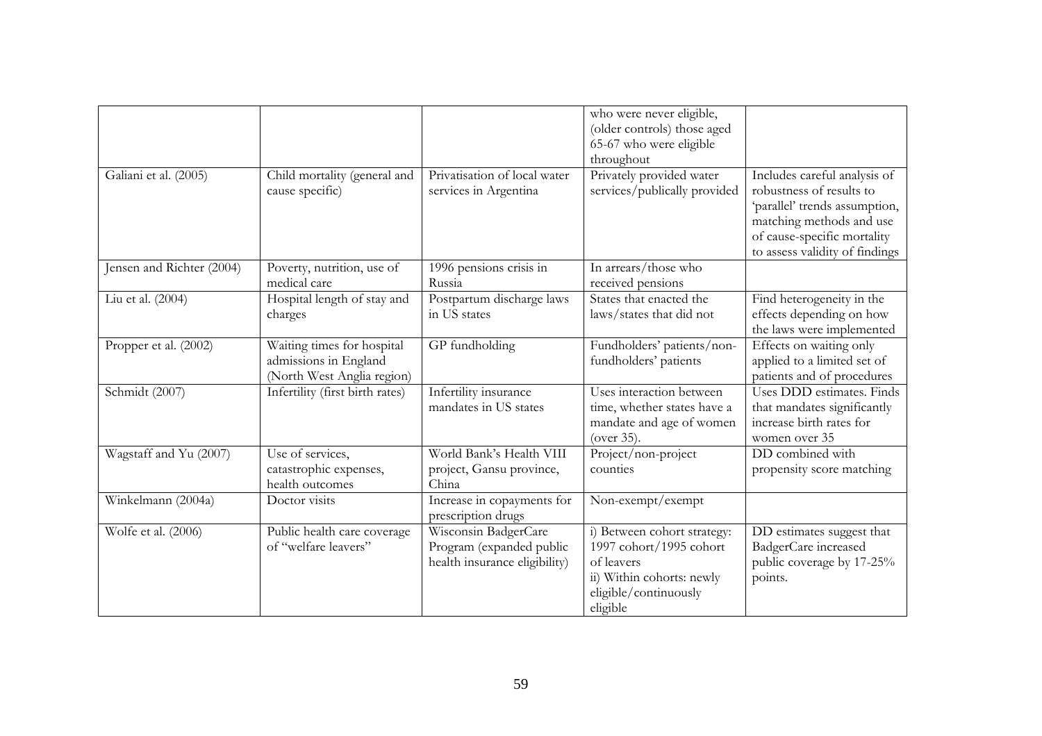| | | | who were never eligible, (older controls) those aged 65-67 who were eligible throughout | |
|---|---|---|---|---|
| Galiani et al. (2005) | Child mortality (general and cause specific) | Privatisation of local water services in Argentina | Privately provided water services/publically provided | Includes careful analysis of robustness of results to 'parallel' trends assumption, matching methods and use of cause-specific mortality to assess validity of findings |
| Jensen and Richter (2004) | Poverty, nutrition, use of medical care | 1996 pensions crisis in Russia | In arrears/those who received pensions | |
| Liu et al. (2004) | Hospital length of stay and charges | Postpartum discharge laws in US states | States that enacted the laws/states that did not | Find heterogeneity in the effects depending on how the laws were implemented |
| Propper et al. (2002) | Waiting times for hospital admissions in England (North West Anglia region) | GP fundholding | Fundholders' patients/non-fundholders' patients | Effects on waiting only applied to a limited set of patients and of procedures |
| Schmidt (2007) | Infertility (first birth rates) | Infertility insurance mandates in US states | Uses interaction between time, whether states have a mandate and age of women (over 35). | Uses DDD estimates. Finds that mandates significantly increase birth rates for women over 35 |
| Wagstaff and Yu (2007) | Use of services, catastrophic expenses, health outcomes | World Bank's Health VIII project, Gansu province, China | Project/non-project counties | DD combined with propensity score matching |
| Winkelmann (2004a) | Doctor visits | Increase in copayments for prescription drugs | Non-exempt/exempt | |
| Wolfe et al. (2006) | Public health care coverage of "welfare leavers" | Wisconsin BadgerCare Program (expanded public health insurance eligibility) | i) Between cohort strategy: 1997 cohort/1995 cohort of leavers<br>ii) Within cohorts: newly eligible/continuously eligible | DD estimates suggest that BadgerCare increased public coverage by 17-25% points. |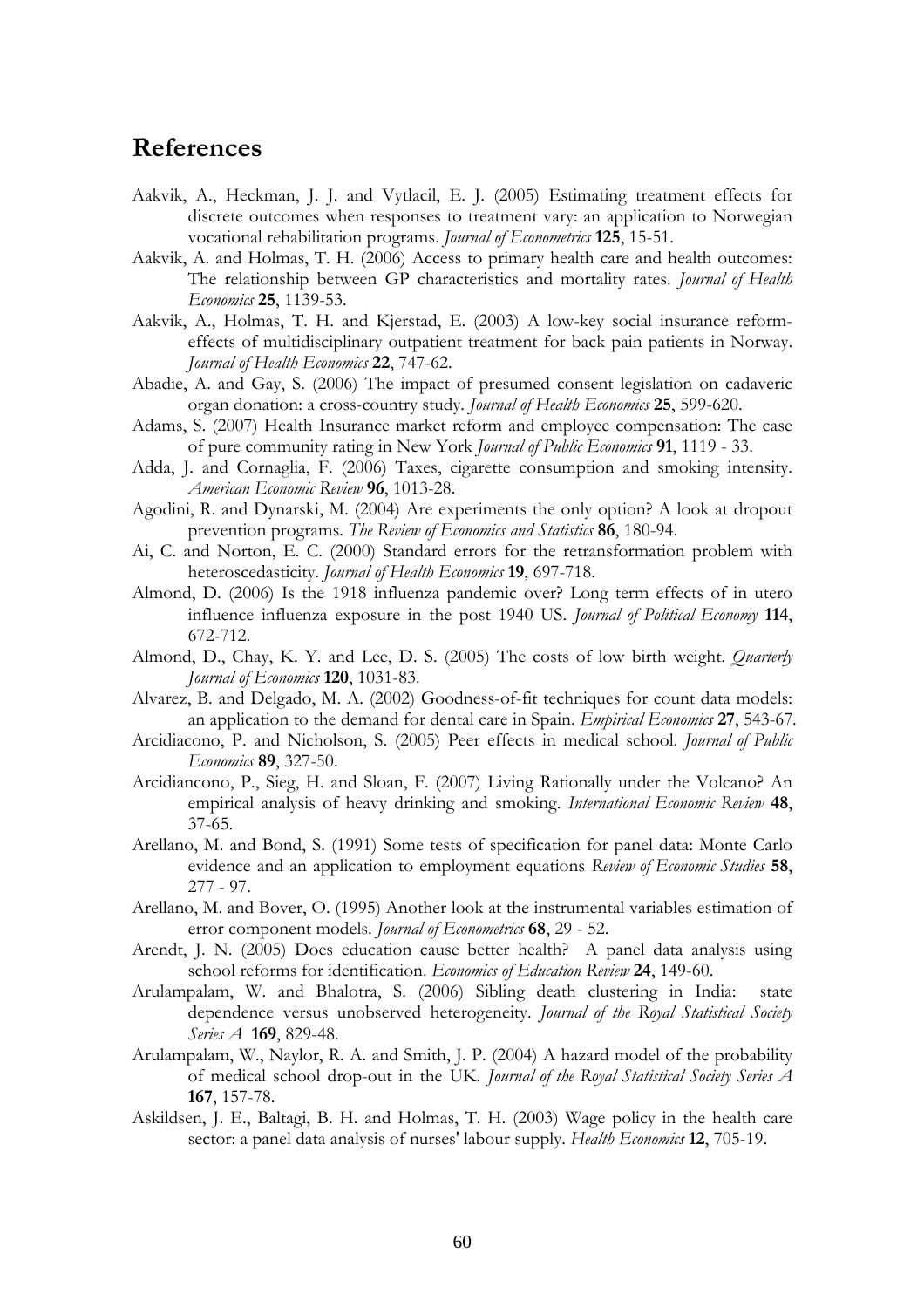# References

Aakvik, A., Heckman, J. J. and Vytlacil, E. J. (2005) Estimating treatment effects for discrete outcomes when responses to treatment vary: an application to Norwegian vocational rehabilitation programs. *Journal of Econometrics* **125**, 15-51.

Aakvik, A. and Holmas, T. H. (2006) Access to primary health care and health outcomes: The relationship between GP characteristics and mortality rates. *Journal of Health Economics* **25**, 1139-53.

Aakvik, A., Holmas, T. H. and Kjerstad, E. (2003) A low-key social insurance reform-effects of multidisciplinary outpatient treatment for back pain patients in Norway. *Journal of Health Economics* **22**, 747-62.

Abadie, A. and Gay, S. (2006) The impact of presumed consent legislation on cadaveric organ donation: a cross-country study. *Journal of Health Economics* **25**, 599-620.

Adams, S. (2007) Health Insurance market reform and employee compensation: The case of pure community rating in New York *Journal of Public Economics* **91**, 1119 - 33.

Adda, J. and Cornaglia, F. (2006) Taxes, cigarette consumption and smoking intensity. *American Economic Review* **96**, 1013-28.

Agodini, R. and Dynarski, M. (2004) Are experiments the only option? A look at dropout prevention programs. *The Review of Economics and Statistics* **86**, 180-94.

Ai, C. and Norton, E. C. (2000) Standard errors for the retransformation problem with heteroscedasticity. *Journal of Health Economics* **19**, 697-718.

Almond, D. (2006) Is the 1918 influenza pandemic over? Long term effects of in utero influence influenza exposure in the post 1940 US. *Journal of Political Economy* **114**, 672-712.

Almond, D., Chay, K. Y. and Lee, D. S. (2005) The costs of low birth weight. *Quarterly Journal of Economics* **120**, 1031-83.

Alvarez, B. and Delgado, M. A. (2002) Goodness-of-fit techniques for count data models: an application to the demand for dental care in Spain. *Empirical Economics* **27**, 543-67.

Arcidiacono, P. and Nicholson, S. (2005) Peer effects in medical school. *Journal of Public Economics* **89**, 327-50.

Arcidiancono, P., Sieg, H. and Sloan, F. (2007) Living Rationally under the Volcano? An empirical analysis of heavy drinking and smoking. *International Economic Review* **48**, 37-65.

Arellano, M. and Bond, S. (1991) Some tests of specification for panel data: Monte Carlo evidence and an application to employment equations *Review of Economic Studies* **58**, 277 - 97.

Arellano, M. and Bover, O. (1995) Another look at the instrumental variables estimation of error component models. *Journal of Econometrics* **68**, 29 - 52.

Arendt, J. N. (2005) Does education cause better health? A panel data analysis using school reforms for identification. *Economics of Education Review* **24**, 149-60.

Arulampalam, W. and Bhalotra, S. (2006) Sibling death clustering in India: state dependence versus unobserved heterogeneity. *Journal of the Royal Statistical Society Series A* **169**, 829-48.

Arulampalam, W., Naylor, R. A. and Smith, J. P. (2004) A hazard model of the probability of medical school drop-out in the UK. *Journal of the Royal Statistical Society Series A* **167**, 157-78.

Askildsen, J. E., Baltagi, B. H. and Holmas, T. H. (2003) Wage policy in the health care sector: a panel data analysis of nurses' labour supply. *Health Economics* **12**, 705-19.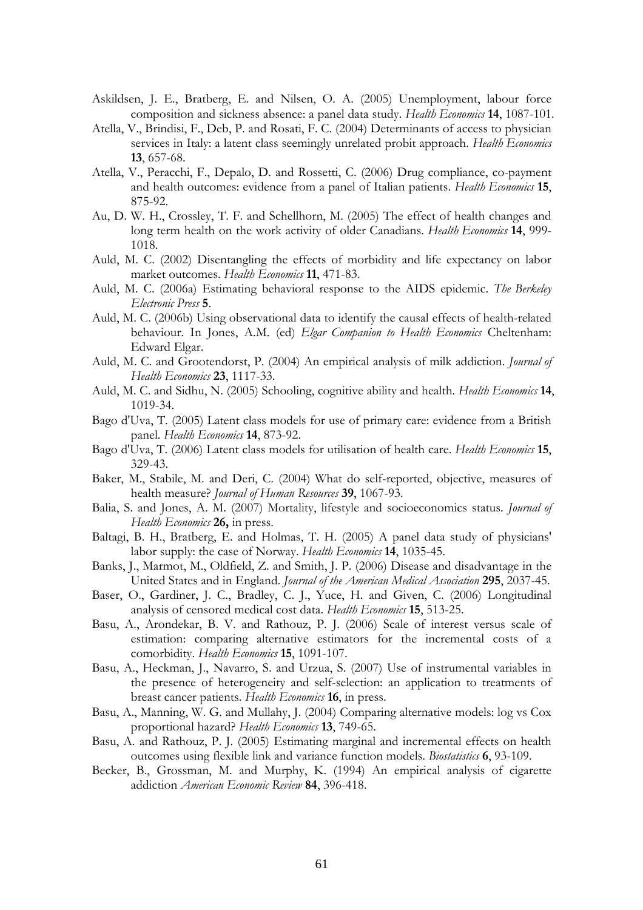Askildsen, J. E., Bratberg, E. and Nilsen, O. A. (2005) Unemployment, labour force composition and sickness absence: a panel data study. *Health Economics* **14**, 1087-101.

Atella, V., Brindisi, F., Deb, P. and Rosati, F. C. (2004) Determinants of access to physician services in Italy: a latent class seemingly unrelated probit approach. *Health Economics* **13**, 657-68.

Atella, V., Peracchi, F., Depalo, D. and Rossetti, C. (2006) Drug compliance, co-payment and health outcomes: evidence from a panel of Italian patients. *Health Economics* **15**, 875-92.

Au, D. W. H., Crossley, T. F. and Schellhorn, M. (2005) The effect of health changes and long term health on the work activity of older Canadians. *Health Economics* **14**, 999-1018.

Auld, M. C. (2002) Disentangling the effects of morbidity and life expectancy on labor market outcomes. *Health Economics* **11**, 471-83.

Auld, M. C. (2006a) Estimating behavioral response to the AIDS epidemic. *The Berkeley Electronic Press* **5**.

Auld, M. C. (2006b) Using observational data to identify the causal effects of health-related behaviour. In Jones, A.M. (ed) *Elgar Companion to Health Economics* Cheltenham: Edward Elgar.

Auld, M. C. and Grootendorst, P. (2004) An empirical analysis of milk addiction. *Journal of Health Economics* **23**, 1117-33.

Auld, M. C. and Sidhu, N. (2005) Schooling, cognitive ability and health. *Health Economics* **14**, 1019-34.

Bago d'Uva, T. (2005) Latent class models for use of primary care: evidence from a British panel. *Health Economics* **14**, 873-92.

Bago d'Uva, T. (2006) Latent class models for utilisation of health care. *Health Economics* **15**, 329-43.

Baker, M., Stabile, M. and Deri, C. (2004) What do self-reported, objective, measures of health measure? *Journal of Human Resources* **39**, 1067-93.

Balia, S. and Jones, A. M. (2007) Mortality, lifestyle and socioeconomics status. *Journal of Health Economics* **26,** in press.

Baltagi, B. H., Bratberg, E. and Holmas, T. H. (2005) A panel data study of physicians' labor supply: the case of Norway. *Health Economics* **14**, 1035-45.

Banks, J., Marmot, M., Oldfield, Z. and Smith, J. P. (2006) Disease and disadvantage in the United States and in England. *Journal of the American Medical Association* **295**, 2037-45.

Baser, O., Gardiner, J. C., Bradley, C. J., Yuce, H. and Given, C. (2006) Longitudinal analysis of censored medical cost data. *Health Economics* **15**, 513-25.

Basu, A., Arondekar, B. V. and Rathouz, P. J. (2006) Scale of interest versus scale of estimation: comparing alternative estimators for the incremental costs of a comorbidity. *Health Economics* **15**, 1091-107.

Basu, A., Heckman, J., Navarro, S. and Urzua, S. (2007) Use of instrumental variables in the presence of heterogeneity and self-selection: an application to treatments of breast cancer patients. *Health Economics* **16**, in press.

Basu, A., Manning, W. G. and Mullahy, J. (2004) Comparing alternative models: log vs Cox proportional hazard? *Health Economics* **13**, 749-65.

Basu, A. and Rathouz, P. J. (2005) Estimating marginal and incremental effects on health outcomes using flexible link and variance function models. *Biostatistics* **6**, 93-109.

Becker, B., Grossman, M. and Murphy, K. (1994) An empirical analysis of cigarette addiction *American Economic Review* **84**, 396-418.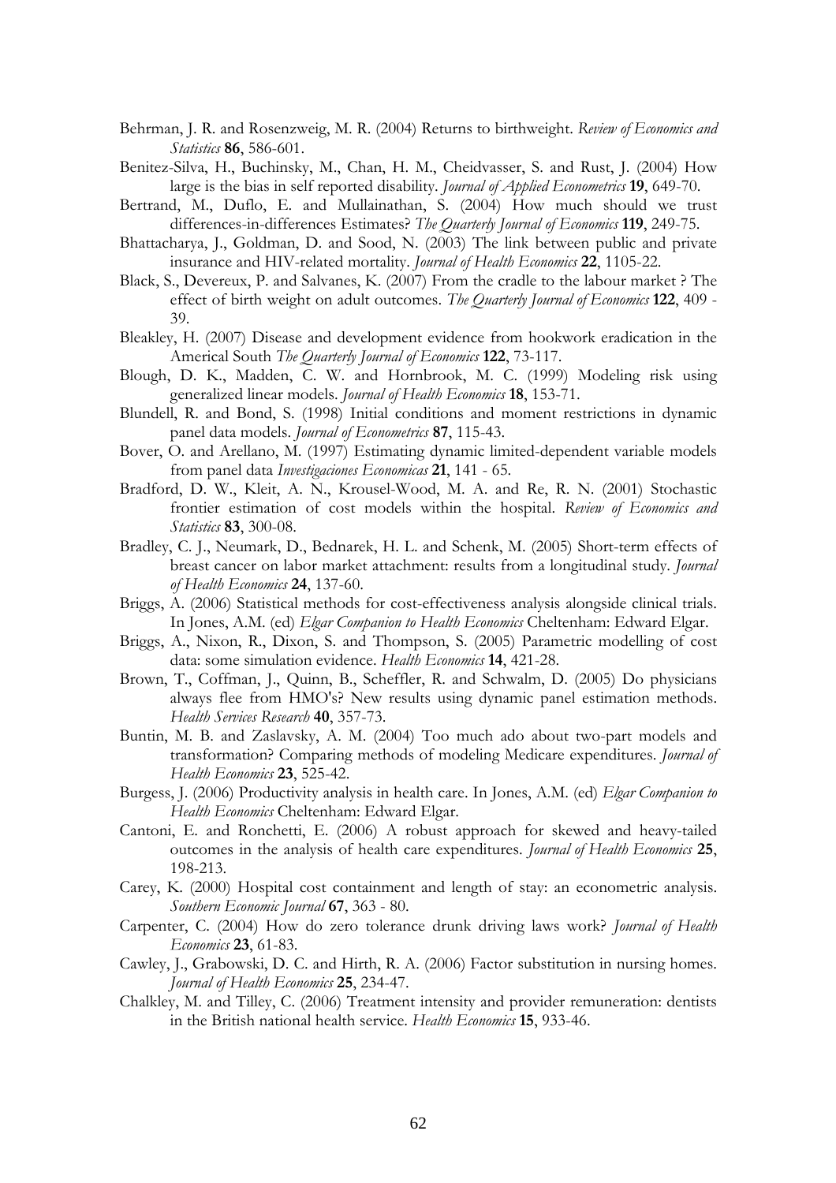Behrman, J. R. and Rosenzweig, M. R. (2004) Returns to birthweight. *Review of Economics and Statistics* **86**, 586-601.

Benitez-Silva, H., Buchinsky, M., Chan, H. M., Cheidvasser, S. and Rust, J. (2004) How large is the bias in self reported disability. *Journal of Applied Econometrics* **19**, 649-70.

Bertrand, M., Duflo, E. and Mullainathan, S. (2004) How much should we trust differences-in-differences Estimates? *The Quarterly Journal of Economics* **119**, 249-75.

Bhattacharya, J., Goldman, D. and Sood, N. (2003) The link between public and private insurance and HIV-related mortality. *Journal of Health Economics* **22**, 1105-22.

Black, S., Devereux, P. and Salvanes, K. (2007) From the cradle to the labour market ? The effect of birth weight on adult outcomes. *The Quarterly Journal of Economics* **122**, 409 - 39.

Bleakley, H. (2007) Disease and development evidence from hookwork eradication in the Americal South *The Quarterly Journal of Economics* **122**, 73-117.

Blough, D. K., Madden, C. W. and Hornbrook, M. C. (1999) Modeling risk using generalized linear models. *Journal of Health Economics* **18**, 153-71.

Blundell, R. and Bond, S. (1998) Initial conditions and moment restrictions in dynamic panel data models. *Journal of Econometrics* **87**, 115-43.

Bover, O. and Arellano, M. (1997) Estimating dynamic limited-dependent variable models from panel data *Investigaciones Economicas* **21**, 141 - 65.

Bradford, D. W., Kleit, A. N., Krousel-Wood, M. A. and Re, R. N. (2001) Stochastic frontier estimation of cost models within the hospital. *Review of Economics and Statistics* **83**, 300-08.

Bradley, C. J., Neumark, D., Bednarek, H. L. and Schenk, M. (2005) Short-term effects of breast cancer on labor market attachment: results from a longitudinal study. *Journal of Health Economics* **24**, 137-60.

Briggs, A. (2006) Statistical methods for cost-effectiveness analysis alongside clinical trials. In Jones, A.M. (ed) *Elgar Companion to Health Economics* Cheltenham: Edward Elgar.

Briggs, A., Nixon, R., Dixon, S. and Thompson, S. (2005) Parametric modelling of cost data: some simulation evidence. *Health Economics* **14**, 421-28.

Brown, T., Coffman, J., Quinn, B., Scheffler, R. and Schwalm, D. (2005) Do physicians always flee from HMO's? New results using dynamic panel estimation methods. *Health Services Research* **40**, 357-73.

Buntin, M. B. and Zaslavsky, A. M. (2004) Too much ado about two-part models and transformation? Comparing methods of modeling Medicare expenditures. *Journal of Health Economics* **23**, 525-42.

Burgess, J. (2006) Productivity analysis in health care. In Jones, A.M. (ed) *Elgar Companion to Health Economics* Cheltenham: Edward Elgar.

Cantoni, E. and Ronchetti, E. (2006) A robust approach for skewed and heavy-tailed outcomes in the analysis of health care expenditures. *Journal of Health Economics* **25**, 198-213.

Carey, K. (2000) Hospital cost containment and length of stay: an econometric analysis. *Southern Economic Journal* **67**, 363 - 80.

Carpenter, C. (2004) How do zero tolerance drunk driving laws work? *Journal of Health Economics* **23**, 61-83.

Cawley, J., Grabowski, D. C. and Hirth, R. A. (2006) Factor substitution in nursing homes. *Journal of Health Economics* **25**, 234-47.

Chalkley, M. and Tilley, C. (2006) Treatment intensity and provider remuneration: dentists in the British national health service. *Health Economics* **15**, 933-46.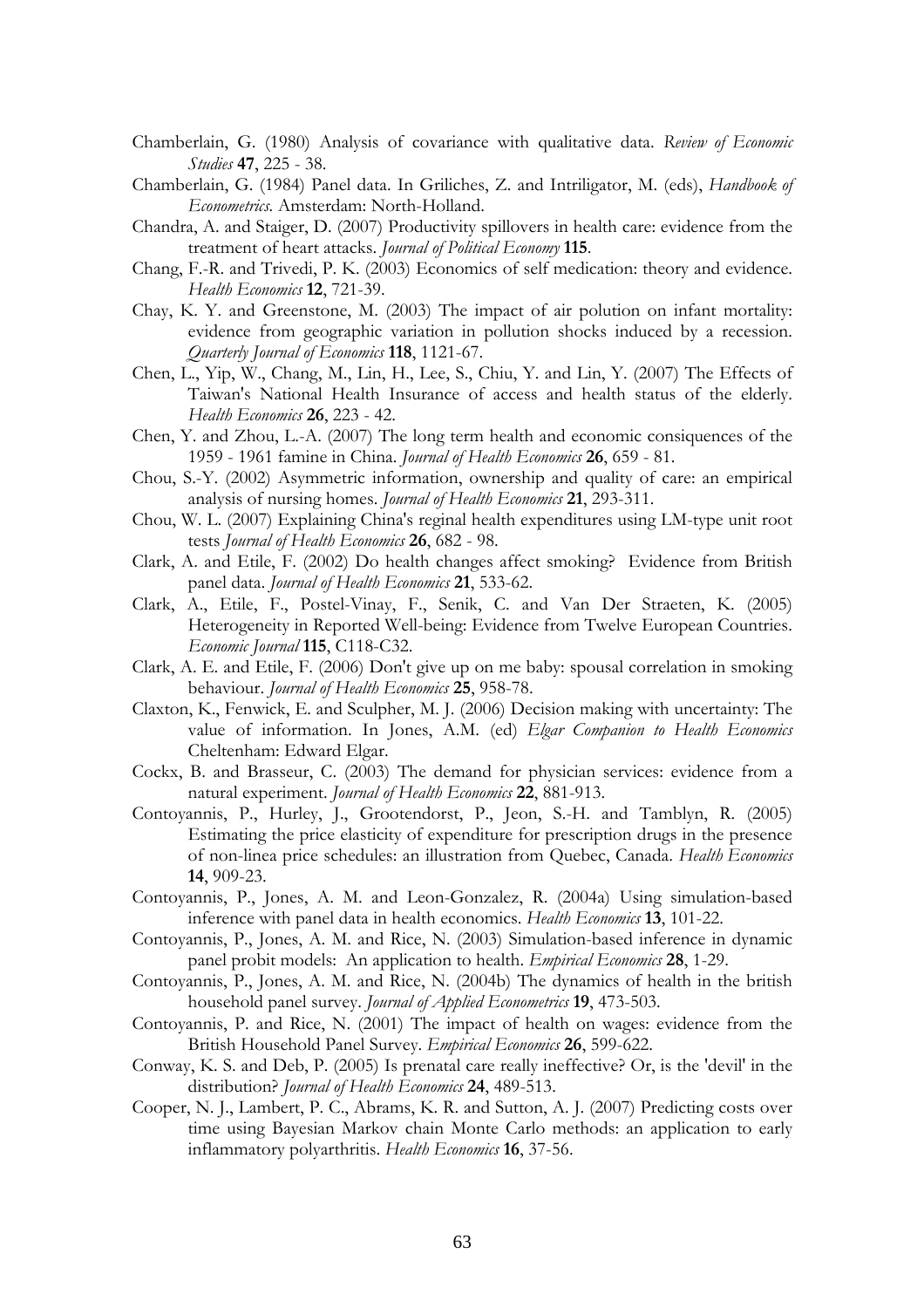Chamberlain, G. (1980) Analysis of covariance with qualitative data. *Review of Economic Studies* **47**, 225 - 38.

Chamberlain, G. (1984) Panel data. In Griliches, Z. and Intriligator, M. (eds), *Handbook of Econometrics.* Amsterdam: North-Holland.

Chandra, A. and Staiger, D. (2007) Productivity spillovers in health care: evidence from the treatment of heart attacks. *Journal of Political Economy* **115**.

Chang, F.-R. and Trivedi, P. K. (2003) Economics of self medication: theory and evidence. *Health Economics* **12**, 721-39.

Chay, K. Y. and Greenstone, M. (2003) The impact of air polution on infant mortality: evidence from geographic variation in pollution shocks induced by a recession. *Quarterly Journal of Economics* **118**, 1121-67.

Chen, L., Yip, W., Chang, M., Lin, H., Lee, S., Chiu, Y. and Lin, Y. (2007) The Effects of Taiwan's National Health Insurance of access and health status of the elderly. *Health Economics* **26**, 223 - 42.

Chen, Y. and Zhou, L.-A. (2007) The long term health and economic consiquences of the 1959 - 1961 famine in China. *Journal of Health Economics* **26**, 659 - 81.

Chou, S.-Y. (2002) Asymmetric information, ownership and quality of care: an empirical analysis of nursing homes. *Journal of Health Economics* **21**, 293-311.

Chou, W. L. (2007) Explaining China's reginal health expenditures using LM-type unit root tests *Journal of Health Economics* **26**, 682 - 98.

Clark, A. and Etile, F. (2002) Do health changes affect smoking? Evidence from British panel data. *Journal of Health Economics* **21**, 533-62.

Clark, A., Etile, F., Postel-Vinay, F., Senik, C. and Van Der Straeten, K. (2005) Heterogeneity in Reported Well-being: Evidence from Twelve European Countries. *Economic Journal* **115**, C118-C32.

Clark, A. E. and Etile, F. (2006) Don't give up on me baby: spousal correlation in smoking behaviour. *Journal of Health Economics* **25**, 958-78.

Claxton, K., Fenwick, E. and Sculpher, M. J. (2006) Decision making with uncertainty: The value of information. In Jones, A.M. (ed) *Elgar Companion to Health Economics* Cheltenham: Edward Elgar.

Cockx, B. and Brasseur, C. (2003) The demand for physician services: evidence from a natural experiment. *Journal of Health Economics* **22**, 881-913.

Contoyannis, P., Hurley, J., Grootendorst, P., Jeon, S.-H. and Tamblyn, R. (2005) Estimating the price elasticity of expenditure for prescription drugs in the presence of non-linea price schedules: an illustration from Quebec, Canada. *Health Economics* **14**, 909-23.

Contoyannis, P., Jones, A. M. and Leon-Gonzalez, R. (2004a) Using simulation-based inference with panel data in health economics. *Health Economics* **13**, 101-22.

Contoyannis, P., Jones, A. M. and Rice, N. (2003) Simulation-based inference in dynamic panel probit models: An application to health. *Empirical Economics* **28**, 1-29.

Contoyannis, P., Jones, A. M. and Rice, N. (2004b) The dynamics of health in the british household panel survey. *Journal of Applied Econometrics* **19**, 473-503.

Contoyannis, P. and Rice, N. (2001) The impact of health on wages: evidence from the British Household Panel Survey. *Empirical Economics* **26**, 599-622.

Conway, K. S. and Deb, P. (2005) Is prenatal care really ineffective? Or, is the 'devil' in the distribution? *Journal of Health Economics* **24**, 489-513.

Cooper, N. J., Lambert, P. C., Abrams, K. R. and Sutton, A. J. (2007) Predicting costs over time using Bayesian Markov chain Monte Carlo methods: an application to early inflammatory polyarthritis. *Health Economics* **16**, 37-56.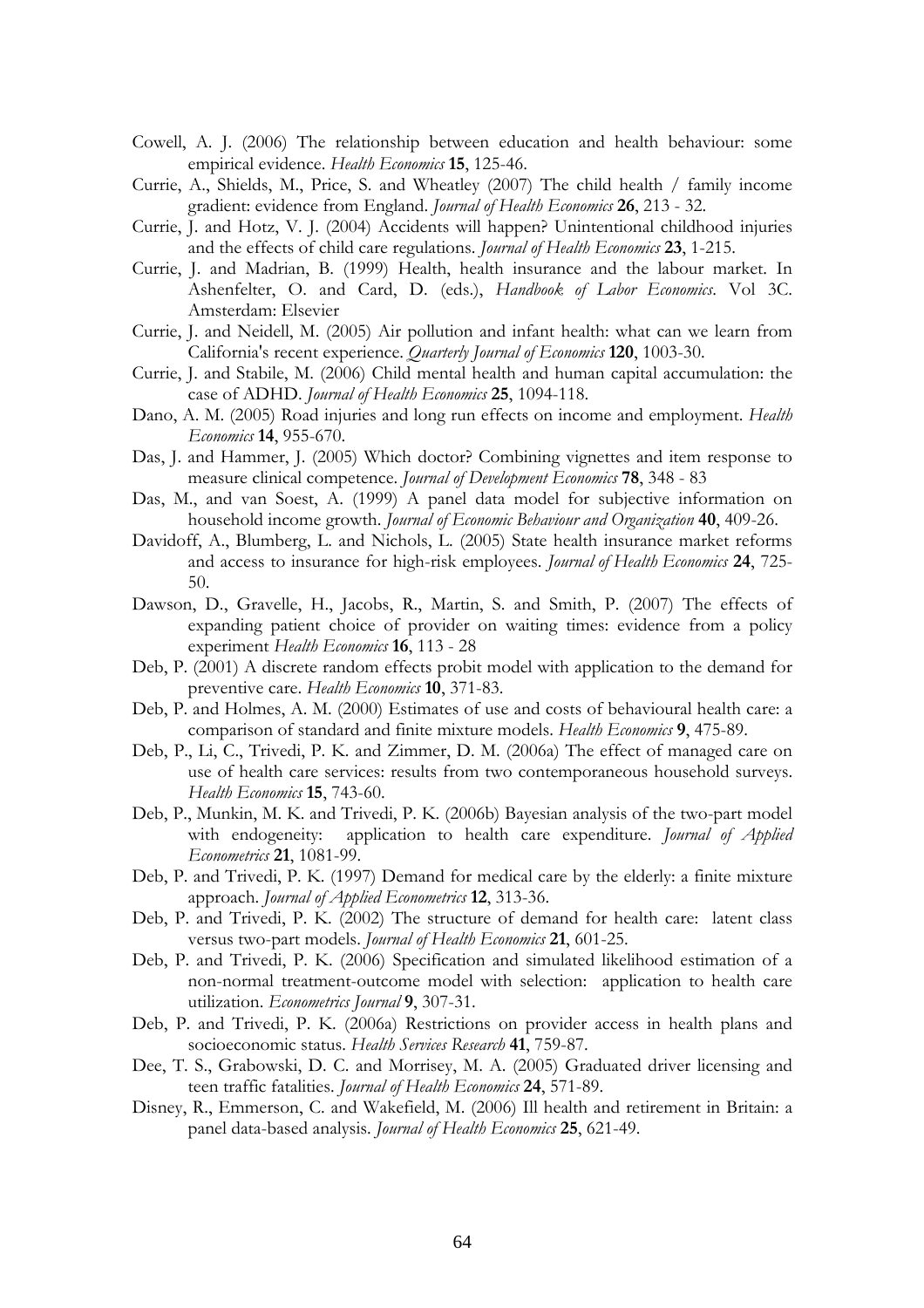Cowell, A. J. (2006) The relationship between education and health behaviour: some empirical evidence. *Health Economics* **15**, 125-46.

Currie, A., Shields, M., Price, S. and Wheatley (2007) The child health / family income gradient: evidence from England. *Journal of Health Economics* **26**, 213 - 32.

Currie, J. and Hotz, V. J. (2004) Accidents will happen? Unintentional childhood injuries and the effects of child care regulations. *Journal of Health Economics* **23**, 1-215.

Currie, J. and Madrian, B. (1999) Health, health insurance and the labour market. In Ashenfelter, O. and Card, D. (eds.), *Handbook of Labor Economics*. Vol 3C. Amsterdam: Elsevier

Currie, J. and Neidell, M. (2005) Air pollution and infant health: what can we learn from California's recent experience. *Quarterly Journal of Economics* **120**, 1003-30.

Currie, J. and Stabile, M. (2006) Child mental health and human capital accumulation: the case of ADHD. *Journal of Health Economics* **25**, 1094-118.

Dano, A. M. (2005) Road injuries and long run effects on income and employment. *Health Economics* **14**, 955-670.

Das, J. and Hammer, J. (2005) Which doctor? Combining vignettes and item response to measure clinical competence. *Journal of Development Economics* **78**, 348 - 83

Das, M., and van Soest, A. (1999) A panel data model for subjective information on household income growth. *Journal of Economic Behaviour and Organization* **40**, 409-26.

Davidoff, A., Blumberg, L. and Nichols, L. (2005) State health insurance market reforms and access to insurance for high-risk employees. *Journal of Health Economics* **24**, 725-50.

Dawson, D., Gravelle, H., Jacobs, R., Martin, S. and Smith, P. (2007) The effects of expanding patient choice of provider on waiting times: evidence from a policy experiment *Health Economics* **16**, 113 - 28

Deb, P. (2001) A discrete random effects probit model with application to the demand for preventive care. *Health Economics* **10**, 371-83.

Deb, P. and Holmes, A. M. (2000) Estimates of use and costs of behavioural health care: a comparison of standard and finite mixture models. *Health Economics* **9**, 475-89.

Deb, P., Li, C., Trivedi, P. K. and Zimmer, D. M. (2006a) The effect of managed care on use of health care services: results from two contemporaneous household surveys. *Health Economics* **15**, 743-60.

Deb, P., Munkin, M. K. and Trivedi, P. K. (2006b) Bayesian analysis of the two-part model with endogeneity: application to health care expenditure. *Journal of Applied Econometrics* **21**, 1081-99.

Deb, P. and Trivedi, P. K. (1997) Demand for medical care by the elderly: a finite mixture approach. *Journal of Applied Econometrics* **12**, 313-36.

Deb, P. and Trivedi, P. K. (2002) The structure of demand for health care: latent class versus two-part models. *Journal of Health Economics* **21**, 601-25.

Deb, P. and Trivedi, P. K. (2006) Specification and simulated likelihood estimation of a non-normal treatment-outcome model with selection: application to health care utilization. *Econometrics Journal* **9**, 307-31.

Deb, P. and Trivedi, P. K. (2006a) Restrictions on provider access in health plans and socioeconomic status. *Health Services Research* **41**, 759-87.

Dee, T. S., Grabowski, D. C. and Morrisey, M. A. (2005) Graduated driver licensing and teen traffic fatalities. *Journal of Health Economics* **24**, 571-89.

Disney, R., Emmerson, C. and Wakefield, M. (2006) Ill health and retirement in Britain: a panel data-based analysis. *Journal of Health Economics* **25**, 621-49.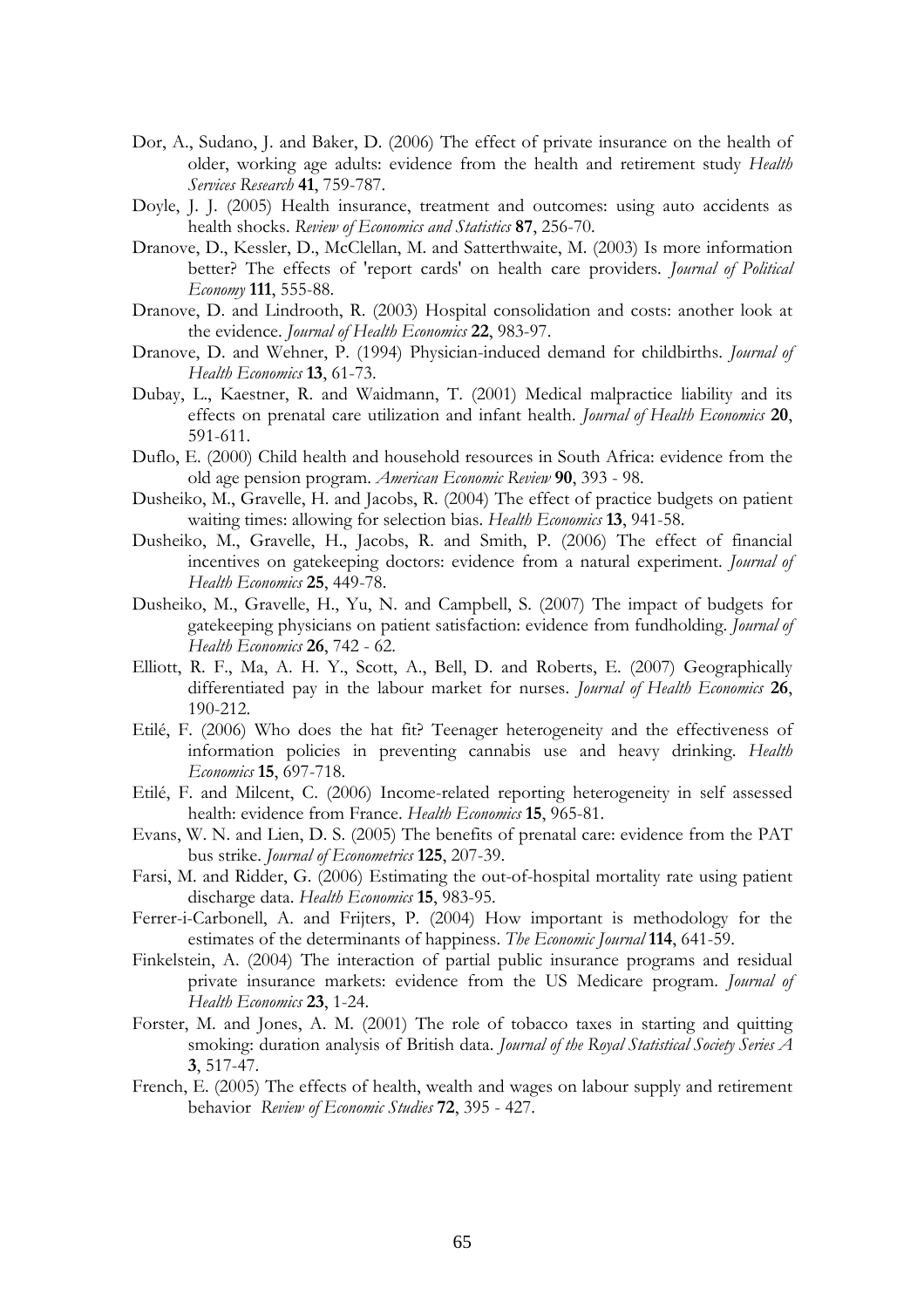Dor, A., Sudano, J. and Baker, D. (2006) The effect of private insurance on the health of older, working age adults: evidence from the health and retirement study *Health Services Research* **41**, 759-787.

Doyle, J. J. (2005) Health insurance, treatment and outcomes: using auto accidents as health shocks. *Review of Economics and Statistics* **87**, 256-70.

Dranove, D., Kessler, D., McClellan, M. and Satterthwaite, M. (2003) Is more information better? The effects of 'report cards' on health care providers. *Journal of Political Economy* **111**, 555-88.

Dranove, D. and Lindrooth, R. (2003) Hospital consolidation and costs: another look at the evidence. *Journal of Health Economics* **22**, 983-97.

Dranove, D. and Wehner, P. (1994) Physician-induced demand for childbirths. *Journal of Health Economics* **13**, 61-73.

Dubay, L., Kaestner, R. and Waidmann, T. (2001) Medical malpractice liability and its effects on prenatal care utilization and infant health. *Journal of Health Economics* **20**, 591-611.

Duflo, E. (2000) Child health and household resources in South Africa: evidence from the old age pension program. *American Economic Review* **90**, 393 - 98.

Dusheiko, M., Gravelle, H. and Jacobs, R. (2004) The effect of practice budgets on patient waiting times: allowing for selection bias. *Health Economics* **13**, 941-58.

Dusheiko, M., Gravelle, H., Jacobs, R. and Smith, P. (2006) The effect of financial incentives on gatekeeping doctors: evidence from a natural experiment. *Journal of Health Economics* **25**, 449-78.

Dusheiko, M., Gravelle, H., Yu, N. and Campbell, S. (2007) The impact of budgets for gatekeeping physicians on patient satisfaction: evidence from fundholding. *Journal of Health Economics* **26**, 742 - 62.

Elliott, R. F., Ma, A. H. Y., Scott, A., Bell, D. and Roberts, E. (2007) Geographically differentiated pay in the labour market for nurses. *Journal of Health Economics* **26**, 190-212.

Etilé, F. (2006) Who does the hat fit? Teenager heterogeneity and the effectiveness of information policies in preventing cannabis use and heavy drinking. *Health Economics* **15**, 697-718.

Etilé, F. and Milcent, C. (2006) Income-related reporting heterogeneity in self assessed health: evidence from France. *Health Economics* **15**, 965-81.

Evans, W. N. and Lien, D. S. (2005) The benefits of prenatal care: evidence from the PAT bus strike. *Journal of Econometrics* **125**, 207-39.

Farsi, M. and Ridder, G. (2006) Estimating the out-of-hospital mortality rate using patient discharge data. *Health Economics* **15**, 983-95.

Ferrer-i-Carbonell, A. and Frijters, P. (2004) How important is methodology for the estimates of the determinants of happiness. *The Economic Journal* **114**, 641-59.

Finkelstein, A. (2004) The interaction of partial public insurance programs and residual private insurance markets: evidence from the US Medicare program. *Journal of Health Economics* **23**, 1-24.

Forster, M. and Jones, A. M. (2001) The role of tobacco taxes in starting and quitting smoking: duration analysis of British data. *Journal of the Royal Statistical Society Series A* **3**, 517-47.

French, E. (2005) The effects of health, wealth and wages on labour supply and retirement behavior *Review of Economic Studies* **72**, 395 - 427.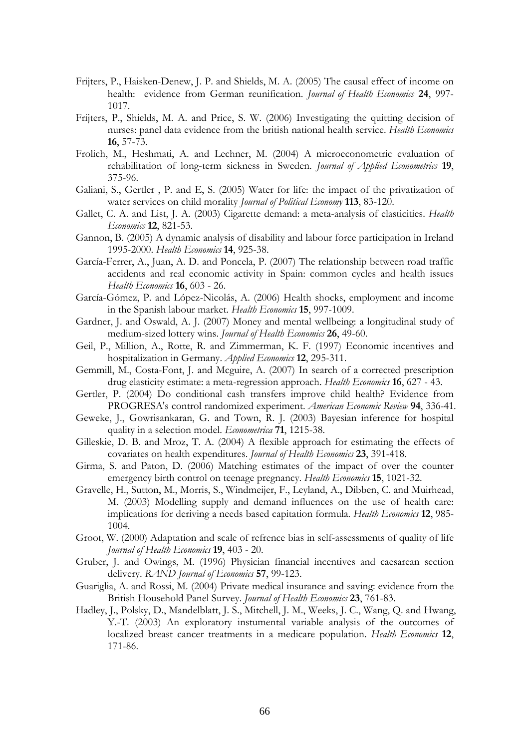Frijters, P., Haisken-Denew, J. P. and Shields, M. A. (2005) The causal effect of income on health: evidence from German reunification. *Journal of Health Economics* **24**, 997-1017.

Frijters, P., Shields, M. A. and Price, S. W. (2006) Investigating the quitting decision of nurses: panel data evidence from the british national health service. *Health Economics* **16**, 57-73.

Frolich, M., Heshmati, A. and Lechner, M. (2004) A microeconometric evaluation of rehabilitation of long-term sickness in Sweden. *Journal of Applied Econometrics* **19**, 375-96.

Galiani, S., Gertler , P. and E, S. (2005) Water for life: the impact of the privatization of water services on child morality *Journal of Political Economy* **113**, 83-120.

Gallet, C. A. and List, J. A. (2003) Cigarette demand: a meta-analysis of elasticities. *Health Economics* **12**, 821-53.

Gannon, B. (2005) A dynamic analysis of disability and labour force participation in Ireland 1995-2000. *Health Economics* **14**, 925-38.

García-Ferrer, A., Juan, A. D. and Poncela, P. (2007) The relationship between road traffic accidents and real economic activity in Spain: common cycles and health issues *Health Economics* **16**, 603 - 26.

García-Gómez, P. and López-Nicolás, A. (2006) Health shocks, employment and income in the Spanish labour market. *Health Economics* **15**, 997-1009.

Gardner, J. and Oswald, A. J. (2007) Money and mental wellbeing: a longitudinal study of medium-sized lottery wins. *Journal of Health Economics* **26**, 49-60.

Geil, P., Million, A., Rotte, R. and Zimmerman, K. F. (1997) Economic incentives and hospitalization in Germany. *Applied Economics* **12**, 295-311.

Gemmill, M., Costa-Font, J. and Mcguire, A. (2007) In search of a corrected prescription drug elasticity estimate: a meta-regression approach. *Health Economics* **16**, 627 - 43.

Gertler, P. (2004) Do conditional cash transfers improve child health? Evidence from PROGRESA's control randomized experiment. *American Economic Review* **94**, 336-41.

Geweke, J., Gowrisankaran, G. and Town, R. J. (2003) Bayesian inference for hospital quality in a selection model. *Econometrica* **71**, 1215-38.

Gilleskie, D. B. and Mroz, T. A. (2004) A flexible approach for estimating the effects of covariates on health expenditures. *Journal of Health Economics* **23**, 391-418.

Girma, S. and Paton, D. (2006) Matching estimates of the impact of over the counter emergency birth control on teenage pregnancy. *Health Economics* **15**, 1021-32.

Gravelle, H., Sutton, M., Morris, S., Windmeijer, F., Leyland, A., Dibben, C. and Muirhead, M. (2003) Modelling supply and demand influences on the use of health care: implications for deriving a needs based capitation formula. *Health Economics* **12**, 985-1004.

Groot, W. (2000) Adaptation and scale of refrence bias in self-assessments of quality of life *Journal of Health Economics* **19**, 403 - 20.

Gruber, J. and Owings, M. (1996) Physician financial incentives and caesarean section delivery. *RAND Journal of Economics* **57**, 99-123.

Guariglia, A. and Rossi, M. (2004) Private medical insurance and saving: evidence from the British Household Panel Survey. *Journal of Health Economics* **23**, 761-83.

Hadley, J., Polsky, D., Mandelblatt, J. S., Mitchell, J. M., Weeks, J. C., Wang, Q. and Hwang, Y.-T. (2003) An exploratory instumental variable analysis of the outcomes of localized breast cancer treatments in a medicare population. *Health Economics* **12**, 171-86.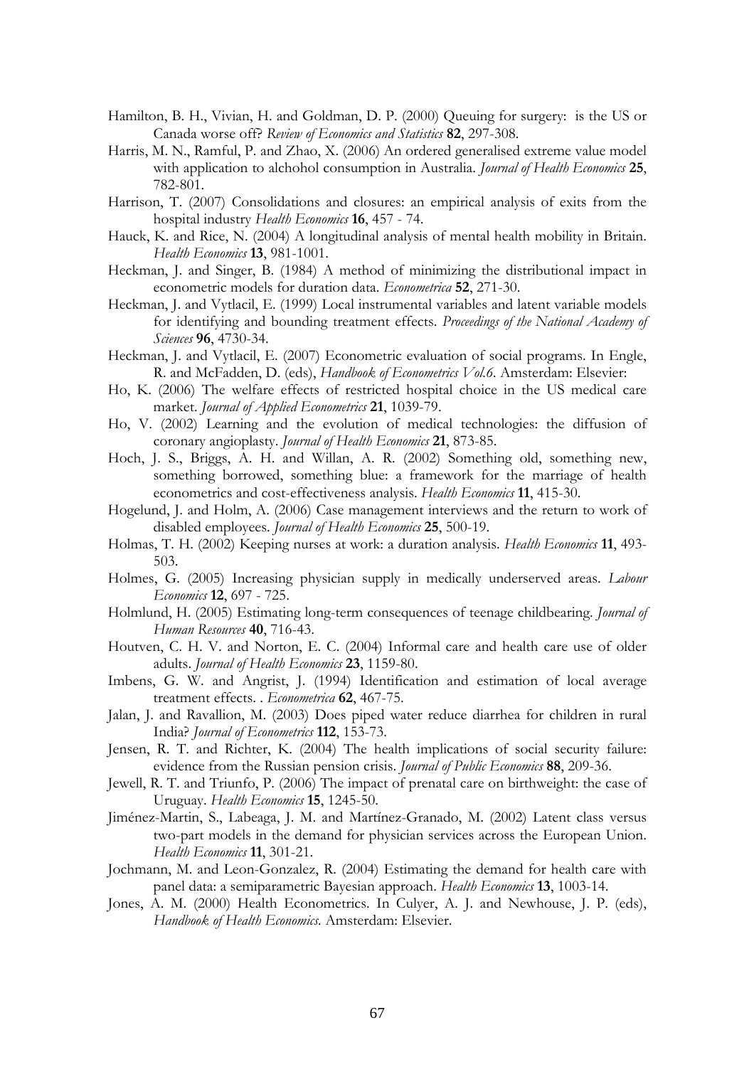Hamilton, B. H., Vivian, H. and Goldman, D. P. (2000) Queuing for surgery: is the US or Canada worse off? *Review of Economics and Statistics* **82**, 297-308.

Harris, M. N., Ramful, P. and Zhao, X. (2006) An ordered generalised extreme value model with application to alchohol consumption in Australia. *Journal of Health Economics* **25**, 782-801.

Harrison, T. (2007) Consolidations and closures: an empirical analysis of exits from the hospital industry *Health Economics* **16**, 457 - 74.

Hauck, K. and Rice, N. (2004) A longitudinal analysis of mental health mobility in Britain. *Health Economics* **13**, 981-1001.

Heckman, J. and Singer, B. (1984) A method of minimizing the distributional impact in econometric models for duration data. *Econometrica* **52**, 271-30.

Heckman, J. and Vytlacil, E. (1999) Local instrumental variables and latent variable models for identifying and bounding treatment effects. *Proceedings of the National Academy of Sciences* **96**, 4730-34.

Heckman, J. and Vytlacil, E. (2007) Econometric evaluation of social programs. In Engle, R. and McFadden, D. (eds), *Handbook of Econometrics Vol.6*. Amsterdam: Elsevier:

Ho, K. (2006) The welfare effects of restricted hospital choice in the US medical care market. *Journal of Applied Econometrics* **21**, 1039-79.

Ho, V. (2002) Learning and the evolution of medical technologies: the diffusion of coronary angioplasty. *Journal of Health Economics* **21**, 873-85.

Hoch, J. S., Briggs, A. H. and Willan, A. R. (2002) Something old, something new, something borrowed, something blue: a framework for the marriage of health econometrics and cost-effectiveness analysis. *Health Economics* **11**, 415-30.

Hogelund, J. and Holm, A. (2006) Case management interviews and the return to work of disabled employees. *Journal of Health Economics* **25**, 500-19.

Holmas, T. H. (2002) Keeping nurses at work: a duration analysis. *Health Economics* **11**, 493-503.

Holmes, G. (2005) Increasing physician supply in medically underserved areas. *Labour Economics* **12**, 697 - 725.

Holmlund, H. (2005) Estimating long-term consequences of teenage childbearing. *Journal of Human Resources* **40**, 716-43.

Houtven, C. H. V. and Norton, E. C. (2004) Informal care and health care use of older adults. *Journal of Health Economics* **23**, 1159-80.

Imbens, G. W. and Angrist, J. (1994) Identification and estimation of local average treatment effects. . *Econometrica* **62**, 467-75.

Jalan, J. and Ravallion, M. (2003) Does piped water reduce diarrhea for children in rural India? *Journal of Econometrics* **112**, 153-73.

Jensen, R. T. and Richter, K. (2004) The health implications of social security failure: evidence from the Russian pension crisis. *Journal of Public Economics* **88**, 209-36.

Jewell, R. T. and Triunfo, P. (2006) The impact of prenatal care on birthweight: the case of Uruguay. *Health Economics* **15**, 1245-50.

Jiménez-Martin, S., Labeaga, J. M. and Martínez-Granado, M. (2002) Latent class versus two-part models in the demand for physician services across the European Union. *Health Economics* **11**, 301-21.

Jochmann, M. and Leon-Gonzalez, R. (2004) Estimating the demand for health care with panel data: a semiparametric Bayesian approach. *Health Economics* **13**, 1003-14.

Jones, A. M. (2000) Health Econometrics. In Culyer, A. J. and Newhouse, J. P. (eds), *Handbook of Health Economics.* Amsterdam: Elsevier.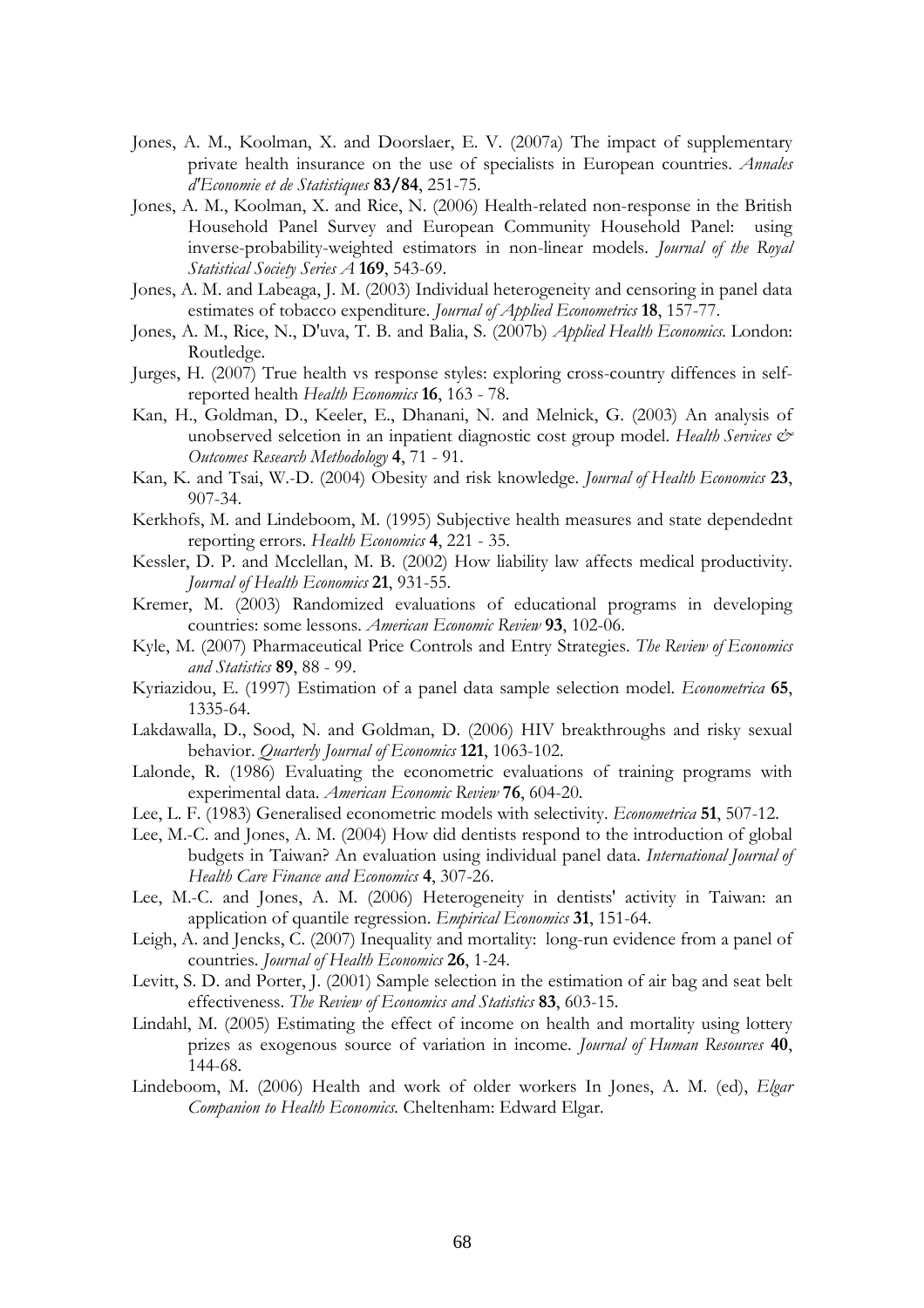Jones, A. M., Koolman, X. and Doorslaer, E. V. (2007a) The impact of supplementary private health insurance on the use of specialists in European countries. *Annales d'Economie et de Statistiques* **83/84**, 251-75.

Jones, A. M., Koolman, X. and Rice, N. (2006) Health-related non-response in the British Household Panel Survey and European Community Household Panel: using inverse-probability-weighted estimators in non-linear models. *Journal of the Royal Statistical Society Series A* **169**, 543-69.

Jones, A. M. and Labeaga, J. M. (2003) Individual heterogeneity and censoring in panel data estimates of tobacco expenditure. *Journal of Applied Econometrics* **18**, 157-77.

Jones, A. M., Rice, N., D'uva, T. B. and Balia, S. (2007b) *Applied Health Economics*. London: Routledge.

Jurges, H. (2007) True health vs response styles: exploring cross-country diffences in self-reported health *Health Economics* **16**, 163 - 78.

Kan, H., Goldman, D., Keeler, E., Dhanani, N. and Melnick, G. (2003) An analysis of unobserved selcetion in an inpatient diagnostic cost group model. *Health Services & Outcomes Research Methodology* **4**, 71 - 91.

Kan, K. and Tsai, W.-D. (2004) Obesity and risk knowledge. *Journal of Health Economics* **23**, 907-34.

Kerkhofs, M. and Lindeboom, M. (1995) Subjective health measures and state dependednt reporting errors. *Health Economics* **4**, 221 - 35.

Kessler, D. P. and Mcclellan, M. B. (2002) How liability law affects medical productivity. *Journal of Health Economics* **21**, 931-55.

Kremer, M. (2003) Randomized evaluations of educational programs in developing countries: some lessons. *American Economic Review* **93**, 102-06.

Kyle, M. (2007) Pharmaceutical Price Controls and Entry Strategies. *The Review of Economics and Statistics* **89**, 88 - 99.

Kyriazidou, E. (1997) Estimation of a panel data sample selection model. *Econometrica* **65**, 1335-64.

Lakdawalla, D., Sood, N. and Goldman, D. (2006) HIV breakthroughs and risky sexual behavior. *Quarterly Journal of Economics* **121**, 1063-102.

Lalonde, R. (1986) Evaluating the econometric evaluations of training programs with experimental data. *American Economic Review* **76**, 604-20.

Lee, L. F. (1983) Generalised econometric models with selectivity. *Econometrica* **51**, 507-12.

Lee, M.-C. and Jones, A. M. (2004) How did dentists respond to the introduction of global budgets in Taiwan? An evaluation using individual panel data. *International Journal of Health Care Finance and Economics* **4**, 307-26.

Lee, M.-C. and Jones, A. M. (2006) Heterogeneity in dentists' activity in Taiwan: an application of quantile regression. *Empirical Economics* **31**, 151-64.

Leigh, A. and Jencks, C. (2007) Inequality and mortality: long-run evidence from a panel of countries. *Journal of Health Economics* **26**, 1-24.

Levitt, S. D. and Porter, J. (2001) Sample selection in the estimation of air bag and seat belt effectiveness. *The Review of Economics and Statistics* **83**, 603-15.

Lindahl, M. (2005) Estimating the effect of income on health and mortality using lottery prizes as exogenous source of variation in income. *Journal of Human Resources* **40**, 144-68.

Lindeboom, M. (2006) Health and work of older workers In Jones, A. M. (ed), *Elgar Companion to Health Economics*. Cheltenham: Edward Elgar.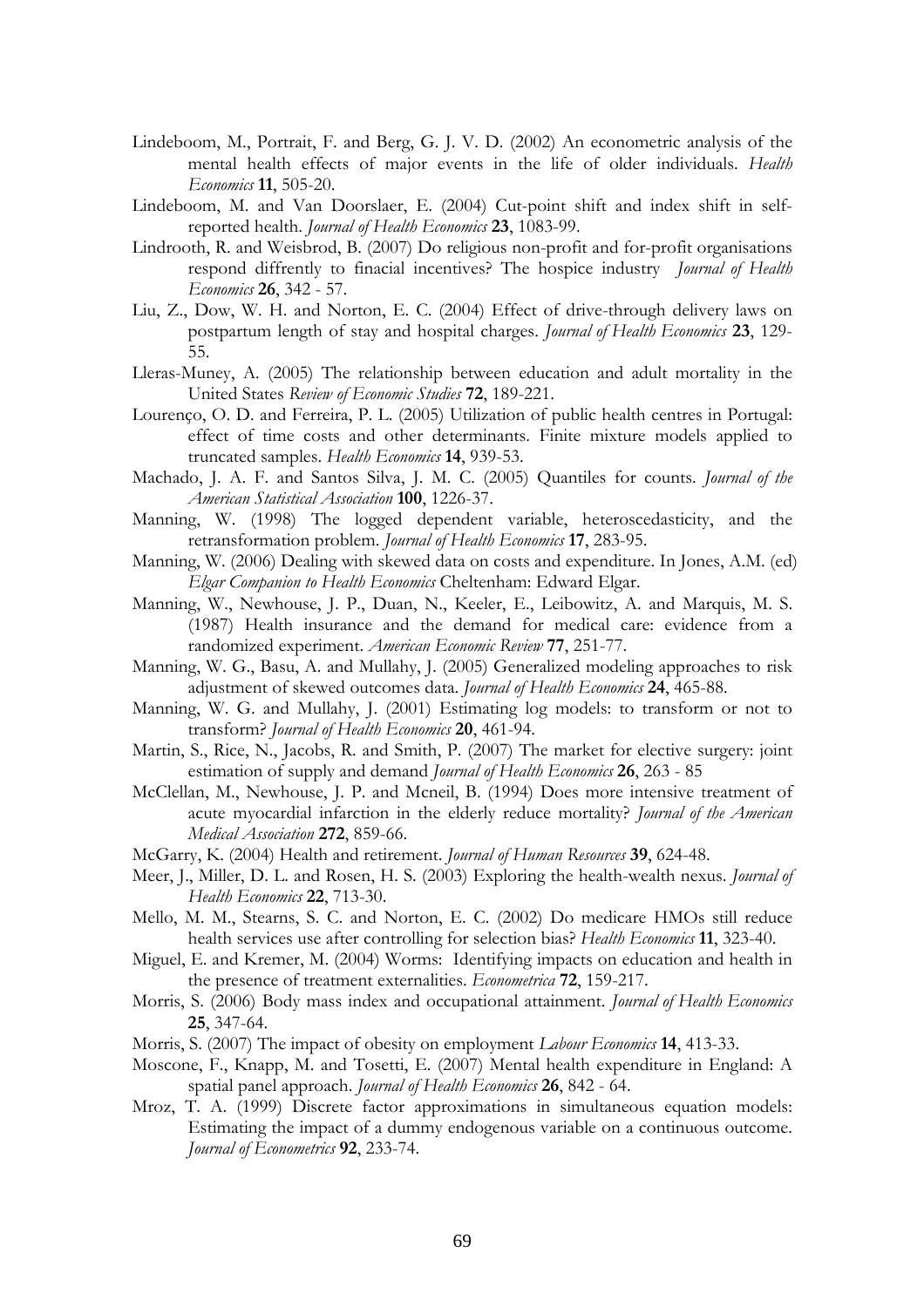Lindeboom, M., Portrait, F. and Berg, G. J. V. D. (2002) An econometric analysis of the mental health effects of major events in the life of older individuals. *Health Economics* **11**, 505-20.

Lindeboom, M. and Van Doorslaer, E. (2004) Cut-point shift and index shift in self-reported health. *Journal of Health Economics* **23**, 1083-99.

Lindrooth, R. and Weisbrod, B. (2007) Do religious non-profit and for-profit organisations respond diffrently to finacial incentives? The hospice industry *Journal of Health Economics* **26**, 342 - 57.

Liu, Z., Dow, W. H. and Norton, E. C. (2004) Effect of drive-through delivery laws on postpartum length of stay and hospital charges. *Journal of Health Economics* **23**, 129-55.

Lleras-Muney, A. (2005) The relationship between education and adult mortality in the United States *Review of Economic Studies* **72**, 189-221.

Lourenço, O. D. and Ferreira, P. L. (2005) Utilization of public health centres in Portugal: effect of time costs and other determinants. Finite mixture models applied to truncated samples. *Health Economics* **14**, 939-53.

Machado, J. A. F. and Santos Silva, J. M. C. (2005) Quantiles for counts. *Journal of the American Statistical Association* **100**, 1226-37.

Manning, W. (1998) The logged dependent variable, heteroscedasticity, and the retransformation problem. *Journal of Health Economics* **17**, 283-95.

Manning, W. (2006) Dealing with skewed data on costs and expenditure. In Jones, A.M. (ed) *Elgar Companion to Health Economics* Cheltenham: Edward Elgar.

Manning, W., Newhouse, J. P., Duan, N., Keeler, E., Leibowitz, A. and Marquis, M. S. (1987) Health insurance and the demand for medical care: evidence from a randomized experiment. *American Economic Review* **77**, 251-77.

Manning, W. G., Basu, A. and Mullahy, J. (2005) Generalized modeling approaches to risk adjustment of skewed outcomes data. *Journal of Health Economics* **24**, 465-88.

Manning, W. G. and Mullahy, J. (2001) Estimating log models: to transform or not to transform? *Journal of Health Economics* **20**, 461-94.

Martin, S., Rice, N., Jacobs, R. and Smith, P. (2007) The market for elective surgery: joint estimation of supply and demand *Journal of Health Economics* **26**, 263 - 85

McClellan, M., Newhouse, J. P. and Mcneil, B. (1994) Does more intensive treatment of acute myocardial infarction in the elderly reduce mortality? *Journal of the American Medical Association* **272**, 859-66.

McGarry, K. (2004) Health and retirement. *Journal of Human Resources* **39**, 624-48.

Meer, J., Miller, D. L. and Rosen, H. S. (2003) Exploring the health-wealth nexus. *Journal of Health Economics* **22**, 713-30.

Mello, M. M., Stearns, S. C. and Norton, E. C. (2002) Do medicare HMOs still reduce health services use after controlling for selection bias? *Health Economics* **11**, 323-40.

Miguel, E. and Kremer, M. (2004) Worms: Identifying impacts on education and health in the presence of treatment externalities. *Econometrica* **72**, 159-217.

Morris, S. (2006) Body mass index and occupational attainment. *Journal of Health Economics* **25**, 347-64.

Morris, S. (2007) The impact of obesity on employment *Labour Economics* **14**, 413-33.

Moscone, F., Knapp, M. and Tosetti, E. (2007) Mental health expenditure in England: A spatial panel approach. *Journal of Health Economics* **26**, 842 - 64.

Mroz, T. A. (1999) Discrete factor approximations in simultaneous equation models: Estimating the impact of a dummy endogenous variable on a continuous outcome. *Journal of Econometrics* **92**, 233-74.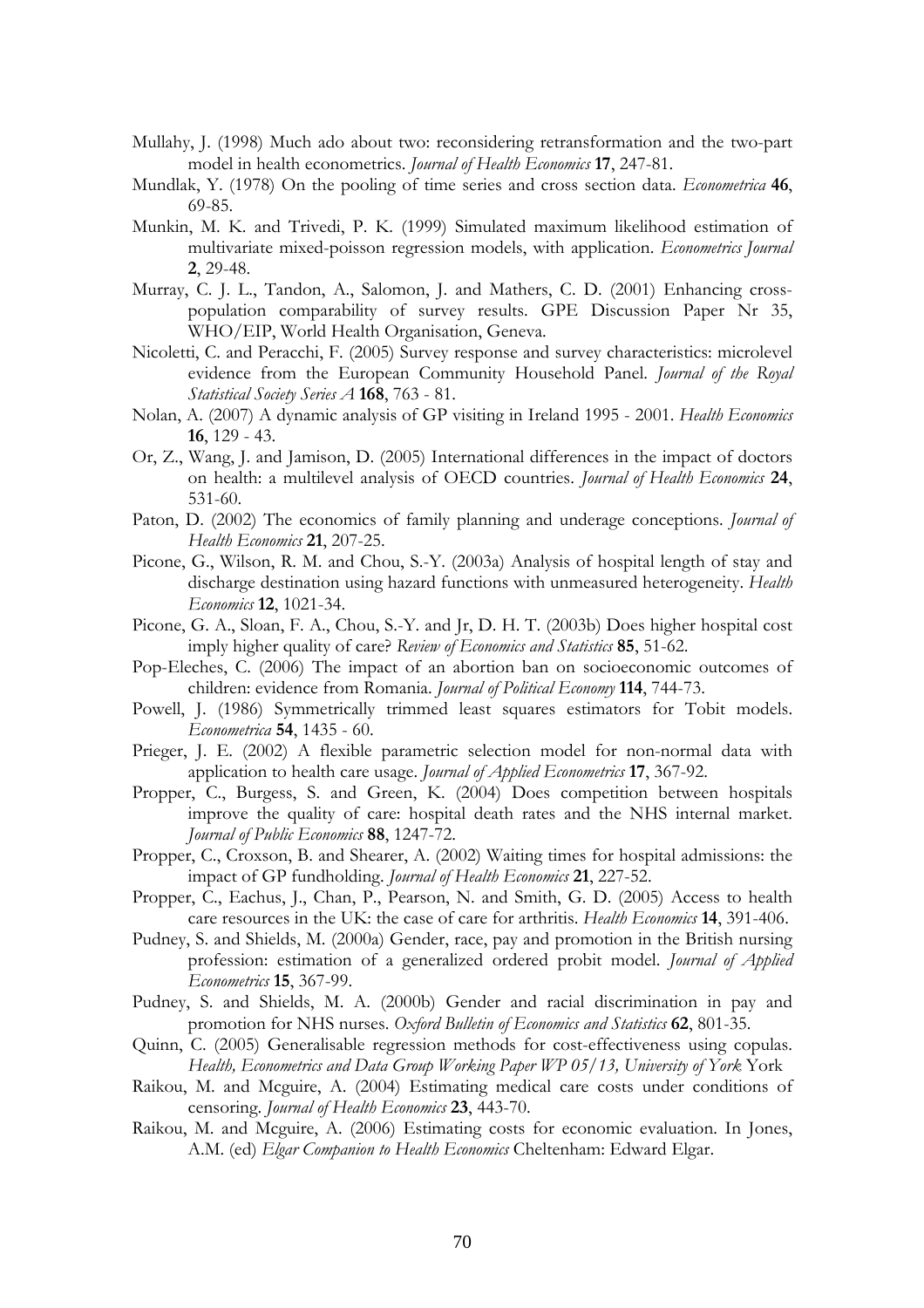Mullahy, J. (1998) Much ado about two: reconsidering retransformation and the two-part model in health econometrics. *Journal of Health Economics* **17**, 247-81.

Mundlak, Y. (1978) On the pooling of time series and cross section data. *Econometrica* **46**, 69-85.

Munkin, M. K. and Trivedi, P. K. (1999) Simulated maximum likelihood estimation of multivariate mixed-poisson regression models, with application. *Econometrics Journal* **2**, 29-48.

Murray, C. J. L., Tandon, A., Salomon, J. and Mathers, C. D. (2001) Enhancing cross-population comparability of survey results. GPE Discussion Paper Nr 35, WHO/EIP, World Health Organisation, Geneva.

Nicoletti, C. and Peracchi, F. (2005) Survey response and survey characteristics: microlevel evidence from the European Community Household Panel. *Journal of the Royal Statistical Society Series A* **168**, 763 - 81.

Nolan, A. (2007) A dynamic analysis of GP visiting in Ireland 1995 - 2001. *Health Economics* **16**, 129 - 43.

Or, Z., Wang, J. and Jamison, D. (2005) International differences in the impact of doctors on health: a multilevel analysis of OECD countries. *Journal of Health Economics* **24**, 531-60.

Paton, D. (2002) The economics of family planning and underage conceptions. *Journal of Health Economics* **21**, 207-25.

Picone, G., Wilson, R. M. and Chou, S.-Y. (2003a) Analysis of hospital length of stay and discharge destination using hazard functions with unmeasured heterogeneity. *Health Economics* **12**, 1021-34.

Picone, G. A., Sloan, F. A., Chou, S.-Y. and Jr, D. H. T. (2003b) Does higher hospital cost imply higher quality of care? *Review of Economics and Statistics* **85**, 51-62.

Pop-Eleches, C. (2006) The impact of an abortion ban on socioeconomic outcomes of children: evidence from Romania. *Journal of Political Economy* **114**, 744-73.

Powell, J. (1986) Symmetrically trimmed least squares estimators for Tobit models. *Econometrica* **54**, 1435 - 60.

Prieger, J. E. (2002) A flexible parametric selection model for non-normal data with application to health care usage. *Journal of Applied Econometrics* **17**, 367-92.

Propper, C., Burgess, S. and Green, K. (2004) Does competition between hospitals improve the quality of care: hospital death rates and the NHS internal market. *Journal of Public Economics* **88**, 1247-72.

Propper, C., Croxson, B. and Shearer, A. (2002) Waiting times for hospital admissions: the impact of GP fundholding. *Journal of Health Economics* **21**, 227-52.

Propper, C., Eachus, J., Chan, P., Pearson, N. and Smith, G. D. (2005) Access to health care resources in the UK: the case of care for arthritis. *Health Economics* **14**, 391-406.

Pudney, S. and Shields, M. (2000a) Gender, race, pay and promotion in the British nursing profession: estimation of a generalized ordered probit model. *Journal of Applied Econometrics* **15**, 367-99.

Pudney, S. and Shields, M. A. (2000b) Gender and racial discrimination in pay and promotion for NHS nurses. *Oxford Bulletin of Economics and Statistics* **62**, 801-35.

Quinn, C. (2005) Generalisable regression methods for cost-effectiveness using copulas. *Health, Econometrics and Data Group Working Paper WP 05/13, University of York* York

Raikou, M. and Mcguire, A. (2004) Estimating medical care costs under conditions of censoring. *Journal of Health Economics* **23**, 443-70.

Raikou, M. and Mcguire, A. (2006) Estimating costs for economic evaluation. In Jones, A.M. (ed) *Elgar Companion to Health Economics* Cheltenham: Edward Elgar.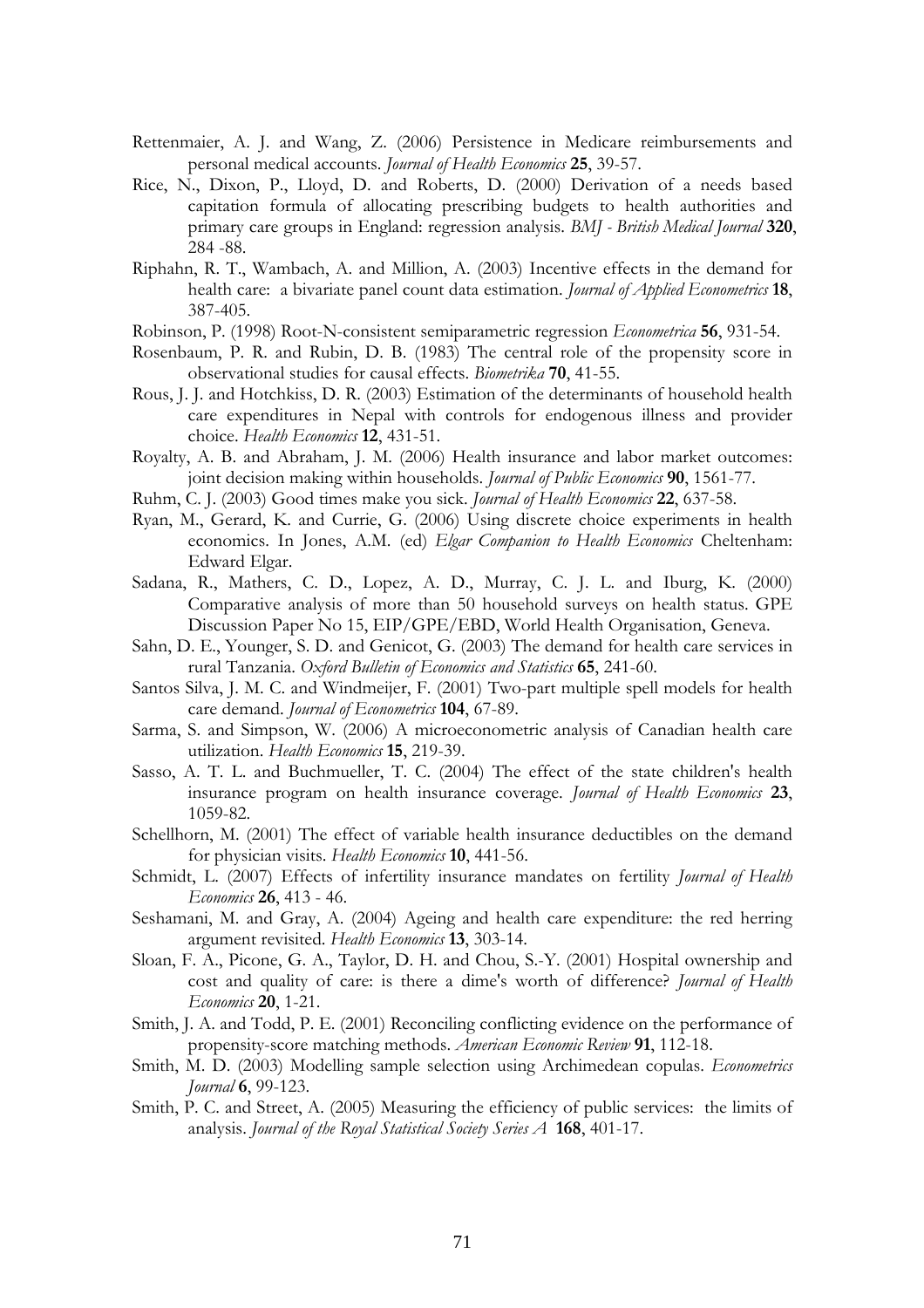Rettenmaier, A. J. and Wang, Z. (2006) Persistence in Medicare reimbursements and personal medical accounts. *Journal of Health Economics* **25**, 39-57.

Rice, N., Dixon, P., Lloyd, D. and Roberts, D. (2000) Derivation of a needs based capitation formula of allocating prescribing budgets to health authorities and primary care groups in England: regression analysis. *BMJ - British Medical Journal* **320**, 284 -88.

Riphahn, R. T., Wambach, A. and Million, A. (2003) Incentive effects in the demand for health care: a bivariate panel count data estimation. *Journal of Applied Econometrics* **18**, 387-405.

Robinson, P. (1998) Root-N-consistent semiparametric regression *Econometrica* **56**, 931-54.

Rosenbaum, P. R. and Rubin, D. B. (1983) The central role of the propensity score in observational studies for causal effects. *Biometrika* **70**, 41-55.

Rous, J. J. and Hotchkiss, D. R. (2003) Estimation of the determinants of household health care expenditures in Nepal with controls for endogenous illness and provider choice. *Health Economics* **12**, 431-51.

Royalty, A. B. and Abraham, J. M. (2006) Health insurance and labor market outcomes: joint decision making within households. *Journal of Public Economics* **90**, 1561-77.

Ruhm, C. J. (2003) Good times make you sick. *Journal of Health Economics* **22**, 637-58.

Ryan, M., Gerard, K. and Currie, G. (2006) Using discrete choice experiments in health economics. In Jones, A.M. (ed) *Elgar Companion to Health Economics* Cheltenham: Edward Elgar.

Sadana, R., Mathers, C. D., Lopez, A. D., Murray, C. J. L. and Iburg, K. (2000) Comparative analysis of more than 50 household surveys on health status. GPE Discussion Paper No 15, EIP/GPE/EBD, World Health Organisation, Geneva.

Sahn, D. E., Younger, S. D. and Genicot, G. (2003) The demand for health care services in rural Tanzania. *Oxford Bulletin of Economics and Statistics* **65**, 241-60.

Santos Silva, J. M. C. and Windmeijer, F. (2001) Two-part multiple spell models for health care demand. *Journal of Econometrics* **104**, 67-89.

Sarma, S. and Simpson, W. (2006) A microeconometric analysis of Canadian health care utilization. *Health Economics* **15**, 219-39.

Sasso, A. T. L. and Buchmueller, T. C. (2004) The effect of the state children's health insurance program on health insurance coverage. *Journal of Health Economics* **23**, 1059-82.

Schellhorn, M. (2001) The effect of variable health insurance deductibles on the demand for physician visits. *Health Economics* **10**, 441-56.

Schmidt, L. (2007) Effects of infertility insurance mandates on fertility *Journal of Health Economics* **26**, 413 - 46.

Seshamani, M. and Gray, A. (2004) Ageing and health care expenditure: the red herring argument revisited. *Health Economics* **13**, 303-14.

Sloan, F. A., Picone, G. A., Taylor, D. H. and Chou, S.-Y. (2001) Hospital ownership and cost and quality of care: is there a dime's worth of difference? *Journal of Health Economics* **20**, 1-21.

Smith, J. A. and Todd, P. E. (2001) Reconciling conflicting evidence on the performance of propensity-score matching methods. *American Economic Review* **91**, 112-18.

Smith, M. D. (2003) Modelling sample selection using Archimedean copulas. *Econometrics Journal* **6**, 99-123.

Smith, P. C. and Street, A. (2005) Measuring the efficiency of public services: the limits of analysis. *Journal of the Royal Statistical Society Series A* **168**, 401-17.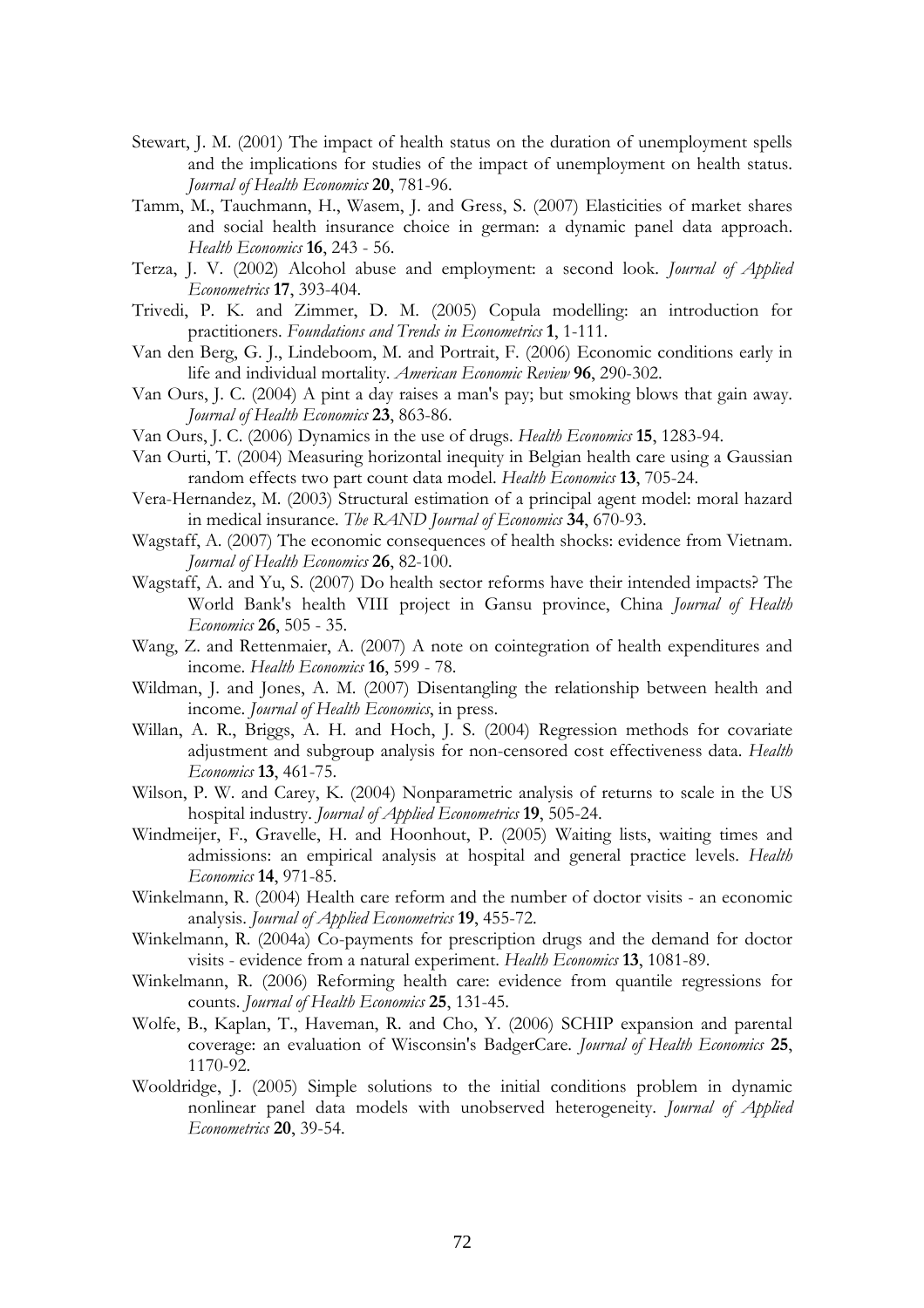Stewart, J. M. (2001) The impact of health status on the duration of unemployment spells and the implications for studies of the impact of unemployment on health status. *Journal of Health Economics* **20**, 781-96.

Tamm, M., Tauchmann, H., Wasem, J. and Gress, S. (2007) Elasticities of market shares and social health insurance choice in german: a dynamic panel data approach. *Health Economics* **16**, 243 - 56.

Terza, J. V. (2002) Alcohol abuse and employment: a second look. *Journal of Applied Econometrics* **17**, 393-404.

Trivedi, P. K. and Zimmer, D. M. (2005) Copula modelling: an introduction for practitioners. *Foundations and Trends in Econometrics* **1**, 1-111.

Van den Berg, G. J., Lindeboom, M. and Portrait, F. (2006) Economic conditions early in life and individual mortality. *American Economic Review* **96**, 290-302.

Van Ours, J. C. (2004) A pint a day raises a man's pay; but smoking blows that gain away. *Journal of Health Economics* **23**, 863-86.

Van Ours, J. C. (2006) Dynamics in the use of drugs. *Health Economics* **15**, 1283-94.

Van Ourti, T. (2004) Measuring horizontal inequity in Belgian health care using a Gaussian random effects two part count data model. *Health Economics* **13**, 705-24.

Vera-Hernandez, M. (2003) Structural estimation of a principal agent model: moral hazard in medical insurance. *The RAND Journal of Economics* **34**, 670-93.

Wagstaff, A. (2007) The economic consequences of health shocks: evidence from Vietnam. *Journal of Health Economics* **26**, 82-100.

Wagstaff, A. and Yu, S. (2007) Do health sector reforms have their intended impacts? The World Bank's health VIII project in Gansu province, China *Journal of Health Economics* **26**, 505 - 35.

Wang, Z. and Rettenmaier, A. (2007) A note on cointegration of health expenditures and income. *Health Economics* **16**, 599 - 78.

Wildman, J. and Jones, A. M. (2007) Disentangling the relationship between health and income. *Journal of Health Economics*, in press.

Willan, A. R., Briggs, A. H. and Hoch, J. S. (2004) Regression methods for covariate adjustment and subgroup analysis for non-censored cost effectiveness data. *Health Economics* **13**, 461-75.

Wilson, P. W. and Carey, K. (2004) Nonparametric analysis of returns to scale in the US hospital industry. *Journal of Applied Econometrics* **19**, 505-24.

Windmeijer, F., Gravelle, H. and Hoonhout, P. (2005) Waiting lists, waiting times and admissions: an empirical analysis at hospital and general practice levels. *Health Economics* **14**, 971-85.

Winkelmann, R. (2004) Health care reform and the number of doctor visits - an economic analysis. *Journal of Applied Econometrics* **19**, 455-72.

Winkelmann, R. (2004a) Co-payments for prescription drugs and the demand for doctor visits - evidence from a natural experiment. *Health Economics* **13**, 1081-89.

Winkelmann, R. (2006) Reforming health care: evidence from quantile regressions for counts. *Journal of Health Economics* **25**, 131-45.

Wolfe, B., Kaplan, T., Haveman, R. and Cho, Y. (2006) SCHIP expansion and parental coverage: an evaluation of Wisconsin's BadgerCare. *Journal of Health Economics* **25**, 1170-92.

Wooldridge, J. (2005) Simple solutions to the initial conditions problem in dynamic nonlinear panel data models with unobserved heterogeneity. *Journal of Applied Econometrics* **20**, 39-54.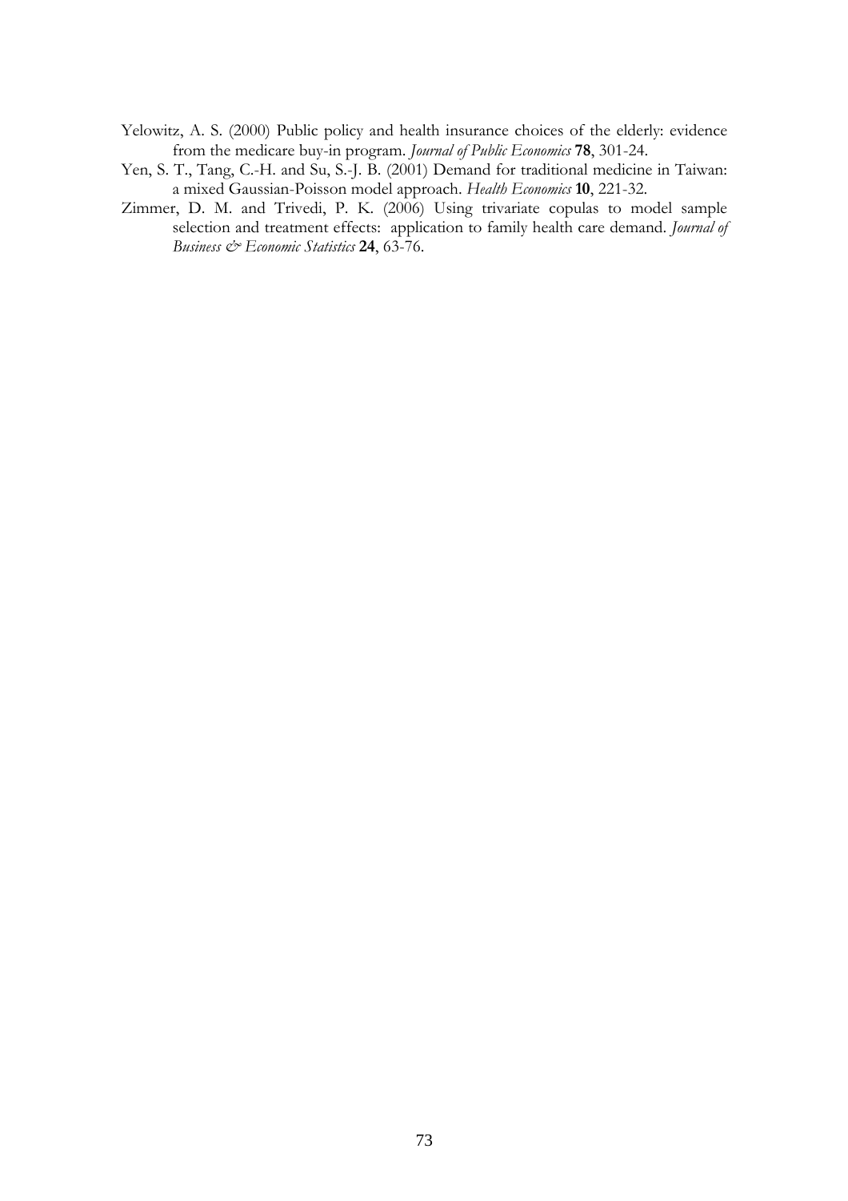Yelowitz, A. S. (2000) Public policy and health insurance choices of the elderly: evidence from the medicare buy-in program. *Journal of Public Economics* **78**, 301-24.

Yen, S. T., Tang, C.-H. and Su, S.-J. B. (2001) Demand for traditional medicine in Taiwan: a mixed Gaussian-Poisson model approach. *Health Economics* **10**, 221-32.

Zimmer, D. M. and Trivedi, P. K. (2006) Using trivariate copulas to model sample selection and treatment effects: application to family health care demand. *Journal of Business & Economic Statistics* **24**, 63-76.